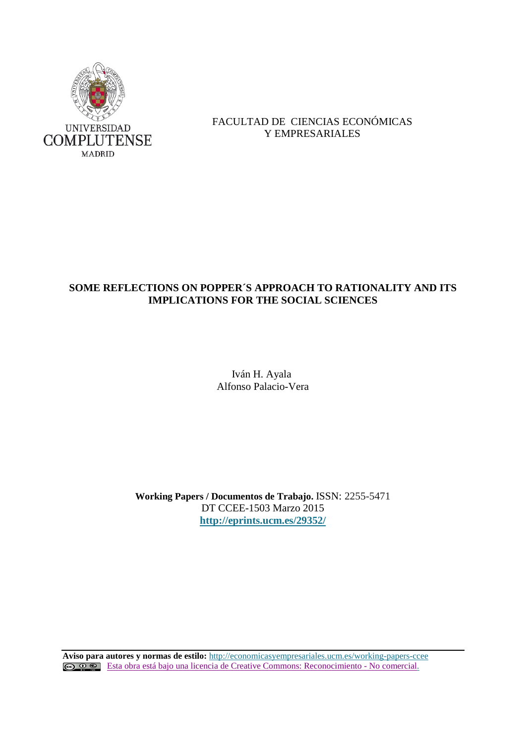UNIVERSIDAD
COMPLUTENSE
MADRID

FACULTAD DE CIENCIAS ECONÓMICAS
Y EMPRESARIALES

# SOME REFLECTIONS ON POPPER´S APPROACH TO RATIONALITY AND ITS IMPLICATIONS FOR THE SOCIAL SCIENCES

Iván H. Ayala
Alfonso Palacio-Vera

**Working Papers / Documentos de Trabajo.** ISSN: 2255-5471
DT CCEE-1503 Marzo 2015
**http://eprints.ucm.es/29352/**

**Aviso para autores y normas de estilo:** http://economicasyempresariales.ucm.es/working-papers-ccee
Esta obra está bajo una licencia de Creative Commons: Reconocimiento - No comercial.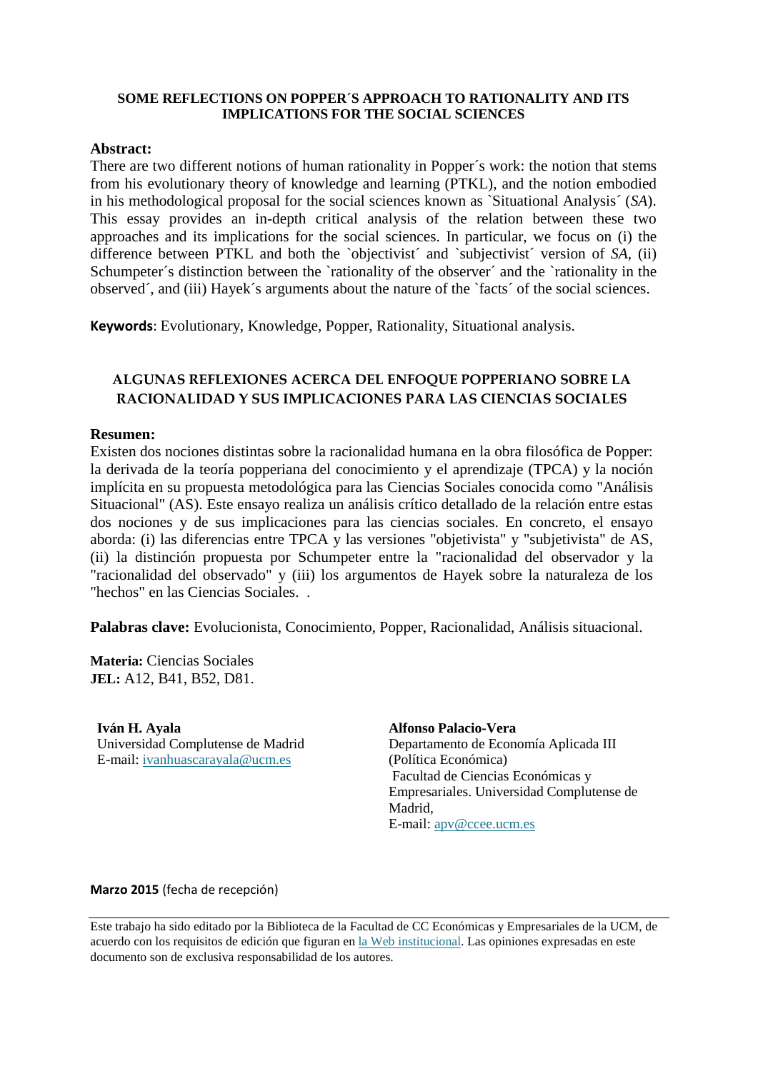**SOME REFLECTIONS ON POPPER´S APPROACH TO RATIONALITY AND ITS IMPLICATIONS FOR THE SOCIAL SCIENCES**

**Abstract:**
There are two different notions of human rationality in Popper´s work: the notion that stems from his evolutionary theory of knowledge and learning (PTKL), and the notion embodied in his methodological proposal for the social sciences known as `Situational Analysis´ (*SA*). This essay provides an in-depth critical analysis of the relation between these two approaches and its implications for the social sciences. In particular, we focus on (i) the difference between PTKL and both the `objectivist´ and `subjectivist´ version of *SA*, (ii) Schumpeter´s distinction between the `rationality of the observer´ and the `rationality in the observed´, and (iii) Hayek´s arguments about the nature of the `facts´ of the social sciences.

**Keywords**: Evolutionary, Knowledge, Popper, Rationality, Situational analysis.

**ALGUNAS REFLEXIONES ACERCA DEL ENFOQUE POPPERIANO SOBRE LA RACIONALIDAD Y SUS IMPLICACIONES PARA LAS CIENCIAS SOCIALES**

**Resumen:**
Existen dos nociones distintas sobre la racionalidad humana en la obra filosófica de Popper: la derivada de la teoría popperiana del conocimiento y el aprendizaje (TPCA) y la noción implícita en su propuesta metodológica para las Ciencias Sociales conocida como "Análisis Situacional" (AS). Este ensayo realiza un análisis crítico detallado de la relación entre estas dos nociones y de sus implicaciones para las ciencias sociales. En concreto, el ensayo aborda: (i) las diferencias entre TPCA y las versiones "objetivista" y "subjetivista" de AS, (ii) la distinción propuesta por Schumpeter entre la "racionalidad del observador y la "racionalidad del observado" y (iii) los argumentos de Hayek sobre la naturaleza de los "hechos" en las Ciencias Sociales. .

**Palabras clave:** Evolucionista, Conocimiento, Popper, Racionalidad, Análisis situacional.

**Materia:** Ciencias Sociales
**JEL:** A12, B41, B52, D81.

**Iván H. Ayala**
Universidad Complutense de Madrid
E-mail: ivanhuascarayala@ucm.es

**Alfonso Palacio-Vera**
Departamento de Economía Aplicada III (Política Económica)
Facultad de Ciencias Económicas y Empresariales. Universidad Complutense de Madrid,
E-mail: apv@ccee.ucm.es

**Marzo 2015** (fecha de recepción)

Este trabajo ha sido editado por la Biblioteca de la Facultad de CC Económicas y Empresariales de la UCM, de acuerdo con los requisitos de edición que figuran en la Web institucional. Las opiniones expresadas en este documento son de exclusiva responsabilidad de los autores.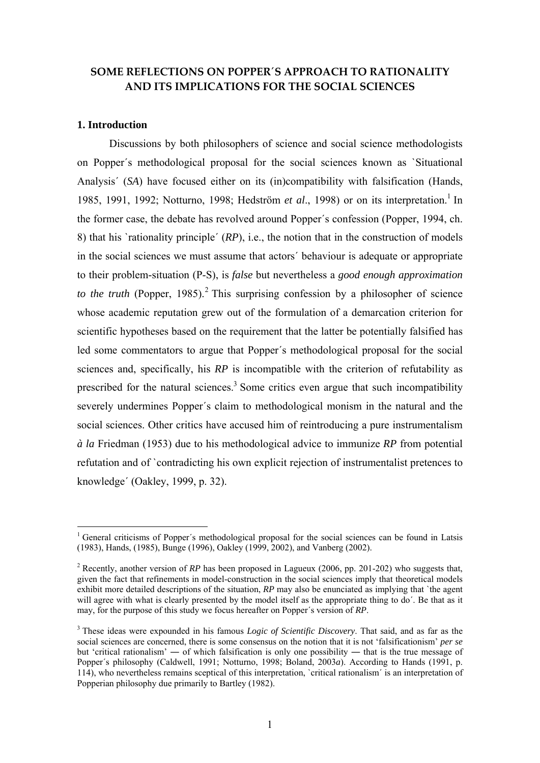# SOME REFLECTIONS ON POPPER´S APPROACH TO RATIONALITY AND ITS IMPLICATIONS FOR THE SOCIAL SCIENCES

## 1. Introduction

Discussions by both philosophers of science and social science methodologists on Popper´s methodological proposal for the social sciences known as `Situational Analysis´ (*SA*) have focused either on its (in)compatibility with falsification (Hands, 1985, 1991, 1992; Notturno, 1998; Hedström *et al*., 1998) or on its interpretation.[1] In the former case, the debate has revolved around Popper´s confession (Popper, 1994, ch. 8) that his `rationality principle´ (*RP*), i.e., the notion that in the construction of models in the social sciences we must assume that actors´ behaviour is adequate or appropriate to their problem-situation (P-S), is *false* but nevertheless a *good enough approximation to the truth* (Popper, 1985).[2] This surprising confession by a philosopher of science whose academic reputation grew out of the formulation of a demarcation criterion for scientific hypotheses based on the requirement that the latter be potentially falsified has led some commentators to argue that Popper´s methodological proposal for the social sciences and, specifically, his *RP* is incompatible with the criterion of refutability as prescribed for the natural sciences.[3] Some critics even argue that such incompatibility severely undermines Popper´s claim to methodological monism in the natural and the social sciences. Other critics have accused him of reintroducing a pure instrumentalism *à la* Friedman (1953) due to his methodological advice to immunize *RP* from potential refutation and of `contradicting his own explicit rejection of instrumentalist pretences to knowledge´ (Oakley, 1999, p. 32).

---

[1] General criticisms of Popper´s methodological proposal for the social sciences can be found in Latsis (1983), Hands, (1985), Bunge (1996), Oakley (1999, 2002), and Vanberg (2002).

[2] Recently, another version of *RP* has been proposed in Lagueux (2006, pp. 201-202) who suggests that, given the fact that refinements in model-construction in the social sciences imply that theoretical models exhibit more detailed descriptions of the situation, *RP* may also be enunciated as implying that `the agent will agree with what is clearly presented by the model itself as the appropriate thing to do´. Be that as it may, for the purpose of this study we focus hereafter on Popper´s version of *RP*.

[3] These ideas were expounded in his famous *Logic of Scientific Discovery*. That said, and as far as the social sciences are concerned, there is some consensus on the notion that it is not 'falsificationism' *per se* but 'critical rationalism' ― of which falsification is only one possibility ― that is the true message of Popper´s philosophy (Caldwell, 1991; Notturno, 1998; Boland, 2003*a*). According to Hands (1991, p. 114), who nevertheless remains sceptical of this interpretation, `critical rationalism´ is an interpretation of Popperian philosophy due primarily to Bartley (1982).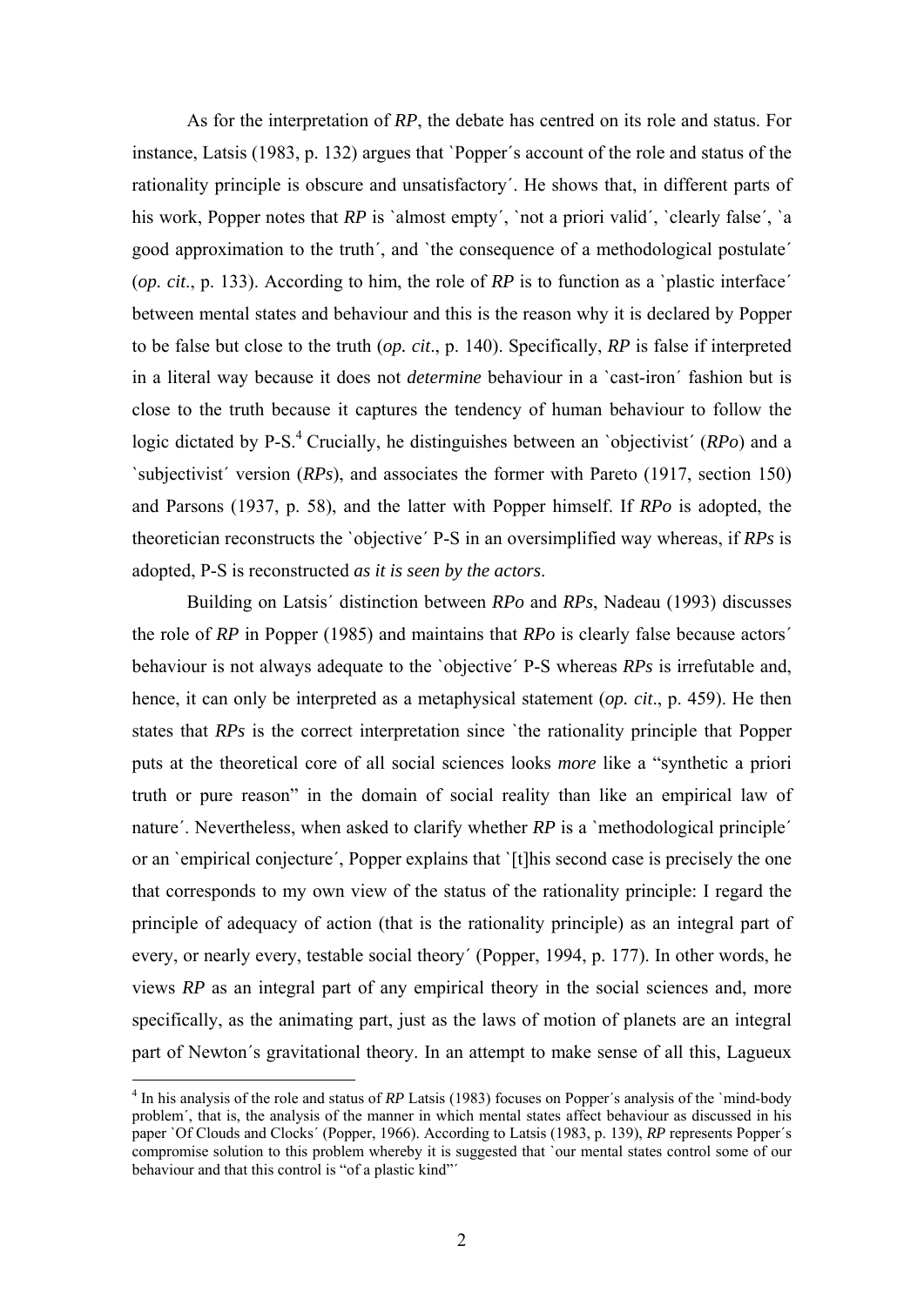As for the interpretation of *RP*, the debate has centred on its role and status. For instance, Latsis (1983, p. 132) argues that `Popper´s account of the role and status of the rationality principle is obscure and unsatisfactory´. He shows that, in different parts of his work, Popper notes that *RP* is `almost empty´, `not a priori valid´, `clearly false´, `a good approximation to the truth´, and `the consequence of a methodological postulate´ (*op. cit*., p. 133). According to him, the role of *RP* is to function as a `plastic interface´ between mental states and behaviour and this is the reason why it is declared by Popper to be false but close to the truth (*op. cit*., p. 140). Specifically, *RP* is false if interpreted in a literal way because it does not *determine* behaviour in a `cast-iron´ fashion but is close to the truth because it captures the tendency of human behaviour to follow the logic dictated by P-S.[4] Crucially, he distinguishes between an `objectivist´ (*RPo*) and a `subjectivist´ version (*RPs*), and associates the former with Pareto (1917, section 150) and Parsons (1937, p. 58), and the latter with Popper himself. If *RPo* is adopted, the theoretician reconstructs the `objective´ P-S in an oversimplified way whereas, if *RPs* is adopted, P-S is reconstructed *as it is seen by the actors*.

Building on Latsis´ distinction between *RPo* and *RPs*, Nadeau (1993) discusses the role of *RP* in Popper (1985) and maintains that *RPo* is clearly false because actors´ behaviour is not always adequate to the `objective´ P-S whereas *RPs* is irrefutable and, hence, it can only be interpreted as a metaphysical statement (*op. cit*., p. 459). He then states that *RPs* is the correct interpretation since `the rationality principle that Popper puts at the theoretical core of all social sciences looks *more* like a "synthetic a priori truth or pure reason" in the domain of social reality than like an empirical law of nature´. Nevertheless, when asked to clarify whether *RP* is a `methodological principle´ or an `empirical conjecture´, Popper explains that `[t]his second case is precisely the one that corresponds to my own view of the status of the rationality principle: I regard the principle of adequacy of action (that is the rationality principle) as an integral part of every, or nearly every, testable social theory´ (Popper, 1994, p. 177). In other words, he views *RP* as an integral part of any empirical theory in the social sciences and, more specifically, as the animating part, just as the laws of motion of planets are an integral part of Newton´s gravitational theory. In an attempt to make sense of all this, Lagueux

[4] In his analysis of the role and status of *RP* Latsis (1983) focuses on Popper´s analysis of the `mind-body problem´, that is, the analysis of the manner in which mental states affect behaviour as discussed in his paper `Of Clouds and Clocks´ (Popper, 1966). According to Latsis (1983, p. 139), *RP* represents Popper´s compromise solution to this problem whereby it is suggested that `our mental states control some of our behaviour and that this control is "of a plastic kind"´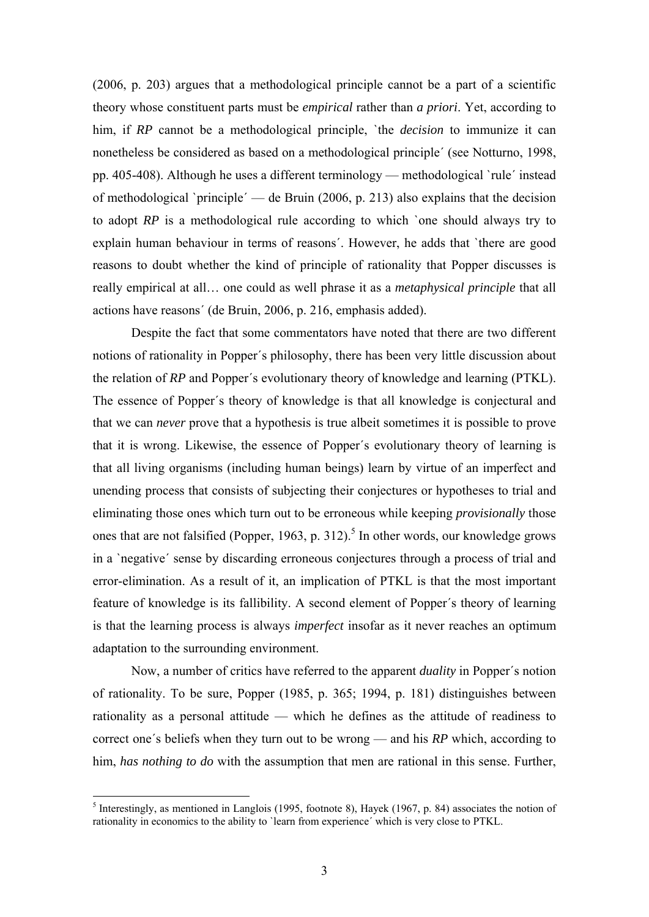(2006, p. 203) argues that a methodological principle cannot be a part of a scientific theory whose constituent parts must be *empirical* rather than *a priori*. Yet, according to him, if *RP* cannot be a methodological principle, `the *decision* to immunize it can nonetheless be considered as based on a methodological principle´ (see Notturno, 1998, pp. 405-408). Although he uses a different terminology — methodological `rule´ instead of methodological `principle´ — de Bruin (2006, p. 213) also explains that the decision to adopt *RP* is a methodological rule according to which `one should always try to explain human behaviour in terms of reasons´. However, he adds that `there are good reasons to doubt whether the kind of principle of rationality that Popper discusses is really empirical at all… one could as well phrase it as a *metaphysical principle* that all actions have reasons´ (de Bruin, 2006, p. 216, emphasis added).

Despite the fact that some commentators have noted that there are two different notions of rationality in Popper´s philosophy, there has been very little discussion about the relation of *RP* and Popper´s evolutionary theory of knowledge and learning (PTKL). The essence of Popper´s theory of knowledge is that all knowledge is conjectural and that we can *never* prove that a hypothesis is true albeit sometimes it is possible to prove that it is wrong. Likewise, the essence of Popper´s evolutionary theory of learning is that all living organisms (including human beings) learn by virtue of an imperfect and unending process that consists of subjecting their conjectures or hypotheses to trial and eliminating those ones which turn out to be erroneous while keeping *provisionally* those ones that are not falsified (Popper, 1963, p. 312).[5] In other words, our knowledge grows in a `negative´ sense by discarding erroneous conjectures through a process of trial and error-elimination. As a result of it, an implication of PTKL is that the most important feature of knowledge is its fallibility. A second element of Popper´s theory of learning is that the learning process is always *imperfect* insofar as it never reaches an optimum adaptation to the surrounding environment.

Now, a number of critics have referred to the apparent *duality* in Popper´s notion of rationality. To be sure, Popper (1985, p. 365; 1994, p. 181) distinguishes between rationality as a personal attitude — which he defines as the attitude of readiness to correct one´s beliefs when they turn out to be wrong — and his *RP* which, according to him, *has nothing to do* with the assumption that men are rational in this sense. Further,

[5] Interestingly, as mentioned in Langlois (1995, footnote 8), Hayek (1967, p. 84) associates the notion of rationality in economics to the ability to `learn from experience´ which is very close to PTKL.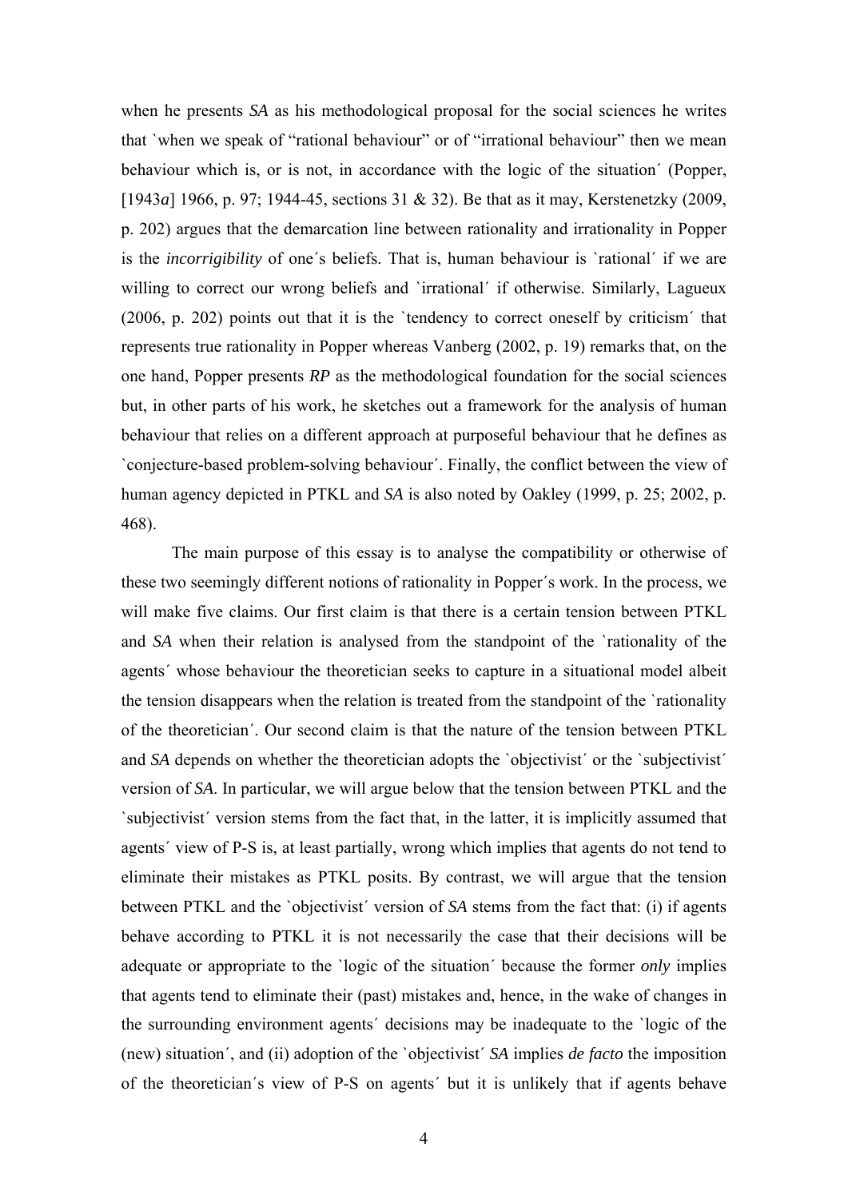when he presents *SA* as his methodological proposal for the social sciences he writes that `when we speak of "rational behaviour" or of "irrational behaviour" then we mean behaviour which is, or is not, in accordance with the logic of the situation´ (Popper, [1943*a*] 1966, p. 97; 1944-45, sections 31 & 32). Be that as it may, Kerstenetzky (2009, p. 202) argues that the demarcation line between rationality and irrationality in Popper is the *incorrigibility* of one´s beliefs. That is, human behaviour is `rational´ if we are willing to correct our wrong beliefs and `irrational´ if otherwise. Similarly, Lagueux (2006, p. 202) points out that it is the `tendency to correct oneself by criticism´ that represents true rationality in Popper whereas Vanberg (2002, p. 19) remarks that, on the one hand, Popper presents *RP* as the methodological foundation for the social sciences but, in other parts of his work, he sketches out a framework for the analysis of human behaviour that relies on a different approach at purposeful behaviour that he defines as `conjecture-based problem-solving behaviour´. Finally, the conflict between the view of human agency depicted in PTKL and *SA* is also noted by Oakley (1999, p. 25; 2002, p. 468).

The main purpose of this essay is to analyse the compatibility or otherwise of these two seemingly different notions of rationality in Popper´s work. In the process, we will make five claims. Our first claim is that there is a certain tension between PTKL and *SA* when their relation is analysed from the standpoint of the `rationality of the agents´ whose behaviour the theoretician seeks to capture in a situational model albeit the tension disappears when the relation is treated from the standpoint of the `rationality of the theoretician´. Our second claim is that the nature of the tension between PTKL and *SA* depends on whether the theoretician adopts the `objectivist´ or the `subjectivist´ version of *SA*. In particular, we will argue below that the tension between PTKL and the `subjectivist´ version stems from the fact that, in the latter, it is implicitly assumed that agents´ view of P-S is, at least partially, wrong which implies that agents do not tend to eliminate their mistakes as PTKL posits. By contrast, we will argue that the tension between PTKL and the `objectivist´ version of *SA* stems from the fact that: (i) if agents behave according to PTKL it is not necessarily the case that their decisions will be adequate or appropriate to the `logic of the situation´ because the former *only* implies that agents tend to eliminate their (past) mistakes and, hence, in the wake of changes in the surrounding environment agents´ decisions may be inadequate to the `logic of the (new) situation´, and (ii) adoption of the `objectivist´ *SA* implies *de facto* the imposition of the theoretician´s view of P-S on agents´ but it is unlikely that if agents behave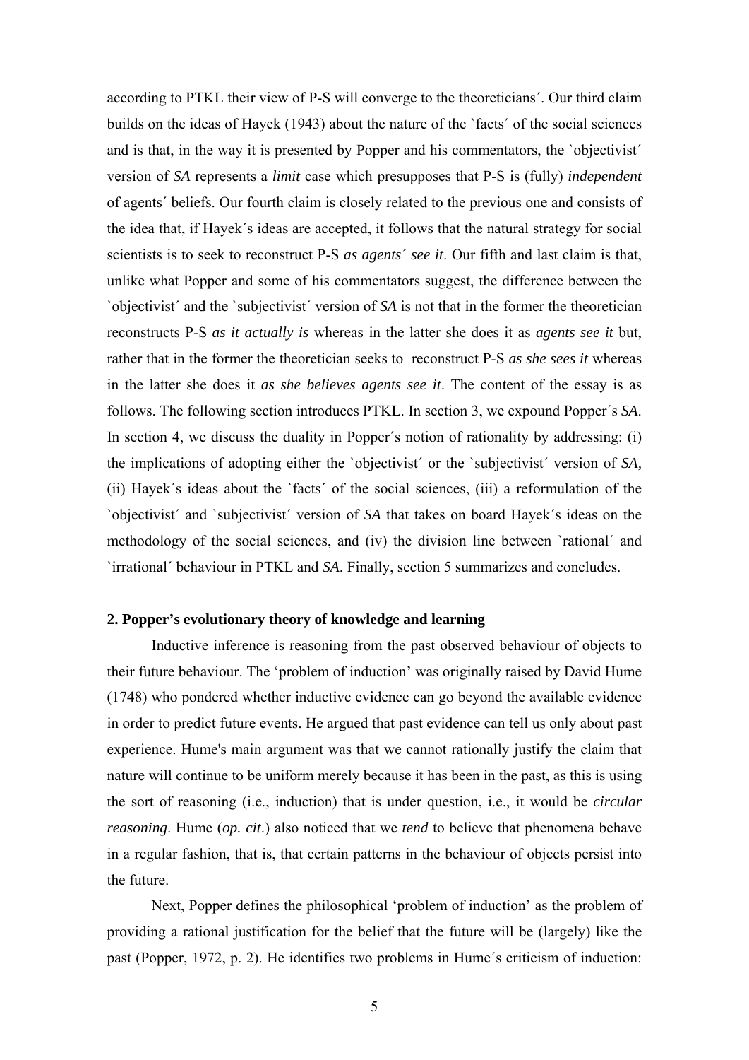according to PTKL their view of P-S will converge to the theoreticians´. Our third claim builds on the ideas of Hayek (1943) about the nature of the `facts´ of the social sciences and is that, in the way it is presented by Popper and his commentators, the `objectivist´ version of *SA* represents a *limit* case which presupposes that P-S is (fully) *independent* of agents´ beliefs. Our fourth claim is closely related to the previous one and consists of the idea that, if Hayek´s ideas are accepted, it follows that the natural strategy for social scientists is to seek to reconstruct P-S *as agents´ see it*. Our fifth and last claim is that, unlike what Popper and some of his commentators suggest, the difference between the `objectivist´ and the `subjectivist´ version of *SA* is not that in the former the theoretician reconstructs P-S *as it actually is* whereas in the latter she does it as *agents see it* but, rather that in the former the theoretician seeks to reconstruct P-S *as she sees it* whereas in the latter she does it *as she believes agents see it*. The content of the essay is as follows. The following section introduces PTKL. In section 3, we expound Popper´s *SA*. In section 4, we discuss the duality in Popper´s notion of rationality by addressing: (i) the implications of adopting either the `objectivist´ or the `subjectivist´ version of *SA,* (ii) Hayek´s ideas about the `facts´ of the social sciences, (iii) a reformulation of the `objectivist´ and `subjectivist´ version of *SA* that takes on board Hayek´s ideas on the methodology of the social sciences, and (iv) the division line between `rational´ and `irrational´ behaviour in PTKL and *SA*. Finally, section 5 summarizes and concludes.

## 2. Popper's evolutionary theory of knowledge and learning

Inductive inference is reasoning from the past observed behaviour of objects to their future behaviour. The 'problem of induction' was originally raised by David Hume (1748) who pondered whether inductive evidence can go beyond the available evidence in order to predict future events. He argued that past evidence can tell us only about past experience. Hume's main argument was that we cannot rationally justify the claim that nature will continue to be uniform merely because it has been in the past, as this is using the sort of reasoning (i.e., induction) that is under question, i.e., it would be *circular reasoning*. Hume (*op. cit*.) also noticed that we *tend* to believe that phenomena behave in a regular fashion, that is, that certain patterns in the behaviour of objects persist into the future.

Next, Popper defines the philosophical 'problem of induction' as the problem of providing a rational justification for the belief that the future will be (largely) like the past (Popper, 1972, p. 2). He identifies two problems in Hume´s criticism of induction: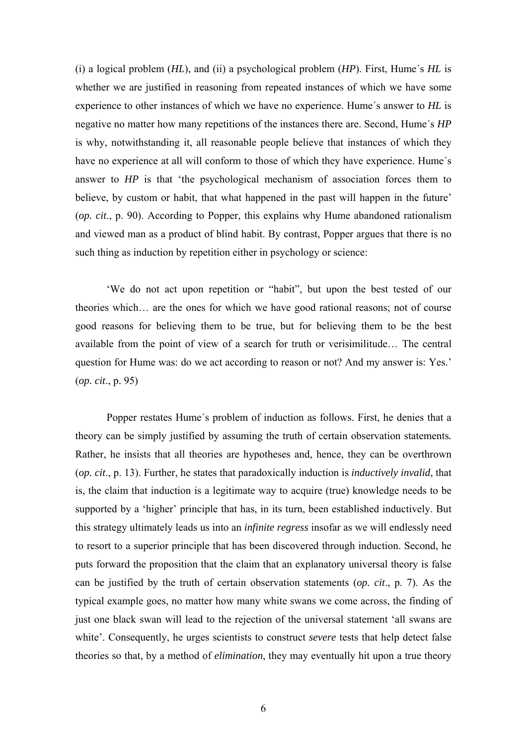(i) a logical problem (*HL*), and (ii) a psychological problem (*HP*). First, Hume´s *HL* is whether we are justified in reasoning from repeated instances of which we have some experience to other instances of which we have no experience. Hume´s answer to *HL* is negative no matter how many repetitions of the instances there are. Second, Hume´s *HP* is why, notwithstanding it, all reasonable people believe that instances of which they have no experience at all will conform to those of which they have experience. Hume´s answer to *HP* is that 'the psychological mechanism of association forces them to believe, by custom or habit, that what happened in the past will happen in the future' (*op. cit*., p. 90). According to Popper, this explains why Hume abandoned rationalism and viewed man as a product of blind habit. By contrast, Popper argues that there is no such thing as induction by repetition either in psychology or science:

> 'We do not act upon repetition or "habit", but upon the best tested of our theories which… are the ones for which we have good rational reasons; not of course good reasons for believing them to be true, but for believing them to be the best available from the point of view of a search for truth or verisimilitude… The central question for Hume was: do we act according to reason or not? And my answer is: Yes.' (*op. cit*., p. 95)

Popper restates Hume´s problem of induction as follows. First, he denies that a theory can be simply justified by assuming the truth of certain observation statements. Rather, he insists that all theories are hypotheses and, hence, they can be overthrown (*op. cit*., p. 13). Further, he states that paradoxically induction is *inductively invalid*, that is, the claim that induction is a legitimate way to acquire (true) knowledge needs to be supported by a 'higher' principle that has, in its turn, been established inductively. But this strategy ultimately leads us into an *infinite regress* insofar as we will endlessly need to resort to a superior principle that has been discovered through induction. Second, he puts forward the proposition that the claim that an explanatory universal theory is false can be justified by the truth of certain observation statements (*op. cit*., p. 7). As the typical example goes, no matter how many white swans we come across, the finding of just one black swan will lead to the rejection of the universal statement 'all swans are white'. Consequently, he urges scientists to construct *severe* tests that help detect false theories so that, by a method of *elimination*, they may eventually hit upon a true theory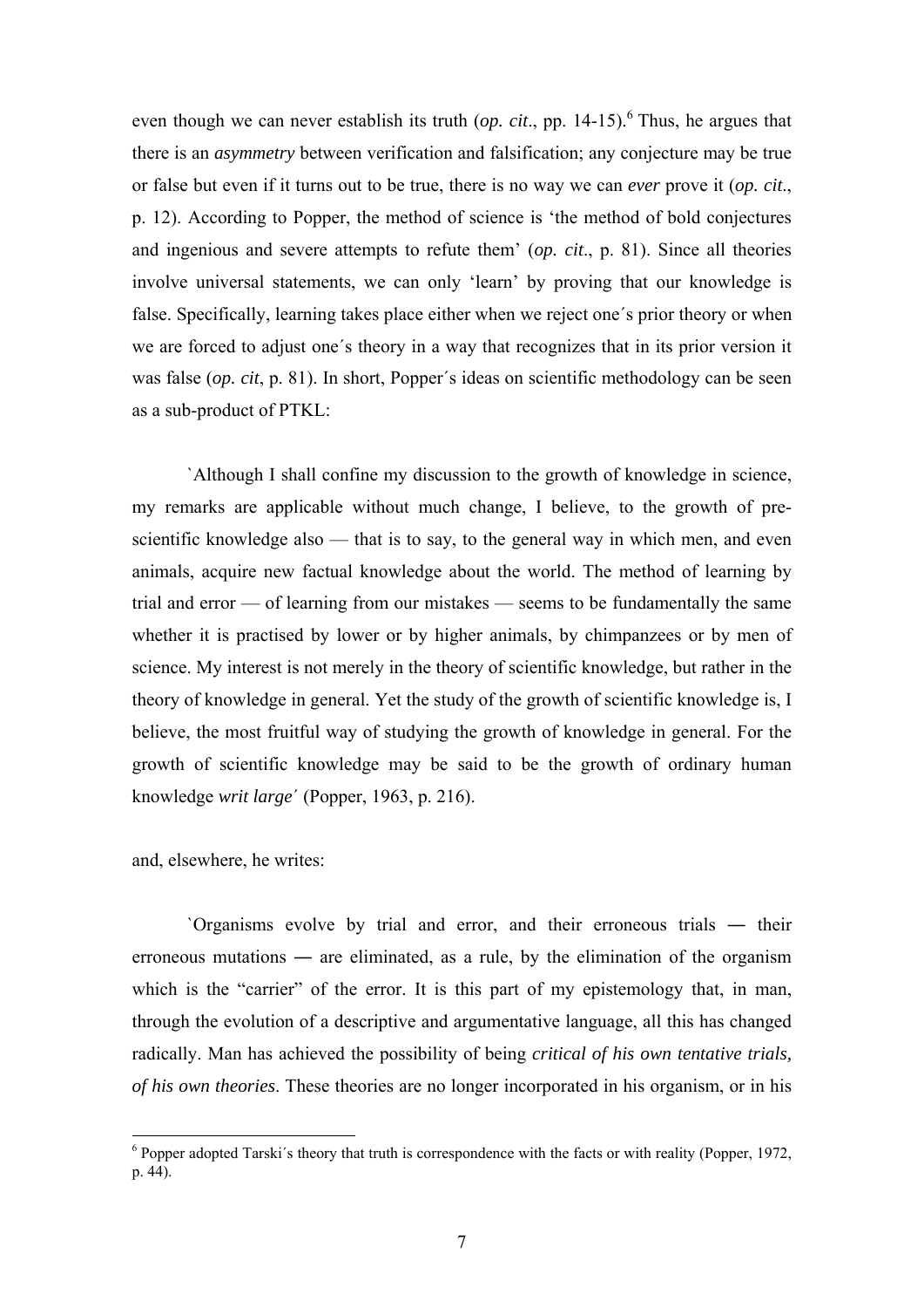even though we can never establish its truth (*op. cit*., pp. 14-15).[6] Thus, he argues that there is an *asymmetry* between verification and falsification; any conjecture may be true or false but even if it turns out to be true, there is no way we can *ever* prove it (*op. cit*., p. 12). According to Popper, the method of science is 'the method of bold conjectures and ingenious and severe attempts to refute them' (*op. cit*., p. 81). Since all theories involve universal statements, we can only 'learn' by proving that our knowledge is false. Specifically, learning takes place either when we reject one´s prior theory or when we are forced to adjust one´s theory in a way that recognizes that in its prior version it was false (*op. cit*, p. 81). In short, Popper´s ideas on scientific methodology can be seen as a sub-product of PTKL:

> `Although I shall confine my discussion to the growth of knowledge in science, my remarks are applicable without much change, I believe, to the growth of pre-scientific knowledge also — that is to say, to the general way in which men, and even animals, acquire new factual knowledge about the world. The method of learning by trial and error — of learning from our mistakes — seems to be fundamentally the same whether it is practised by lower or by higher animals, by chimpanzees or by men of science. My interest is not merely in the theory of scientific knowledge, but rather in the theory of knowledge in general. Yet the study of the growth of scientific knowledge is, I believe, the most fruitful way of studying the growth of knowledge in general. For the growth of scientific knowledge may be said to be the growth of ordinary human knowledge *writ large*´ (Popper, 1963, p. 216).

and, elsewhere, he writes:

> `Organisms evolve by trial and error, and their erroneous trials ― their erroneous mutations ― are eliminated, as a rule, by the elimination of the organism which is the "carrier" of the error. It is this part of my epistemology that, in man, through the evolution of a descriptive and argumentative language, all this has changed radically. Man has achieved the possibility of being *critical of his own tentative trials, of his own theories*. These theories are no longer incorporated in his organism, or in his

---

[6] Popper adopted Tarski´s theory that truth is correspondence with the facts or with reality (Popper, 1972, p. 44).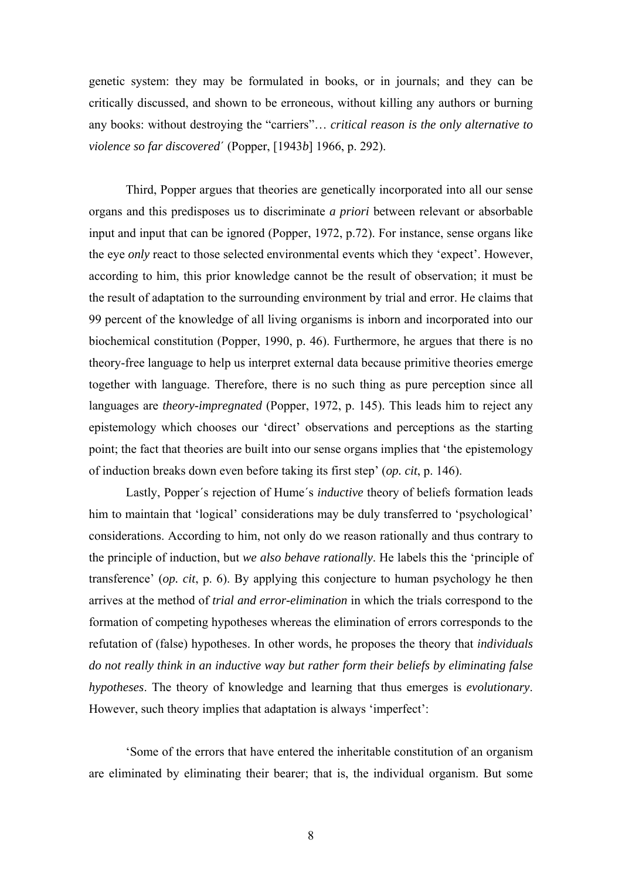genetic system: they may be formulated in books, or in journals; and they can be critically discussed, and shown to be erroneous, without killing any authors or burning any books: without destroying the "carriers"… *critical reason is the only alternative to violence so far discovered*´ (Popper, [1943*b*] 1966, p. 292).

Third, Popper argues that theories are genetically incorporated into all our sense organs and this predisposes us to discriminate *a priori* between relevant or absorbable input and input that can be ignored (Popper, 1972, p.72). For instance, sense organs like the eye *only* react to those selected environmental events which they 'expect'. However, according to him, this prior knowledge cannot be the result of observation; it must be the result of adaptation to the surrounding environment by trial and error. He claims that 99 percent of the knowledge of all living organisms is inborn and incorporated into our biochemical constitution (Popper, 1990, p. 46). Furthermore, he argues that there is no theory-free language to help us interpret external data because primitive theories emerge together with language. Therefore, there is no such thing as pure perception since all languages are *theory-impregnated* (Popper, 1972, p. 145). This leads him to reject any epistemology which chooses our 'direct' observations and perceptions as the starting point; the fact that theories are built into our sense organs implies that 'the epistemology of induction breaks down even before taking its first step' (*op. cit*, p. 146).

Lastly, Popper´s rejection of Hume´s *inductive* theory of beliefs formation leads him to maintain that 'logical' considerations may be duly transferred to 'psychological' considerations. According to him, not only do we reason rationally and thus contrary to the principle of induction, but *we also behave rationally*. He labels this the 'principle of transference' (*op. cit*, p. 6). By applying this conjecture to human psychology he then arrives at the method of *trial and error-elimination* in which the trials correspond to the formation of competing hypotheses whereas the elimination of errors corresponds to the refutation of (false) hypotheses. In other words, he proposes the theory that *individuals do not really think in an inductive way but rather form their beliefs by eliminating false hypotheses*. The theory of knowledge and learning that thus emerges is *evolutionary*. However, such theory implies that adaptation is always 'imperfect':

'Some of the errors that have entered the inheritable constitution of an organism are eliminated by eliminating their bearer; that is, the individual organism. But some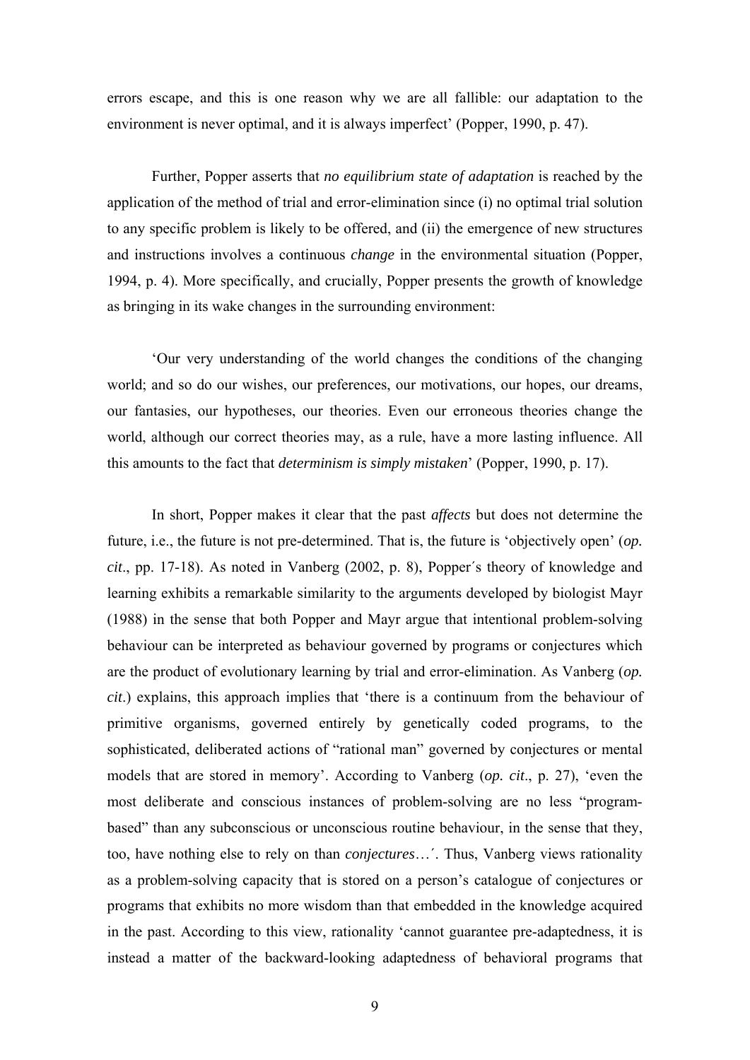errors escape, and this is one reason why we are all fallible: our adaptation to the environment is never optimal, and it is always imperfect' (Popper, 1990, p. 47).

Further, Popper asserts that *no equilibrium state of adaptation* is reached by the application of the method of trial and error-elimination since (i) no optimal trial solution to any specific problem is likely to be offered, and (ii) the emergence of new structures and instructions involves a continuous *change* in the environmental situation (Popper, 1994, p. 4). More specifically, and crucially, Popper presents the growth of knowledge as bringing in its wake changes in the surrounding environment:

'Our very understanding of the world changes the conditions of the changing world; and so do our wishes, our preferences, our motivations, our hopes, our dreams, our fantasies, our hypotheses, our theories. Even our erroneous theories change the world, although our correct theories may, as a rule, have a more lasting influence. All this amounts to the fact that *determinism is simply mistaken*' (Popper, 1990, p. 17).

In short, Popper makes it clear that the past *affects* but does not determine the future, i.e., the future is not pre-determined. That is, the future is 'objectively open' (*op. cit*., pp. 17-18). As noted in Vanberg (2002, p. 8), Popper´s theory of knowledge and learning exhibits a remarkable similarity to the arguments developed by biologist Mayr (1988) in the sense that both Popper and Mayr argue that intentional problem-solving behaviour can be interpreted as behaviour governed by programs or conjectures which are the product of evolutionary learning by trial and error-elimination. As Vanberg (*op. cit*.) explains, this approach implies that 'there is a continuum from the behaviour of primitive organisms, governed entirely by genetically coded programs, to the sophisticated, deliberated actions of "rational man" governed by conjectures or mental models that are stored in memory'. According to Vanberg (*op. cit*., p. 27), 'even the most deliberate and conscious instances of problem-solving are no less "program-based" than any subconscious or unconscious routine behaviour, in the sense that they, too, have nothing else to rely on than *conjectures*…´. Thus, Vanberg views rationality as a problem-solving capacity that is stored on a person's catalogue of conjectures or programs that exhibits no more wisdom than that embedded in the knowledge acquired in the past. According to this view, rationality 'cannot guarantee pre-adaptedness, it is instead a matter of the backward-looking adaptedness of behavioral programs that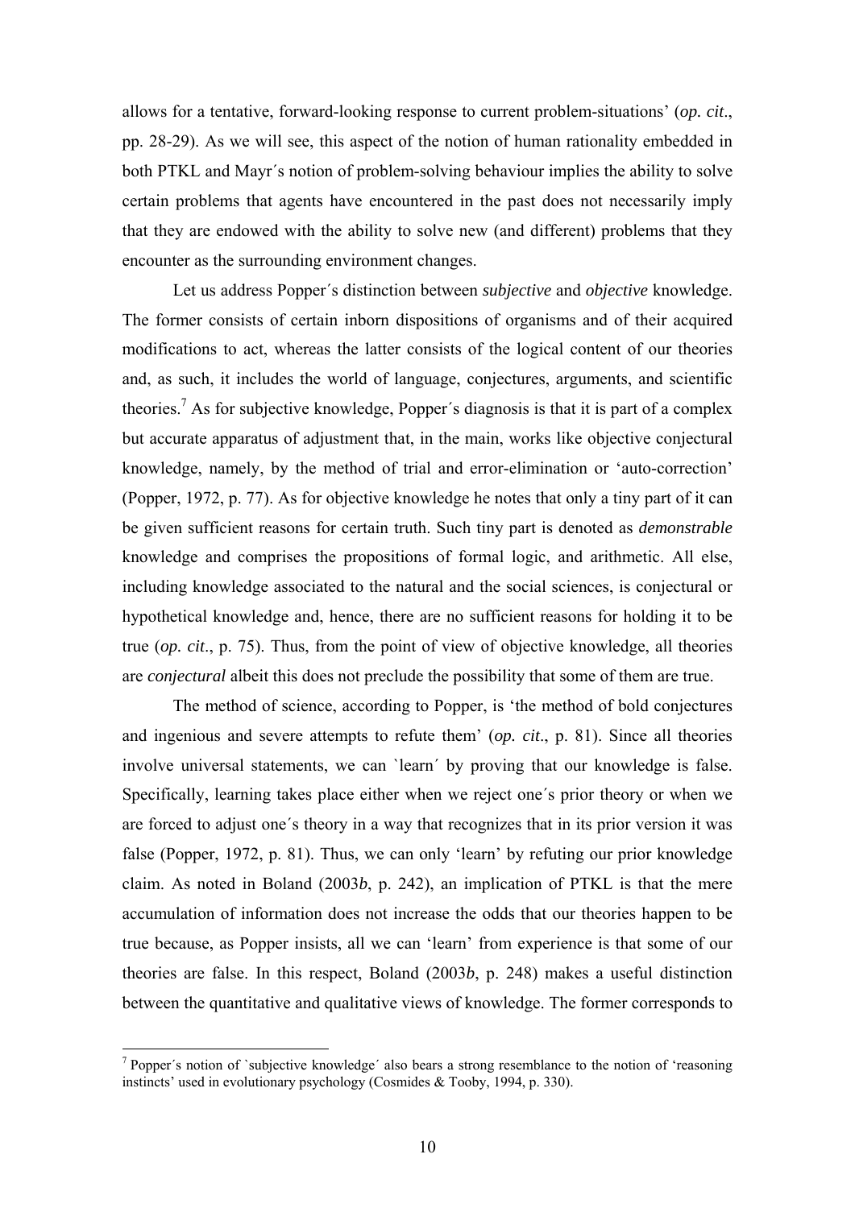allows for a tentative, forward-looking response to current problem-situations' (*op. cit*., pp. 28-29). As we will see, this aspect of the notion of human rationality embedded in both PTKL and Mayr´s notion of problem-solving behaviour implies the ability to solve certain problems that agents have encountered in the past does not necessarily imply that they are endowed with the ability to solve new (and different) problems that they encounter as the surrounding environment changes.

Let us address Popper´s distinction between *subjective* and *objective* knowledge. The former consists of certain inborn dispositions of organisms and of their acquired modifications to act, whereas the latter consists of the logical content of our theories and, as such, it includes the world of language, conjectures, arguments, and scientific theories.[7] As for subjective knowledge, Popper´s diagnosis is that it is part of a complex but accurate apparatus of adjustment that, in the main, works like objective conjectural knowledge, namely, by the method of trial and error-elimination or 'auto-correction' (Popper, 1972, p. 77). As for objective knowledge he notes that only a tiny part of it can be given sufficient reasons for certain truth. Such tiny part is denoted as *demonstrable* knowledge and comprises the propositions of formal logic, and arithmetic. All else, including knowledge associated to the natural and the social sciences, is conjectural or hypothetical knowledge and, hence, there are no sufficient reasons for holding it to be true (*op. cit*., p. 75). Thus, from the point of view of objective knowledge, all theories are *conjectural* albeit this does not preclude the possibility that some of them are true.

The method of science, according to Popper, is 'the method of bold conjectures and ingenious and severe attempts to refute them' (*op. cit*., p. 81). Since all theories involve universal statements, we can `learn´ by proving that our knowledge is false. Specifically, learning takes place either when we reject one´s prior theory or when we are forced to adjust one´s theory in a way that recognizes that in its prior version it was false (Popper, 1972, p. 81). Thus, we can only 'learn' by refuting our prior knowledge claim. As noted in Boland (2003*b*, p. 242), an implication of PTKL is that the mere accumulation of information does not increase the odds that our theories happen to be true because, as Popper insists, all we can 'learn' from experience is that some of our theories are false. In this respect, Boland (2003*b*, p. 248) makes a useful distinction between the quantitative and qualitative views of knowledge. The former corresponds to

---

[7] Popper´s notion of `subjective knowledge´ also bears a strong resemblance to the notion of 'reasoning instincts' used in evolutionary psychology (Cosmides & Tooby, 1994, p. 330).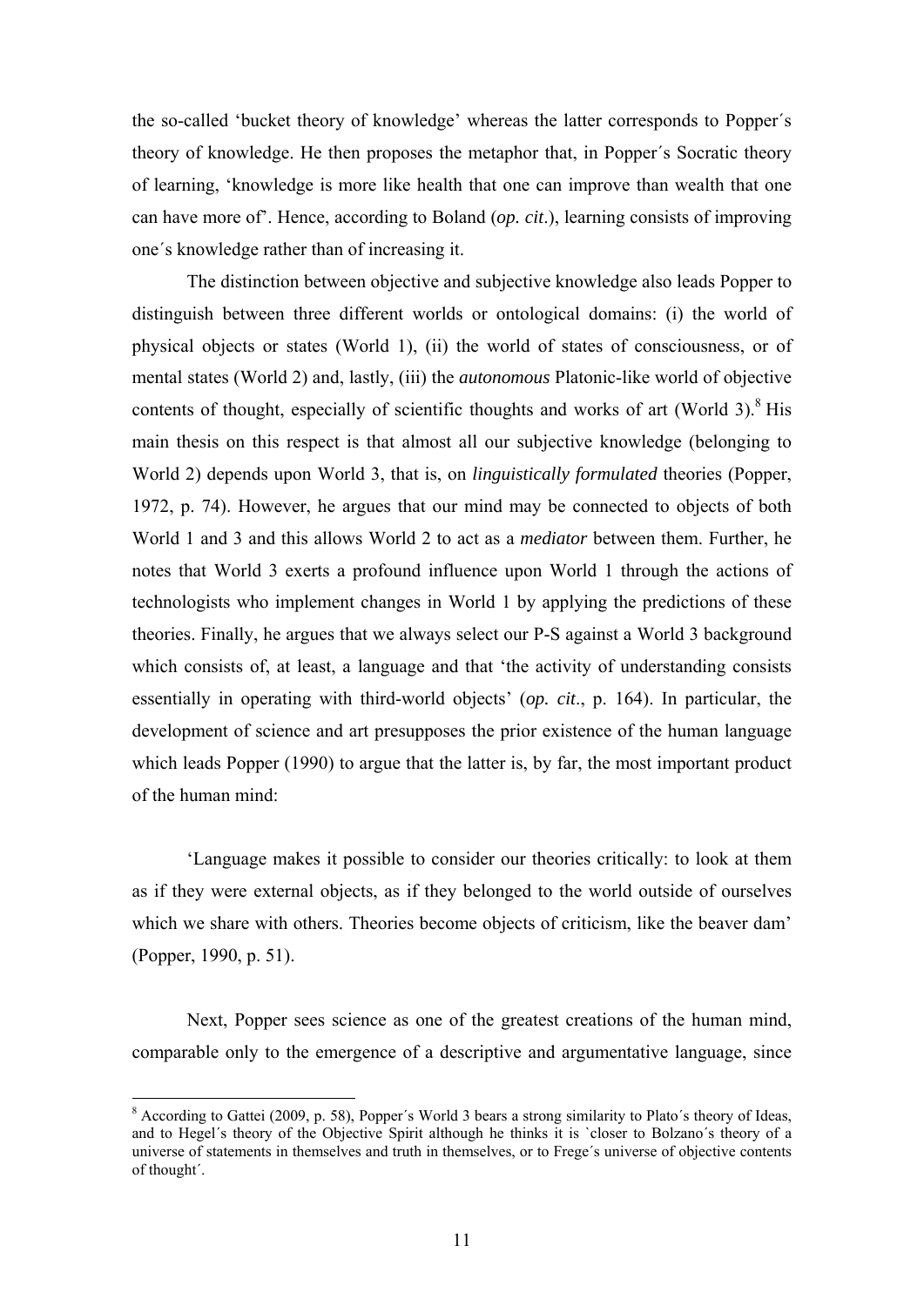the so-called 'bucket theory of knowledge' whereas the latter corresponds to Popper´s theory of knowledge. He then proposes the metaphor that, in Popper´s Socratic theory of learning, 'knowledge is more like health that one can improve than wealth that one can have more of'. Hence, according to Boland (*op. cit*.), learning consists of improving one´s knowledge rather than of increasing it.

The distinction between objective and subjective knowledge also leads Popper to distinguish between three different worlds or ontological domains: (i) the world of physical objects or states (World 1), (ii) the world of states of consciousness, or of mental states (World 2) and, lastly, (iii) the *autonomous* Platonic-like world of objective contents of thought, especially of scientific thoughts and works of art (World 3).[8] His main thesis on this respect is that almost all our subjective knowledge (belonging to World 2) depends upon World 3, that is, on *linguistically formulated* theories (Popper, 1972, p. 74). However, he argues that our mind may be connected to objects of both World 1 and 3 and this allows World 2 to act as a *mediator* between them. Further, he notes that World 3 exerts a profound influence upon World 1 through the actions of technologists who implement changes in World 1 by applying the predictions of these theories. Finally, he argues that we always select our P-S against a World 3 background which consists of, at least, a language and that 'the activity of understanding consists essentially in operating with third-world objects' (*op. cit*., p. 164). In particular, the development of science and art presupposes the prior existence of the human language which leads Popper (1990) to argue that the latter is, by far, the most important product of the human mind:

> 'Language makes it possible to consider our theories critically: to look at them as if they were external objects, as if they belonged to the world outside of ourselves which we share with others. Theories become objects of criticism, like the beaver dam' (Popper, 1990, p. 51).

Next, Popper sees science as one of the greatest creations of the human mind, comparable only to the emergence of a descriptive and argumentative language, since

[8] According to Gattei (2009, p. 58), Popper´s World 3 bears a strong similarity to Plato´s theory of Ideas, and to Hegel´s theory of the Objective Spirit although he thinks it is `closer to Bolzano´s theory of a universe of statements in themselves and truth in themselves, or to Frege´s universe of objective contents of thought´.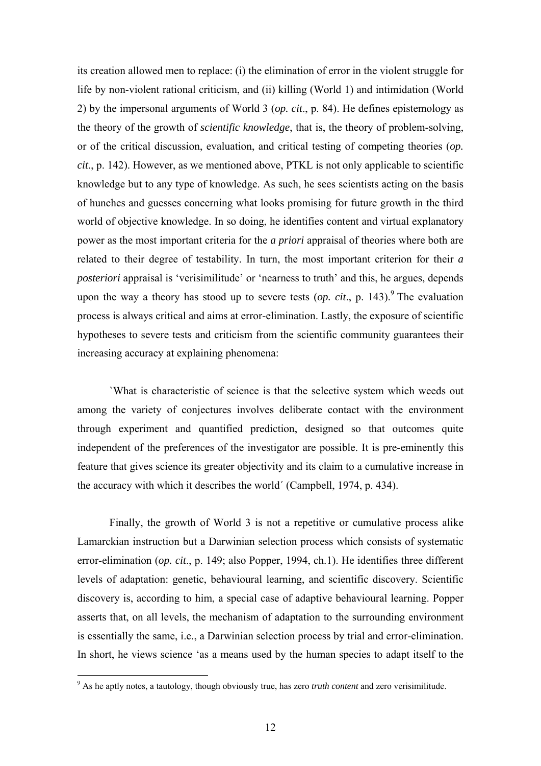its creation allowed men to replace: (i) the elimination of error in the violent struggle for life by non-violent rational criticism, and (ii) killing (World 1) and intimidation (World 2) by the impersonal arguments of World 3 (*op. cit*., p. 84). He defines epistemology as the theory of the growth of *scientific knowledge*, that is, the theory of problem-solving, or of the critical discussion, evaluation, and critical testing of competing theories (*op. cit*., p. 142). However, as we mentioned above, PTKL is not only applicable to scientific knowledge but to any type of knowledge. As such, he sees scientists acting on the basis of hunches and guesses concerning what looks promising for future growth in the third world of objective knowledge. In so doing, he identifies content and virtual explanatory power as the most important criteria for the *a priori* appraisal of theories where both are related to their degree of testability. In turn, the most important criterion for their *a posteriori* appraisal is 'verisimilitude' or 'nearness to truth' and this, he argues, depends upon the way a theory has stood up to severe tests (*op. cit*., p. 143).[9] The evaluation process is always critical and aims at error-elimination. Lastly, the exposure of scientific hypotheses to severe tests and criticism from the scientific community guarantees their increasing accuracy at explaining phenomena:

> `What is characteristic of science is that the selective system which weeds out among the variety of conjectures involves deliberate contact with the environment through experiment and quantified prediction, designed so that outcomes quite independent of the preferences of the investigator are possible. It is pre-eminently this feature that gives science its greater objectivity and its claim to a cumulative increase in the accuracy with which it describes the world´ (Campbell, 1974, p. 434).

Finally, the growth of World 3 is not a repetitive or cumulative process alike Lamarckian instruction but a Darwinian selection process which consists of systematic error-elimination (*op. cit*., p. 149; also Popper, 1994, ch.1). He identifies three different levels of adaptation: genetic, behavioural learning, and scientific discovery. Scientific discovery is, according to him, a special case of adaptive behavioural learning. Popper asserts that, on all levels, the mechanism of adaptation to the surrounding environment is essentially the same, i.e., a Darwinian selection process by trial and error-elimination. In short, he views science 'as a means used by the human species to adapt itself to the

[9] As he aptly notes, a tautology, though obviously true, has zero *truth content* and zero verisimilitude.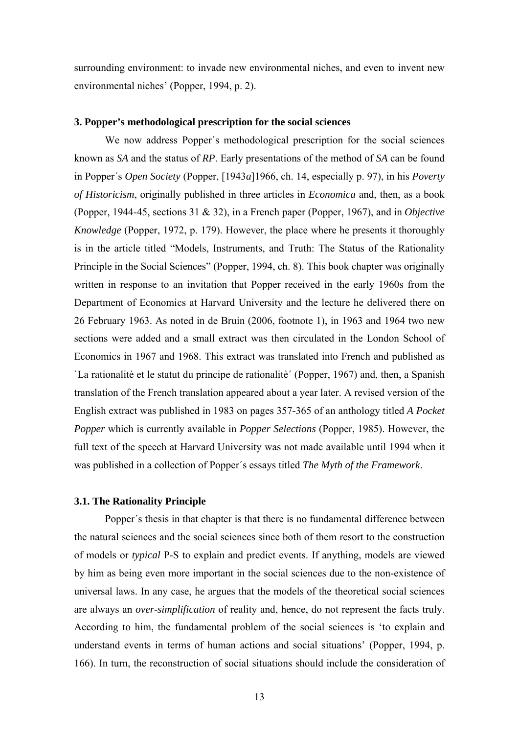surrounding environment: to invade new environmental niches, and even to invent new environmental niches' (Popper, 1994, p. 2).

### 3. Popper's methodological prescription for the social sciences

We now address Popper´s methodological prescription for the social sciences known as *SA* and the status of *RP*. Early presentations of the method of *SA* can be found in Popper´s *Open Society* (Popper, [1943*a*]1966, ch. 14, especially p. 97), in his *Poverty of Historicism*, originally published in three articles in *Economica* and, then, as a book (Popper, 1944-45, sections 31 & 32), in a French paper (Popper, 1967), and in *Objective Knowledge* (Popper, 1972, p. 179). However, the place where he presents it thoroughly is in the article titled "Models, Instruments, and Truth: The Status of the Rationality Principle in the Social Sciences" (Popper, 1994, ch. 8). This book chapter was originally written in response to an invitation that Popper received in the early 1960s from the Department of Economics at Harvard University and the lecture he delivered there on 26 February 1963. As noted in de Bruin (2006, footnote 1), in 1963 and 1964 two new sections were added and a small extract was then circulated in the London School of Economics in 1967 and 1968. This extract was translated into French and published as `La rationalitè et le statut du principe de rationalitè´ (Popper, 1967) and, then, a Spanish translation of the French translation appeared about a year later. A revised version of the English extract was published in 1983 on pages 357-365 of an anthology titled *A Pocket Popper* which is currently available in *Popper Selections* (Popper, 1985). However, the full text of the speech at Harvard University was not made available until 1994 when it was published in a collection of Popper´s essays titled *The Myth of the Framework*.

### 3.1. The Rationality Principle

Popper´s thesis in that chapter is that there is no fundamental difference between the natural sciences and the social sciences since both of them resort to the construction of models or *typical* P-S to explain and predict events. If anything, models are viewed by him as being even more important in the social sciences due to the non-existence of universal laws. In any case, he argues that the models of the theoretical social sciences are always an *over-simplification* of reality and, hence, do not represent the facts truly. According to him, the fundamental problem of the social sciences is 'to explain and understand events in terms of human actions and social situations' (Popper, 1994, p. 166). In turn, the reconstruction of social situations should include the consideration of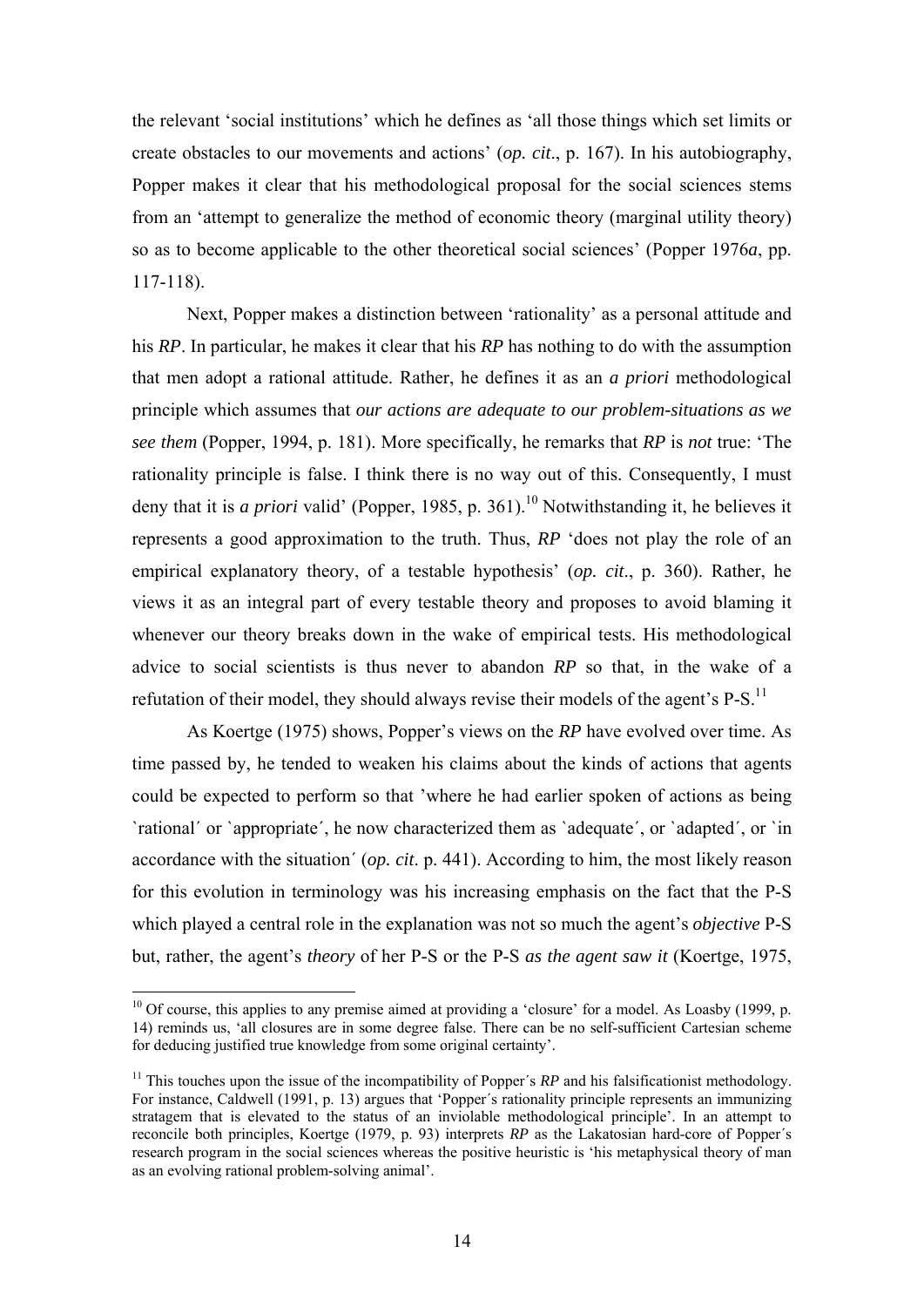the relevant 'social institutions' which he defines as 'all those things which set limits or create obstacles to our movements and actions' (*op. cit*., p. 167). In his autobiography, Popper makes it clear that his methodological proposal for the social sciences stems from an 'attempt to generalize the method of economic theory (marginal utility theory) so as to become applicable to the other theoretical social sciences' (Popper 1976*a*, pp. 117-118).

Next, Popper makes a distinction between 'rationality' as a personal attitude and his ***RP***. In particular, he makes it clear that his ***RP*** has nothing to do with the assumption that men adopt a rational attitude. Rather, he defines it as an *a priori* methodological principle which assumes that *our actions are adequate to our problem-situations as we see them* (Popper, 1994, p. 181). More specifically, he remarks that ***RP*** is *not* true: 'The rationality principle is false. I think there is no way out of this. Consequently, I must deny that it is *a priori* valid' (Popper, 1985, p. 361).[10] Notwithstanding it, he believes it represents a good approximation to the truth. Thus, ***RP*** 'does not play the role of an empirical explanatory theory, of a testable hypothesis' (*op. cit*., p. 360). Rather, he views it as an integral part of every testable theory and proposes to avoid blaming it whenever our theory breaks down in the wake of empirical tests. His methodological advice to social scientists is thus never to abandon ***RP*** so that, in the wake of a refutation of their model, they should always revise their models of the agent's P-S.[11]

As Koertge (1975) shows, Popper's views on the ***RP*** have evolved over time. As time passed by, he tended to weaken his claims about the kinds of actions that agents could be expected to perform so that 'where he had earlier spoken of actions as being `rational´ or `appropriate´, he now characterized them as `adequate´, or `adapted´, or `in accordance with the situation´ (*op. cit*. p. 441). According to him, the most likely reason for this evolution in terminology was his increasing emphasis on the fact that the P-S which played a central role in the explanation was not so much the agent's *objective* P-S but, rather, the agent's *theory* of her P-S or the P-S *as the agent saw it* (Koertge, 1975,

[10] Of course, this applies to any premise aimed at providing a 'closure' for a model. As Loasby (1999, p. 14) reminds us, 'all closures are in some degree false. There can be no self-sufficient Cartesian scheme for deducing justified true knowledge from some original certainty'.

[11] This touches upon the issue of the incompatibility of Popper´s *RP* and his falsificationist methodology. For instance, Caldwell (1991, p. 13) argues that 'Popper´s rationality principle represents an immunizing stratagem that is elevated to the status of an inviolable methodological principle'. In an attempt to reconcile both principles, Koertge (1979, p. 93) interprets *RP* as the Lakatosian hard-core of Popper´s research program in the social sciences whereas the positive heuristic is 'his metaphysical theory of man as an evolving rational problem-solving animal'.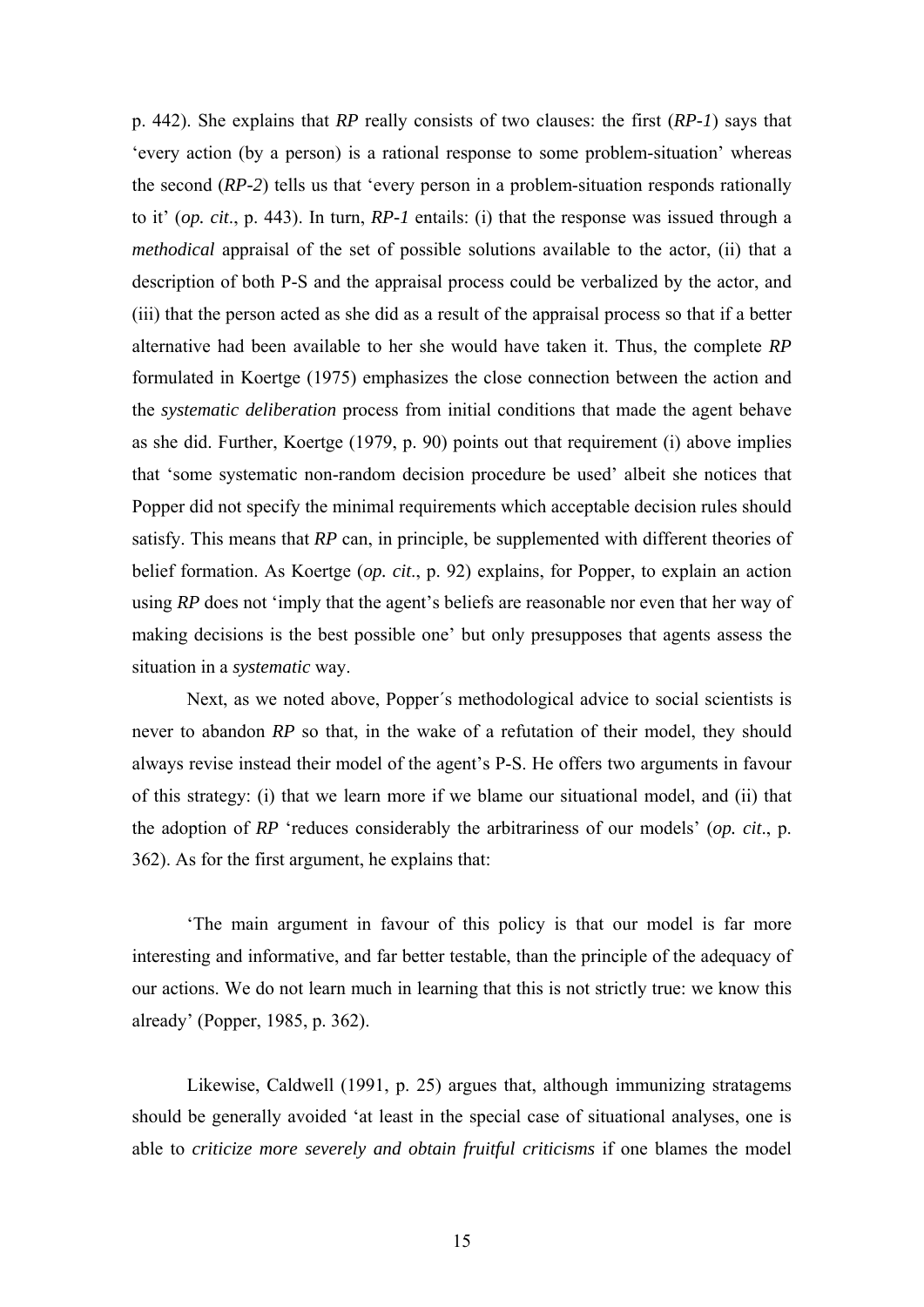p. 442). She explains that *RP* really consists of two clauses: the first (*RP-1*) says that 'every action (by a person) is a rational response to some problem-situation' whereas the second (*RP-2*) tells us that 'every person in a problem-situation responds rationally to it' (*op. cit*., p. 443). In turn, *RP-1* entails: (i) that the response was issued through a *methodical* appraisal of the set of possible solutions available to the actor, (ii) that a description of both P-S and the appraisal process could be verbalized by the actor, and (iii) that the person acted as she did as a result of the appraisal process so that if a better alternative had been available to her she would have taken it. Thus, the complete *RP* formulated in Koertge (1975) emphasizes the close connection between the action and the *systematic deliberation* process from initial conditions that made the agent behave as she did. Further, Koertge (1979, p. 90) points out that requirement (i) above implies that 'some systematic non-random decision procedure be used' albeit she notices that Popper did not specify the minimal requirements which acceptable decision rules should satisfy. This means that *RP* can, in principle, be supplemented with different theories of belief formation. As Koertge (*op. cit*., p. 92) explains, for Popper, to explain an action using *RP* does not 'imply that the agent's beliefs are reasonable nor even that her way of making decisions is the best possible one' but only presupposes that agents assess the situation in a *systematic* way.

Next, as we noted above, Popper´s methodological advice to social scientists is never to abandon *RP* so that, in the wake of a refutation of their model, they should always revise instead their model of the agent's P-S. He offers two arguments in favour of this strategy: (i) that we learn more if we blame our situational model, and (ii) that the adoption of *RP* 'reduces considerably the arbitrariness of our models' (*op. cit*., p. 362). As for the first argument, he explains that:

> 'The main argument in favour of this policy is that our model is far more interesting and informative, and far better testable, than the principle of the adequacy of our actions. We do not learn much in learning that this is not strictly true: we know this already' (Popper, 1985, p. 362).

Likewise, Caldwell (1991, p. 25) argues that, although immunizing stratagems should be generally avoided 'at least in the special case of situational analyses, one is able to *criticize more severely and obtain fruitful criticisms* if one blames the model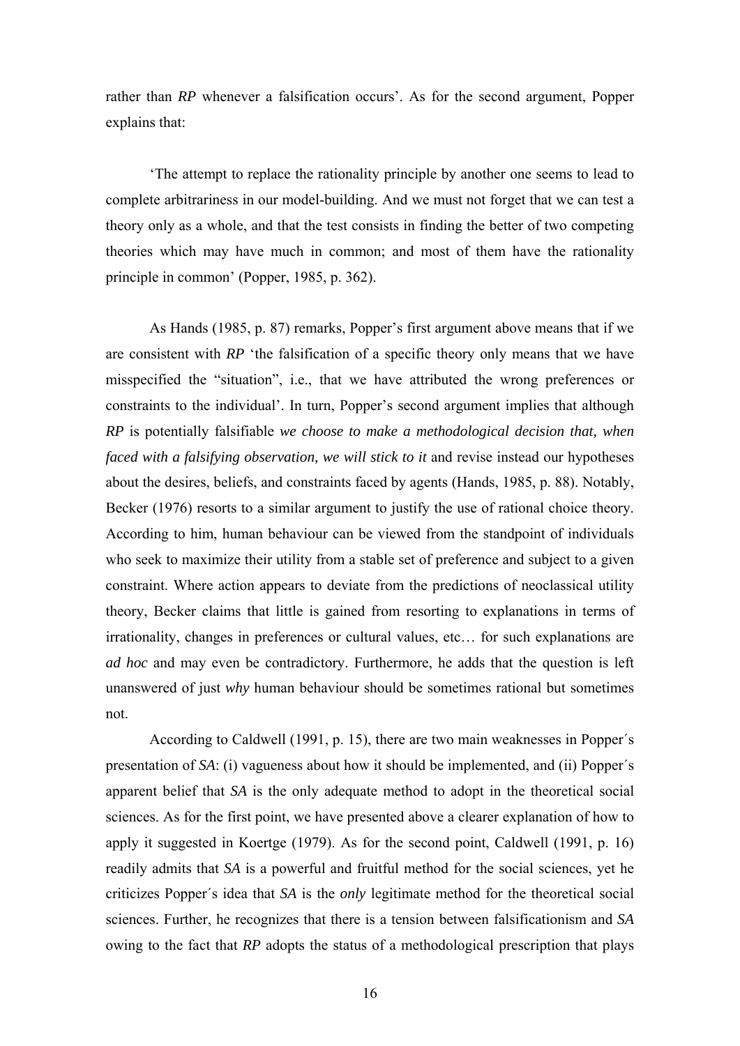rather than *RP* whenever a falsification occurs'. As for the second argument, Popper explains that:

> 'The attempt to replace the rationality principle by another one seems to lead to complete arbitrariness in our model-building. And we must not forget that we can test a theory only as a whole, and that the test consists in finding the better of two competing theories which may have much in common; and most of them have the rationality principle in common' (Popper, 1985, p. 362).

As Hands (1985, p. 87) remarks, Popper's first argument above means that if we are consistent with *RP* 'the falsification of a specific theory only means that we have misspecified the "situation", i.e., that we have attributed the wrong preferences or constraints to the individual'. In turn, Popper's second argument implies that although *RP* is potentially falsifiable *we choose to make a methodological decision that, when faced with a falsifying observation, we will stick to it* and revise instead our hypotheses about the desires, beliefs, and constraints faced by agents (Hands, 1985, p. 88). Notably, Becker (1976) resorts to a similar argument to justify the use of rational choice theory. According to him, human behaviour can be viewed from the standpoint of individuals who seek to maximize their utility from a stable set of preference and subject to a given constraint. Where action appears to deviate from the predictions of neoclassical utility theory, Becker claims that little is gained from resorting to explanations in terms of irrationality, changes in preferences or cultural values, etc… for such explanations are *ad hoc* and may even be contradictory. Furthermore, he adds that the question is left unanswered of just *why* human behaviour should be sometimes rational but sometimes not.

According to Caldwell (1991, p. 15), there are two main weaknesses in Popper´s presentation of *SA*: (i) vagueness about how it should be implemented, and (ii) Popper´s apparent belief that *SA* is the only adequate method to adopt in the theoretical social sciences. As for the first point, we have presented above a clearer explanation of how to apply it suggested in Koertge (1979). As for the second point, Caldwell (1991, p. 16) readily admits that *SA* is a powerful and fruitful method for the social sciences, yet he criticizes Popper´s idea that *SA* is the *only* legitimate method for the theoretical social sciences. Further, he recognizes that there is a tension between falsificationism and *SA* owing to the fact that *RP* adopts the status of a methodological prescription that plays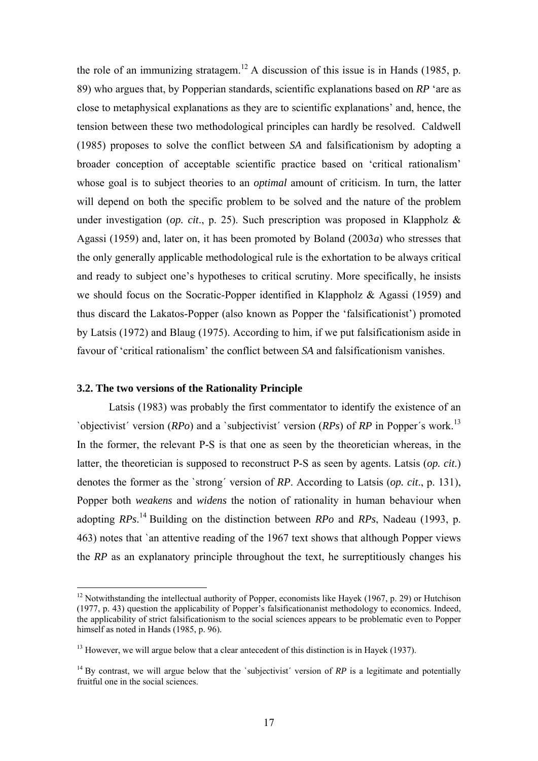the role of an immunizing stratagem.[12] A discussion of this issue is in Hands (1985, p. 89) who argues that, by Popperian standards, scientific explanations based on ***RP*** 'are as close to metaphysical explanations as they are to scientific explanations' and, hence, the tension between these two methodological principles can hardly be resolved. Caldwell (1985) proposes to solve the conflict between *SA* and falsificationism by adopting a broader conception of acceptable scientific practice based on 'critical rationalism' whose goal is to subject theories to an ***optimal*** amount of criticism. In turn, the latter will depend on both the specific problem to be solved and the nature of the problem under investigation (***op. cit***., p. 25). Such prescription was proposed in Klappholz & Agassi (1959) and, later on, it has been promoted by Boland (2003*a*) who stresses that the only generally applicable methodological rule is the exhortation to be always critical and ready to subject one's hypotheses to critical scrutiny. More specifically, he insists we should focus on the Socratic-Popper identified in Klappholz & Agassi (1959) and thus discard the Lakatos-Popper (also known as Popper the 'falsificationist') promoted by Latsis (1972) and Blaug (1975). According to him, if we put falsificationism aside in favour of 'critical rationalism' the conflict between *SA* and falsificationism vanishes.

### 3.2. The two versions of the Rationality Principle

Latsis (1983) was probably the first commentator to identify the existence of an `objectivist´ version (***RPo***) and a `subjectivist´ version (***RPs***) of ***RP*** in Popper´s work.[13] In the former, the relevant P-S is that one as seen by the theoretician whereas, in the latter, the theoretician is supposed to reconstruct P-S as seen by agents. Latsis (***op. cit.***) denotes the former as the `strong´ version of ***RP***. According to Latsis (***op. cit***., p. 131), Popper both *weakens* and *widens* the notion of rationality in human behaviour when adopting ***RPs***.[14] Building on the distinction between ***RPo*** and ***RPs***, Nadeau (1993, p. 463) notes that `an attentive reading of the 1967 text shows that although Popper views the ***RP*** as an explanatory principle throughout the text, he surreptitiously changes his

---

[12] Notwithstanding the intellectual authority of Popper, economists like Hayek (1967, p. 29) or Hutchison (1977, p. 43) question the applicability of Popper's falsificationanist methodology to economics. Indeed, the applicability of strict falsificationism to the social sciences appears to be problematic even to Popper himself as noted in Hands (1985, p. 96).

[13] However, we will argue below that a clear antecedent of this distinction is in Hayek (1937).

[14] By contrast, we will argue below that the `subjectivist´ version of ***RP*** is a legitimate and potentially fruitful one in the social sciences.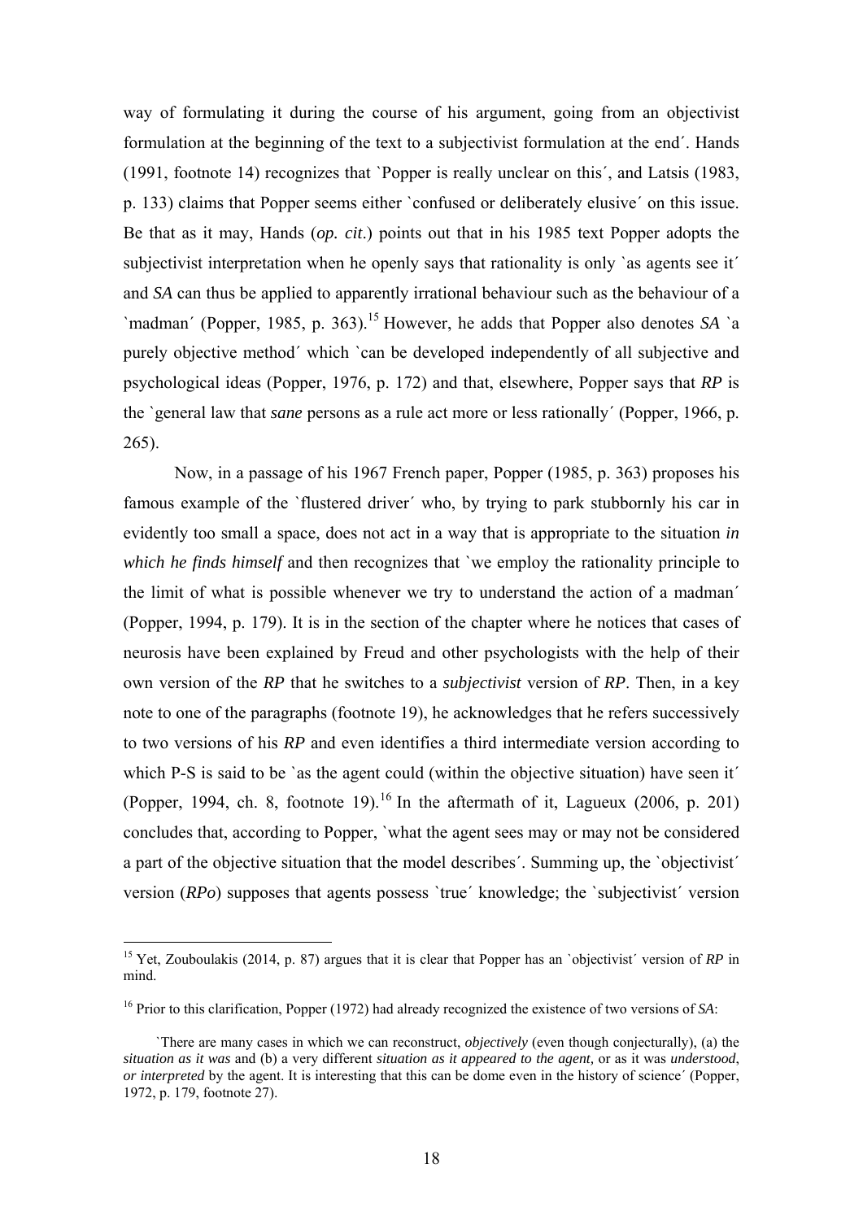way of formulating it during the course of his argument, going from an objectivist formulation at the beginning of the text to a subjectivist formulation at the end´. Hands (1991, footnote 14) recognizes that `Popper is really unclear on this´, and Latsis (1983, p. 133) claims that Popper seems either `confused or deliberately elusive´ on this issue. Be that as it may, Hands (*op. cit*.) points out that in his 1985 text Popper adopts the subjectivist interpretation when he openly says that rationality is only `as agents see it´ and *SA* can thus be applied to apparently irrational behaviour such as the behaviour of a `madman´ (Popper, 1985, p. 363).[15] However, he adds that Popper also denotes *SA* `a purely objective method´ which `can be developed independently of all subjective and psychological ideas (Popper, 1976, p. 172) and that, elsewhere, Popper says that *RP* is the `general law that ***sane*** persons as a rule act more or less rationally´ (Popper, 1966, p. 265).

Now, in a passage of his 1967 French paper, Popper (1985, p. 363) proposes his famous example of the `flustered driver´ who, by trying to park stubbornly his car in evidently too small a space, does not act in a way that is appropriate to the situation *in which he finds himself* and then recognizes that `we employ the rationality principle to the limit of what is possible whenever we try to understand the action of a madman´ (Popper, 1994, p. 179). It is in the section of the chapter where he notices that cases of neurosis have been explained by Freud and other psychologists with the help of their own version of the *RP* that he switches to a *subjectivist* version of *RP*. Then, in a key note to one of the paragraphs (footnote 19), he acknowledges that he refers successively to two versions of his *RP* and even identifies a third intermediate version according to which P-S is said to be `as the agent could (within the objective situation) have seen it´ (Popper, 1994, ch. 8, footnote 19).[16] In the aftermath of it, Lagueux (2006, p. 201) concludes that, according to Popper, `what the agent sees may or may not be considered a part of the objective situation that the model describes´. Summing up, the `objectivist´ version (*RPo*) supposes that agents possess `true´ knowledge; the `subjectivist´ version

---

[15] Yet, Zouboulakis (2014, p. 87) argues that it is clear that Popper has an `objectivist´ version of *RP* in mind.

[16] Prior to this clarification, Popper (1972) had already recognized the existence of two versions of *SA*:

> `There are many cases in which we can reconstruct, *objectively* (even though conjecturally), (a) the *situation as it was* and (b) a very different *situation as it appeared to the agent,* or as it was *understood*, *or interpreted* by the agent. It is interesting that this can be dome even in the history of science´ (Popper, 1972, p. 179, footnote 27).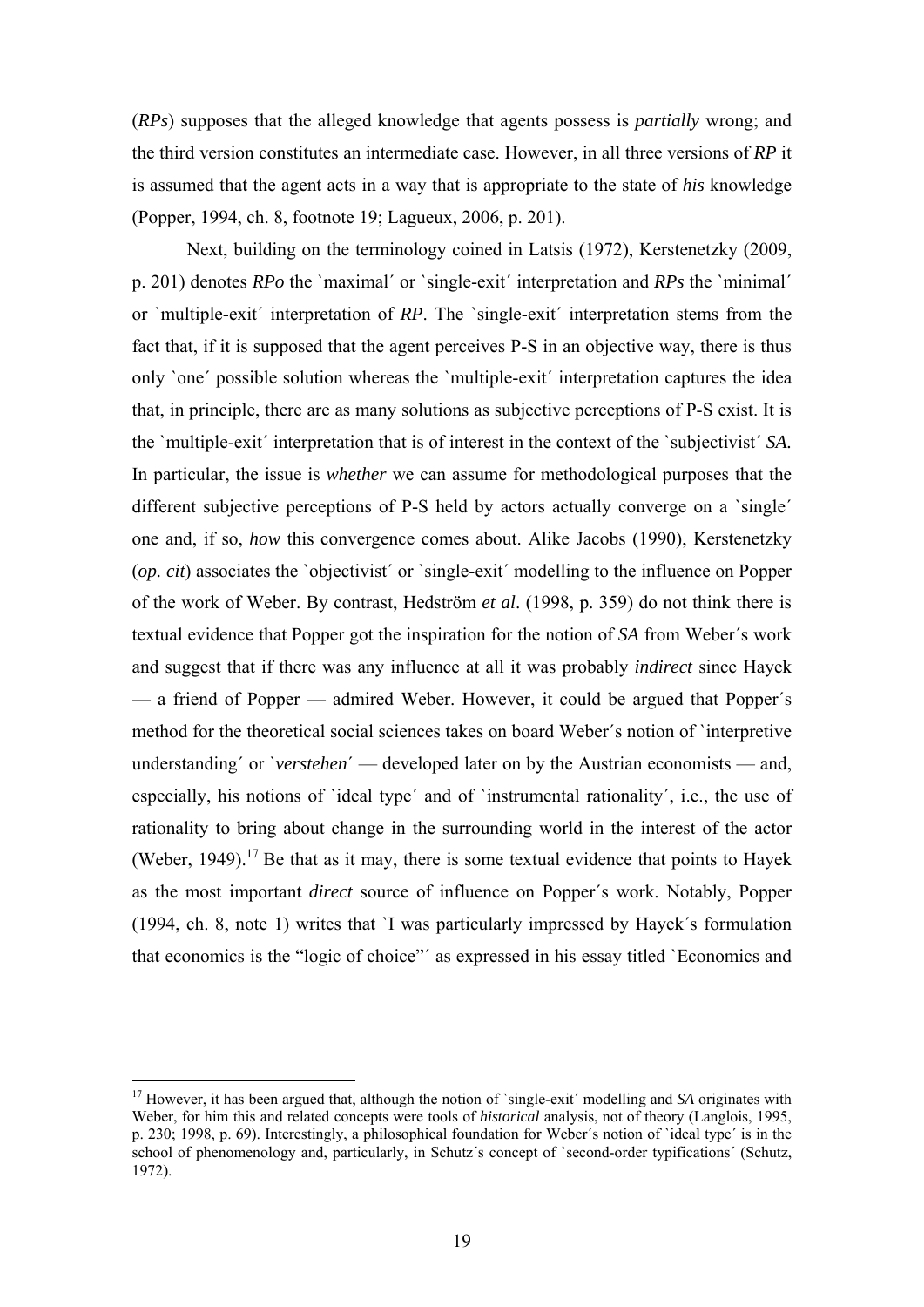(*RPs*) supposes that the alleged knowledge that agents possess is *partially* wrong; and the third version constitutes an intermediate case. However, in all three versions of *RP* it is assumed that the agent acts in a way that is appropriate to the state of *his* knowledge (Popper, 1994, ch. 8, footnote 19; Lagueux, 2006, p. 201).

Next, building on the terminology coined in Latsis (1972), Kerstenetzky (2009, p. 201) denotes *RPo* the `maximal´ or `single-exit´ interpretation and *RPs* the `minimal´ or `multiple-exit´ interpretation of *RP*. The `single-exit´ interpretation stems from the fact that, if it is supposed that the agent perceives P-S in an objective way, there is thus only `one´ possible solution whereas the `multiple-exit´ interpretation captures the idea that, in principle, there are as many solutions as subjective perceptions of P-S exist. It is the `multiple-exit´ interpretation that is of interest in the context of the `subjectivist´ *SA*. In particular, the issue is *whether* we can assume for methodological purposes that the different subjective perceptions of P-S held by actors actually converge on a `single´ one and, if so, *how* this convergence comes about. Alike Jacobs (1990), Kerstenetzky (*op. cit*) associates the `objectivist´ or `single-exit´ modelling to the influence on Popper of the work of Weber. By contrast, Hedström *et al*. (1998, p. 359) do not think there is textual evidence that Popper got the inspiration for the notion of *SA* from Weber´s work and suggest that if there was any influence at all it was probably *indirect* since Hayek — a friend of Popper — admired Weber. However, it could be argued that Popper´s method for the theoretical social sciences takes on board Weber´s notion of `interpretive understanding´ or `*verstehen*´ — developed later on by the Austrian economists — and, especially, his notions of `ideal type´ and of `instrumental rationality´, i.e., the use of rationality to bring about change in the surrounding world in the interest of the actor (Weber, 1949).[17] Be that as it may, there is some textual evidence that points to Hayek as the most important *direct* source of influence on Popper´s work. Notably, Popper (1994, ch. 8, note 1) writes that `I was particularly impressed by Hayek´s formulation that economics is the "logic of choice"´ as expressed in his essay titled `Economics and

[17] However, it has been argued that, although the notion of `single-exit´ modelling and *SA* originates with Weber, for him this and related concepts were tools of *historical* analysis, not of theory (Langlois, 1995, p. 230; 1998, p. 69). Interestingly, a philosophical foundation for Weber´s notion of `ideal type´ is in the school of phenomenology and, particularly, in Schutz´s concept of `second-order typifications´ (Schutz, 1972).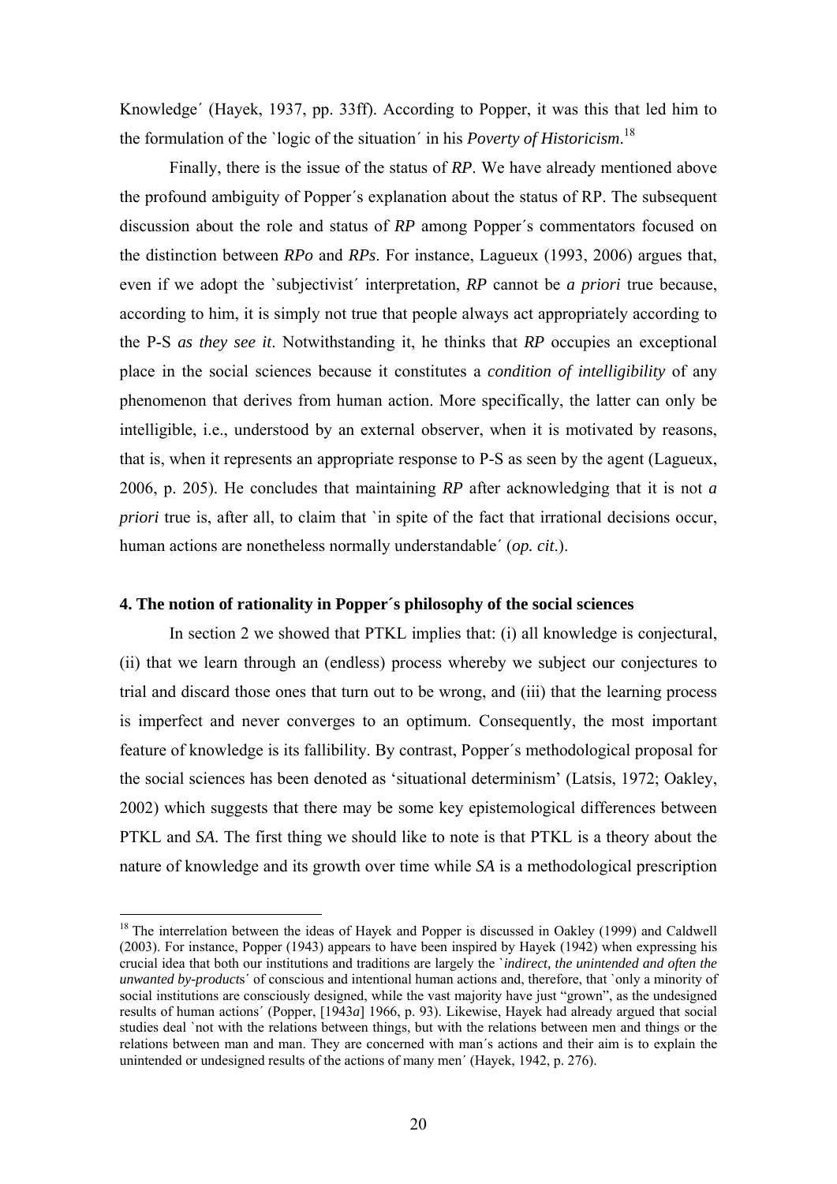Knowledge´ (Hayek, 1937, pp. 33ff). According to Popper, it was this that led him to the formulation of the `logic of the situation´ in his *Poverty of Historicism*.[18]

Finally, there is the issue of the status of *RP*. We have already mentioned above the profound ambiguity of Popper´s explanation about the status of RP. The subsequent discussion about the role and status of *RP* among Popper´s commentators focused on the distinction between *RPo* and *RPs*. For instance, Lagueux (1993, 2006) argues that, even if we adopt the `subjectivist´ interpretation, *RP* cannot be *a priori* true because, according to him, it is simply not true that people always act appropriately according to the P-S *as they see it*. Notwithstanding it, he thinks that *RP* occupies an exceptional place in the social sciences because it constitutes a *condition of intelligibility* of any phenomenon that derives from human action. More specifically, the latter can only be intelligible, i.e., understood by an external observer, when it is motivated by reasons, that is, when it represents an appropriate response to P-S as seen by the agent (Lagueux, 2006, p. 205). He concludes that maintaining *RP* after acknowledging that it is not *a priori* true is, after all, to claim that `in spite of the fact that irrational decisions occur, human actions are nonetheless normally understandable´ (*op. cit*.).

#### 4. The notion of rationality in Popper´s philosophy of the social sciences

In section 2 we showed that PTKL implies that: (i) all knowledge is conjectural, (ii) that we learn through an (endless) process whereby we subject our conjectures to trial and discard those ones that turn out to be wrong, and (iii) that the learning process is imperfect and never converges to an optimum. Consequently, the most important feature of knowledge is its fallibility. By contrast, Popper´s methodological proposal for the social sciences has been denoted as 'situational determinism' (Latsis, 1972; Oakley, 2002) which suggests that there may be some key epistemological differences between PTKL and *SA*. The first thing we should like to note is that PTKL is a theory about the nature of knowledge and its growth over time while *SA* is a methodological prescription

---

[18] The interrelation between the ideas of Hayek and Popper is discussed in Oakley (1999) and Caldwell (2003). For instance, Popper (1943) appears to have been inspired by Hayek (1942) when expressing his crucial idea that both our institutions and traditions are largely the `*indirect, the unintended and often the unwanted by-products*´ of conscious and intentional human actions and, therefore, that `only a minority of social institutions are consciously designed, while the vast majority have just "grown", as the undesigned results of human actions´ (Popper, [1943*a*] 1966, p. 93). Likewise, Hayek had already argued that social studies deal `not with the relations between things, but with the relations between men and things or the relations between man and man. They are concerned with man´s actions and their aim is to explain the unintended or undesigned results of the actions of many men´ (Hayek, 1942, p. 276).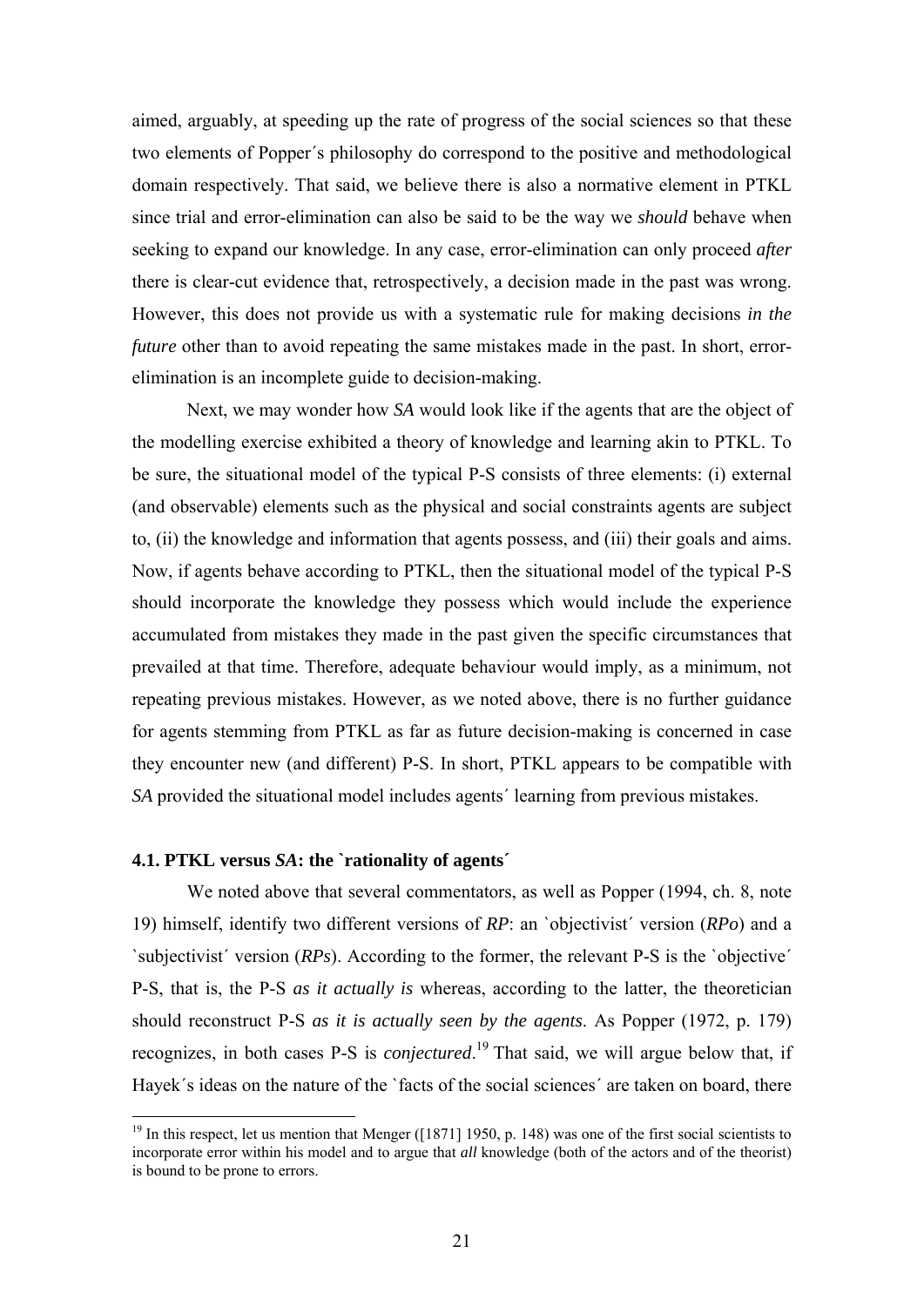aimed, arguably, at speeding up the rate of progress of the social sciences so that these two elements of Popper´s philosophy do correspond to the positive and methodological domain respectively. That said, we believe there is also a normative element in PTKL since trial and error-elimination can also be said to be the way we *should* behave when seeking to expand our knowledge. In any case, error-elimination can only proceed *after* there is clear-cut evidence that, retrospectively, a decision made in the past was wrong. However, this does not provide us with a systematic rule for making decisions *in the future* other than to avoid repeating the same mistakes made in the past. In short, error-elimination is an incomplete guide to decision-making.

Next, we may wonder how *SA* would look like if the agents that are the object of the modelling exercise exhibited a theory of knowledge and learning akin to PTKL. To be sure, the situational model of the typical P-S consists of three elements: (i) external (and observable) elements such as the physical and social constraints agents are subject to, (ii) the knowledge and information that agents possess, and (iii) their goals and aims. Now, if agents behave according to PTKL, then the situational model of the typical P-S should incorporate the knowledge they possess which would include the experience accumulated from mistakes they made in the past given the specific circumstances that prevailed at that time. Therefore, adequate behaviour would imply, as a minimum, not repeating previous mistakes. However, as we noted above, there is no further guidance for agents stemming from PTKL as far as future decision-making is concerned in case they encounter new (and different) P-S. In short, PTKL appears to be compatible with *SA* provided the situational model includes agents´ learning from previous mistakes.

### 4.1. PTKL versus *SA*: the `rationality of agents´

We noted above that several commentators, as well as Popper (1994, ch. 8, note 19) himself, identify two different versions of *RP*: an `objectivist´ version (*RPo*) and a `subjectivist´ version (*RPs*). According to the former, the relevant P-S is the `objective´ P-S, that is, the P-S *as it actually is* whereas, according to the latter, the theoretician should reconstruct P-S *as it is actually seen by the agents*. As Popper (1972, p. 179) recognizes, in both cases P-S is *conjectured*.[19] That said, we will argue below that, if Hayek´s ideas on the nature of the `facts of the social sciences´ are taken on board, there

[19] In this respect, let us mention that Menger ([1871] 1950, p. 148) was one of the first social scientists to incorporate error within his model and to argue that *all* knowledge (both of the actors and of the theorist) is bound to be prone to errors.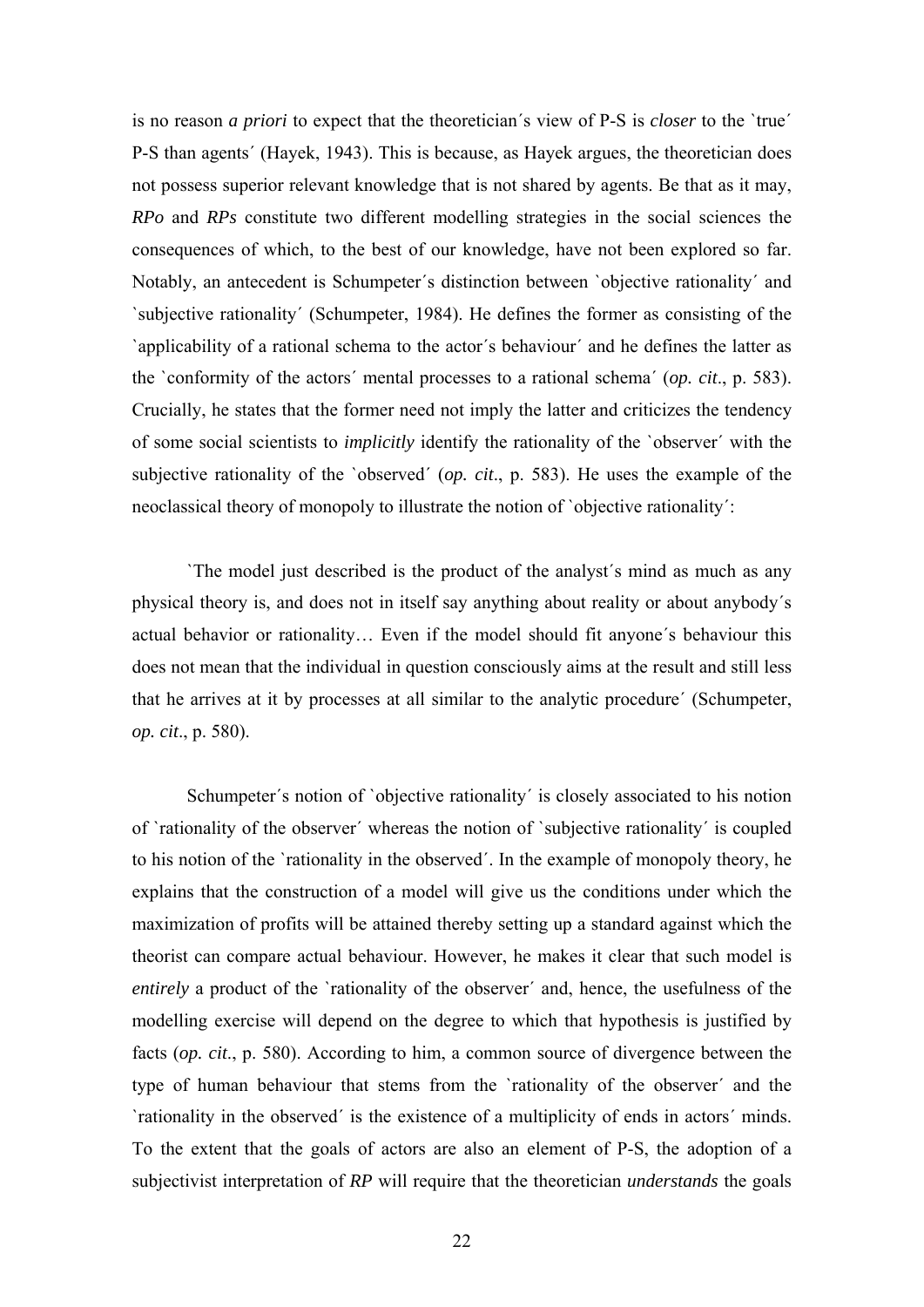is no reason *a priori* to expect that the theoretician´s view of P-S is *closer* to the `true´ P-S than agents´ (Hayek, 1943). This is because, as Hayek argues, the theoretician does not possess superior relevant knowledge that is not shared by agents. Be that as it may, *RPo* and *RPs* constitute two different modelling strategies in the social sciences the consequences of which, to the best of our knowledge, have not been explored so far. Notably, an antecedent is Schumpeter´s distinction between `objective rationality´ and `subjective rationality´ (Schumpeter, 1984). He defines the former as consisting of the `applicability of a rational schema to the actor´s behaviour´ and he defines the latter as the `conformity of the actors´ mental processes to a rational schema´ (*op. cit*., p. 583). Crucially, he states that the former need not imply the latter and criticizes the tendency of some social scientists to *implicitly* identify the rationality of the `observer´ with the subjective rationality of the `observed´ (*op. cit*., p. 583). He uses the example of the neoclassical theory of monopoly to illustrate the notion of `objective rationality´:

`The model just described is the product of the analyst´s mind as much as any physical theory is, and does not in itself say anything about reality or about anybody´s actual behavior or rationality… Even if the model should fit anyone´s behaviour this does not mean that the individual in question consciously aims at the result and still less that he arrives at it by processes at all similar to the analytic procedure´ (Schumpeter, *op. cit*., p. 580).

Schumpeter´s notion of `objective rationality´ is closely associated to his notion of `rationality of the observer´ whereas the notion of `subjective rationality´ is coupled to his notion of the `rationality in the observed´. In the example of monopoly theory, he explains that the construction of a model will give us the conditions under which the maximization of profits will be attained thereby setting up a standard against which the theorist can compare actual behaviour. However, he makes it clear that such model is *entirely* a product of the `rationality of the observer´ and, hence, the usefulness of the modelling exercise will depend on the degree to which that hypothesis is justified by facts (*op. cit*., p. 580). According to him, a common source of divergence between the type of human behaviour that stems from the `rationality of the observer´ and the `rationality in the observed´ is the existence of a multiplicity of ends in actors´ minds. To the extent that the goals of actors are also an element of P-S, the adoption of a subjectivist interpretation of *RP* will require that the theoretician *understands* the goals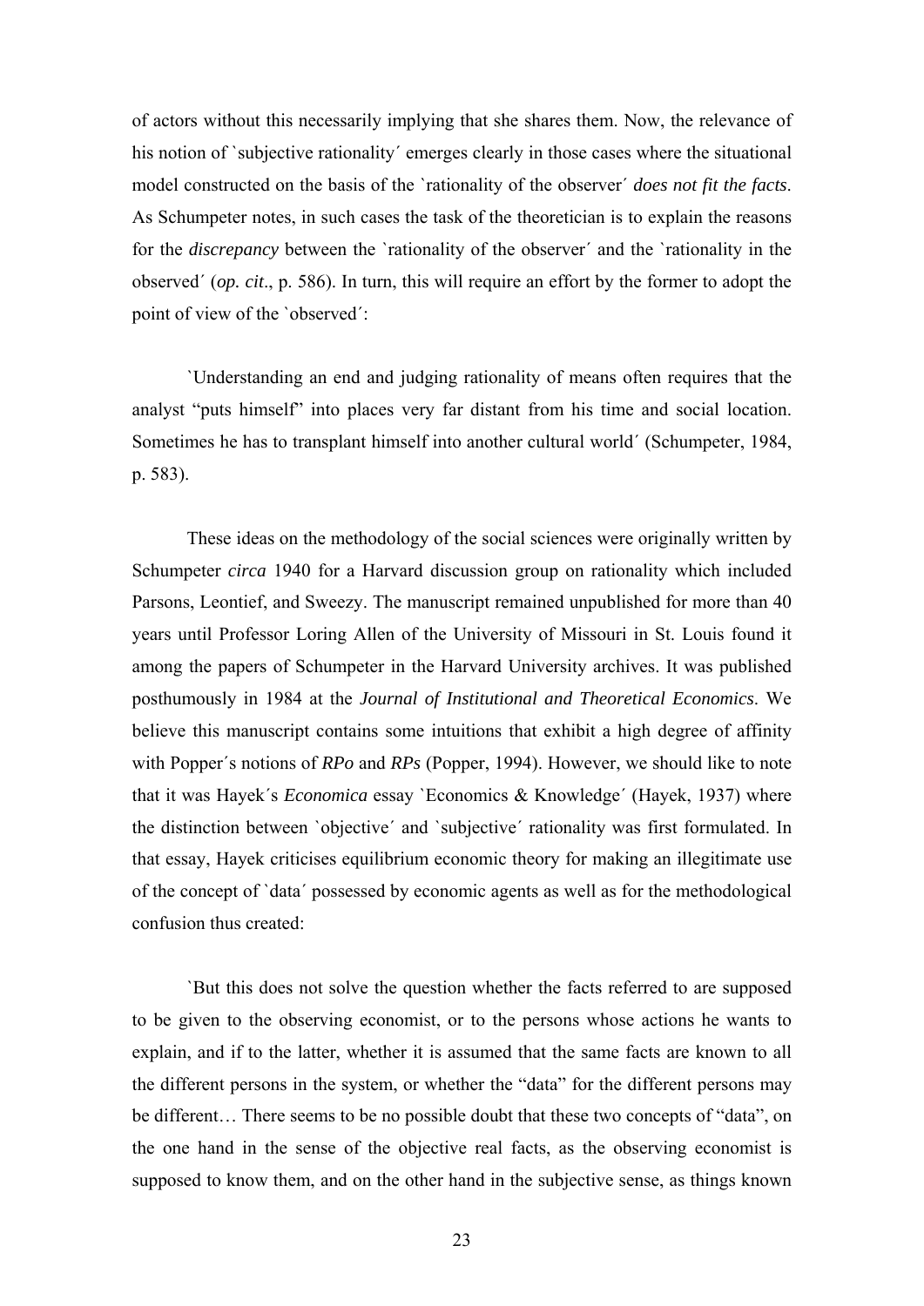of actors without this necessarily implying that she shares them. Now, the relevance of his notion of `subjective rationality´ emerges clearly in those cases where the situational model constructed on the basis of the `rationality of the observer´ *does not fit the facts*. As Schumpeter notes, in such cases the task of the theoretician is to explain the reasons for the *discrepancy* between the `rationality of the observer´ and the `rationality in the observed´ (*op. cit*., p. 586). In turn, this will require an effort by the former to adopt the point of view of the `observed´:

> `Understanding an end and judging rationality of means often requires that the analyst "puts himself" into places very far distant from his time and social location. Sometimes he has to transplant himself into another cultural world´ (Schumpeter, 1984, p. 583).

These ideas on the methodology of the social sciences were originally written by Schumpeter *circa* 1940 for a Harvard discussion group on rationality which included Parsons, Leontief, and Sweezy. The manuscript remained unpublished for more than 40 years until Professor Loring Allen of the University of Missouri in St. Louis found it among the papers of Schumpeter in the Harvard University archives. It was published posthumously in 1984 at the *Journal of Institutional and Theoretical Economics*. We believe this manuscript contains some intuitions that exhibit a high degree of affinity with Popper´s notions of *RPo* and *RPs* (Popper, 1994). However, we should like to note that it was Hayek´s *Economica* essay `Economics & Knowledge´ (Hayek, 1937) where the distinction between `objective´ and `subjective´ rationality was first formulated. In that essay, Hayek criticises equilibrium economic theory for making an illegitimate use of the concept of `data´ possessed by economic agents as well as for the methodological confusion thus created:

> `But this does not solve the question whether the facts referred to are supposed to be given to the observing economist, or to the persons whose actions he wants to explain, and if to the latter, whether it is assumed that the same facts are known to all the different persons in the system, or whether the "data" for the different persons may be different… There seems to be no possible doubt that these two concepts of "data", on the one hand in the sense of the objective real facts, as the observing economist is supposed to know them, and on the other hand in the subjective sense, as things known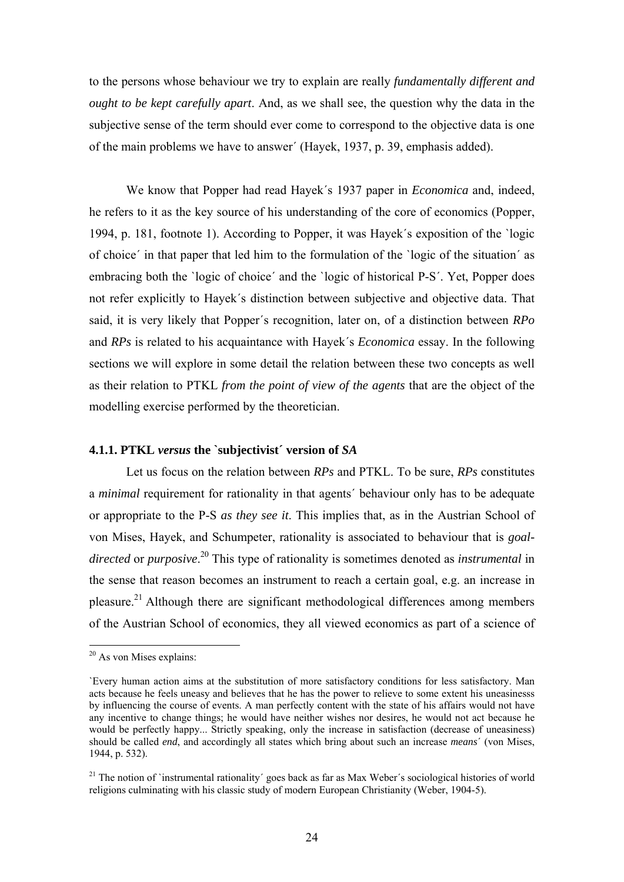to the persons whose behaviour we try to explain are really *fundamentally different and ought to be kept carefully apart*. And, as we shall see, the question why the data in the subjective sense of the term should ever come to correspond to the objective data is one of the main problems we have to answer´ (Hayek, 1937, p. 39, emphasis added).

We know that Popper had read Hayek´s 1937 paper in *Economica* and, indeed, he refers to it as the key source of his understanding of the core of economics (Popper, 1994, p. 181, footnote 1). According to Popper, it was Hayek´s exposition of the `logic of choice´ in that paper that led him to the formulation of the `logic of the situation´ as embracing both the `logic of choice´ and the `logic of historical P-S´. Yet, Popper does not refer explicitly to Hayek´s distinction between subjective and objective data. That said, it is very likely that Popper´s recognition, later on, of a distinction between *RPo* and *RPs* is related to his acquaintance with Hayek´s *Economica* essay. In the following sections we will explore in some detail the relation between these two concepts as well as their relation to PTKL *from the point of view of the agents* that are the object of the modelling exercise performed by the theoretician.

### 4.1.1. PTKL *versus* the `subjectivist´ version of *SA*

Let us focus on the relation between *RPs* and PTKL. To be sure, *RPs* constitutes a *minimal* requirement for rationality in that agents´ behaviour only has to be adequate or appropriate to the P-S *as they see it*. This implies that, as in the Austrian School of von Mises, Hayek, and Schumpeter, rationality is associated to behaviour that is *goal-directed* or *purposive*.[20] This type of rationality is sometimes denoted as *instrumental* in the sense that reason becomes an instrument to reach a certain goal, e.g. an increase in pleasure.[21] Although there are significant methodological differences among members of the Austrian School of economics, they all viewed economics as part of a science of

---

[20] As von Mises explains:

`Every human action aims at the substitution of more satisfactory conditions for less satisfactory. Man acts because he feels uneasy and believes that he has the power to relieve to some extent his uneasinesss by influencing the course of events. A man perfectly content with the state of his affairs would not have any incentive to change things; he would have neither wishes nor desires, he would not act because he would be perfectly happy... Strictly speaking, only the increase in satisfaction (decrease of uneasiness) should be called *end*, and accordingly all states which bring about such an increase *means*´ (von Mises, 1944, p. 532).

[21] The notion of `instrumental rationality´ goes back as far as Max Weber´s sociological histories of world religions culminating with his classic study of modern European Christianity (Weber, 1904-5).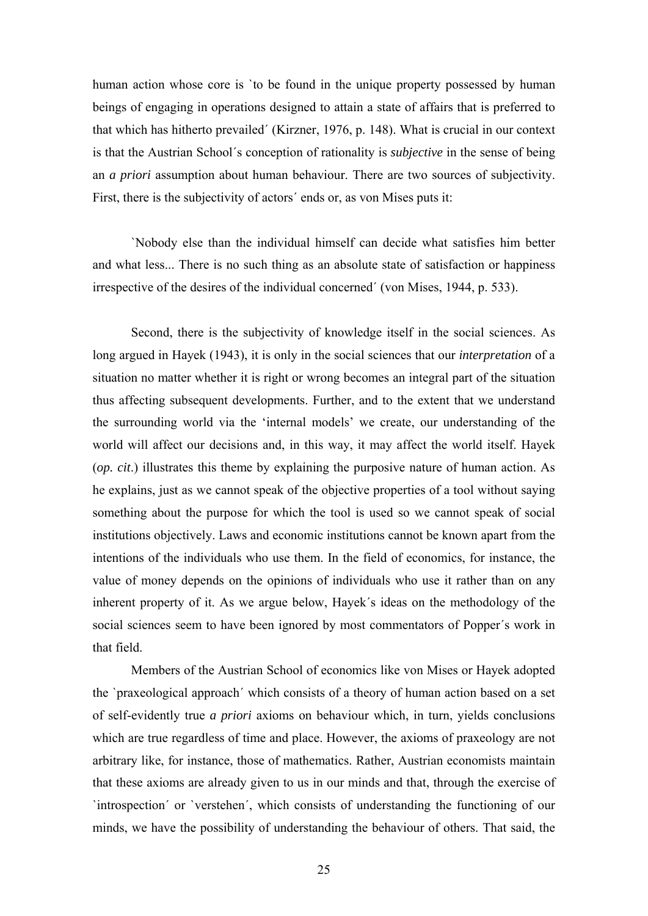human action whose core is `to be found in the unique property possessed by human beings of engaging in operations designed to attain a state of affairs that is preferred to that which has hitherto prevailed´ (Kirzner, 1976, p. 148). What is crucial in our context is that the Austrian School´s conception of rationality is *subjective* in the sense of being an *a priori* assumption about human behaviour. There are two sources of subjectivity. First, there is the subjectivity of actors´ ends or, as von Mises puts it:

`Nobody else than the individual himself can decide what satisfies him better and what less... There is no such thing as an absolute state of satisfaction or happiness irrespective of the desires of the individual concerned´ (von Mises, 1944, p. 533).

Second, there is the subjectivity of knowledge itself in the social sciences. As long argued in Hayek (1943), it is only in the social sciences that our *interpretation* of a situation no matter whether it is right or wrong becomes an integral part of the situation thus affecting subsequent developments. Further, and to the extent that we understand the surrounding world via the 'internal models' we create, our understanding of the world will affect our decisions and, in this way, it may affect the world itself. Hayek (*op. cit*.) illustrates this theme by explaining the purposive nature of human action. As he explains, just as we cannot speak of the objective properties of a tool without saying something about the purpose for which the tool is used so we cannot speak of social institutions objectively. Laws and economic institutions cannot be known apart from the intentions of the individuals who use them. In the field of economics, for instance, the value of money depends on the opinions of individuals who use it rather than on any inherent property of it. As we argue below, Hayek´s ideas on the methodology of the social sciences seem to have been ignored by most commentators of Popper´s work in that field.

Members of the Austrian School of economics like von Mises or Hayek adopted the `praxeological approach´ which consists of a theory of human action based on a set of self-evidently true *a priori* axioms on behaviour which, in turn, yields conclusions which are true regardless of time and place. However, the axioms of praxeology are not arbitrary like, for instance, those of mathematics. Rather, Austrian economists maintain that these axioms are already given to us in our minds and that, through the exercise of `introspection´ or `verstehen´, which consists of understanding the functioning of our minds, we have the possibility of understanding the behaviour of others. That said, the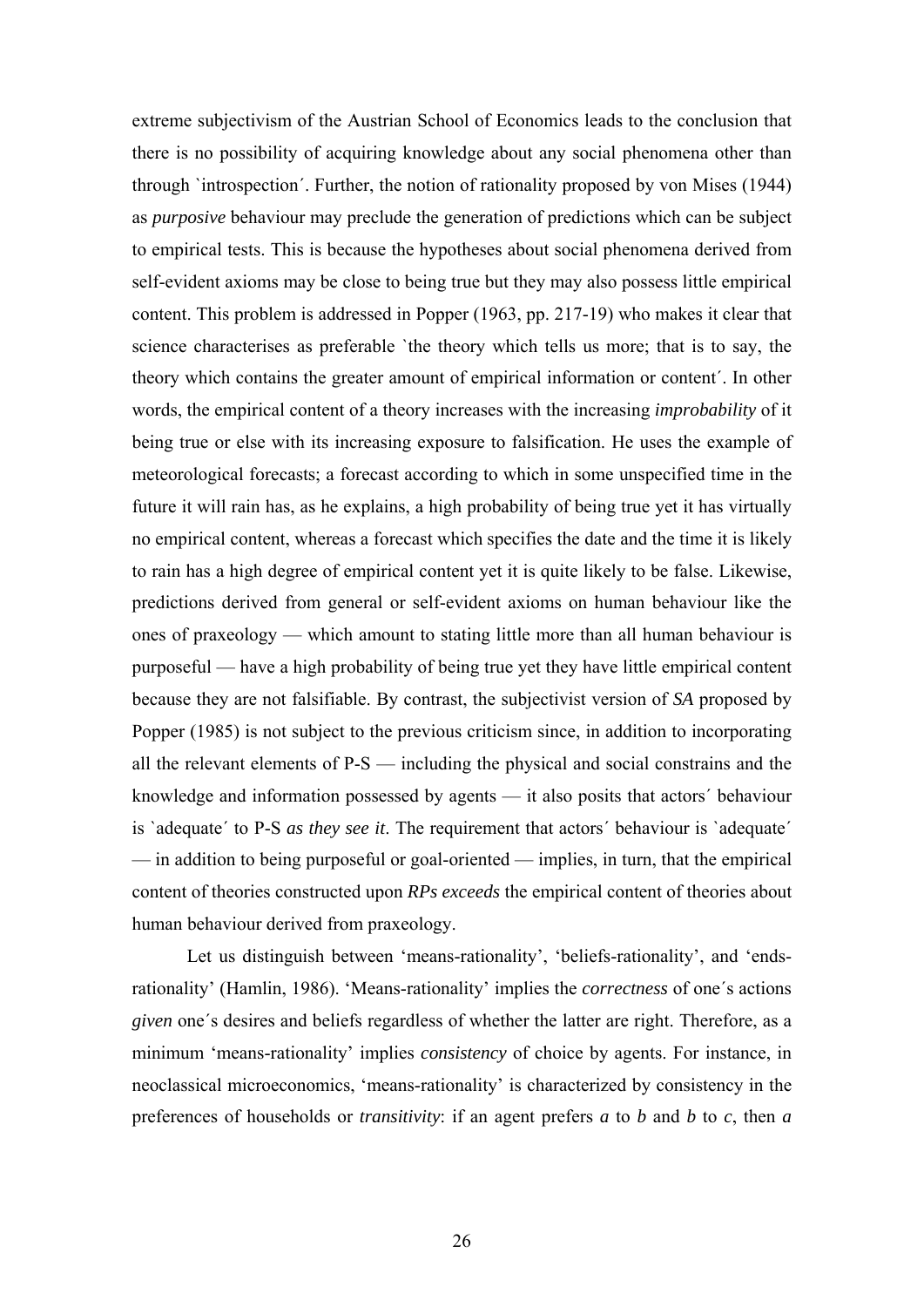extreme subjectivism of the Austrian School of Economics leads to the conclusion that there is no possibility of acquiring knowledge about any social phenomena other than through `introspection´. Further, the notion of rationality proposed by von Mises (1944) as *purposive* behaviour may preclude the generation of predictions which can be subject to empirical tests. This is because the hypotheses about social phenomena derived from self-evident axioms may be close to being true but they may also possess little empirical content. This problem is addressed in Popper (1963, pp. 217-19) who makes it clear that science characterises as preferable `the theory which tells us more; that is to say, the theory which contains the greater amount of empirical information or content´. In other words, the empirical content of a theory increases with the increasing *improbability* of it being true or else with its increasing exposure to falsification. He uses the example of meteorological forecasts; a forecast according to which in some unspecified time in the future it will rain has, as he explains, a high probability of being true yet it has virtually no empirical content, whereas a forecast which specifies the date and the time it is likely to rain has a high degree of empirical content yet it is quite likely to be false. Likewise, predictions derived from general or self-evident axioms on human behaviour like the ones of praxeology — which amount to stating little more than all human behaviour is purposeful — have a high probability of being true yet they have little empirical content because they are not falsifiable. By contrast, the subjectivist version of *SA* proposed by Popper (1985) is not subject to the previous criticism since, in addition to incorporating all the relevant elements of P-S — including the physical and social constrains and the knowledge and information possessed by agents — it also posits that actors´ behaviour is `adequate´ to P-S *as they see it*. The requirement that actors´ behaviour is `adequate´ — in addition to being purposeful or goal-oriented — implies, in turn, that the empirical content of theories constructed upon *RPs exceeds* the empirical content of theories about human behaviour derived from praxeology.

Let us distinguish between 'means-rationality', 'beliefs-rationality', and 'ends-rationality' (Hamlin, 1986). 'Means-rationality' implies the *correctness* of one´s actions *given* one´s desires and beliefs regardless of whether the latter are right. Therefore, as a minimum 'means-rationality' implies *consistency* of choice by agents. For instance, in neoclassical microeconomics, 'means-rationality' is characterized by consistency in the preferences of households or *transitivity*: if an agent prefers *a* to *b* and *b* to *c*, then *a*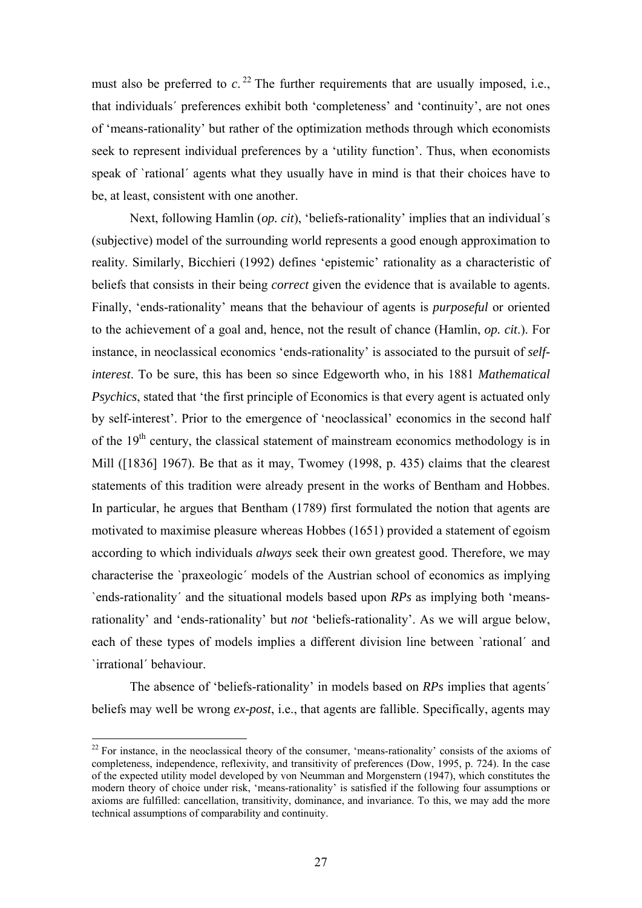must also be preferred to $c$.[22] The further requirements that are usually imposed, i.e., that individuals´ preferences exhibit both 'completeness' and 'continuity', are not ones of 'means-rationality' but rather of the optimization methods through which economists seek to represent individual preferences by a 'utility function'. Thus, when economists speak of `rational´ agents what they usually have in mind is that their choices have to be, at least, consistent with one another.

Next, following Hamlin (*op. cit*), 'beliefs-rationality' implies that an individual´s (subjective) model of the surrounding world represents a good enough approximation to reality. Similarly, Bicchieri (1992) defines 'epistemic' rationality as a characteristic of beliefs that consists in their being *correct* given the evidence that is available to agents. Finally, 'ends-rationality' means that the behaviour of agents is *purposeful* or oriented to the achievement of a goal and, hence, not the result of chance (Hamlin, *op. cit*.). For instance, in neoclassical economics 'ends-rationality' is associated to the pursuit of *self-interest*. To be sure, this has been so since Edgeworth who, in his 1881 *Mathematical Psychics*, stated that 'the first principle of Economics is that every agent is actuated only by self-interest'. Prior to the emergence of 'neoclassical' economics in the second half of the 19th century, the classical statement of mainstream economics methodology is in Mill ([1836] 1967). Be that as it may, Twomey (1998, p. 435) claims that the clearest statements of this tradition were already present in the works of Bentham and Hobbes. In particular, he argues that Bentham (1789) first formulated the notion that agents are motivated to maximise pleasure whereas Hobbes (1651) provided a statement of egoism according to which individuals *always* seek their own greatest good. Therefore, we may characterise the `praxeologic´ models of the Austrian school of economics as implying `ends-rationality´ and the situational models based upon *RPs* as implying both 'means-rationality' and 'ends-rationality' but *not* 'beliefs-rationality'. As we will argue below, each of these types of models implies a different division line between `rational´ and `irrational´ behaviour.

The absence of 'beliefs-rationality' in models based on *RPs* implies that agents´ beliefs may well be wrong *ex-post*, i.e., that agents are fallible. Specifically, agents may

[22] For instance, in the neoclassical theory of the consumer, 'means-rationality' consists of the axioms of completeness, independence, reflexivity, and transitivity of preferences (Dow, 1995, p. 724). In the case of the expected utility model developed by von Neumman and Morgenstern (1947), which constitutes the modern theory of choice under risk, 'means-rationality' is satisfied if the following four assumptions or axioms are fulfilled: cancellation, transitivity, dominance, and invariance. To this, we may add the more technical assumptions of comparability and continuity.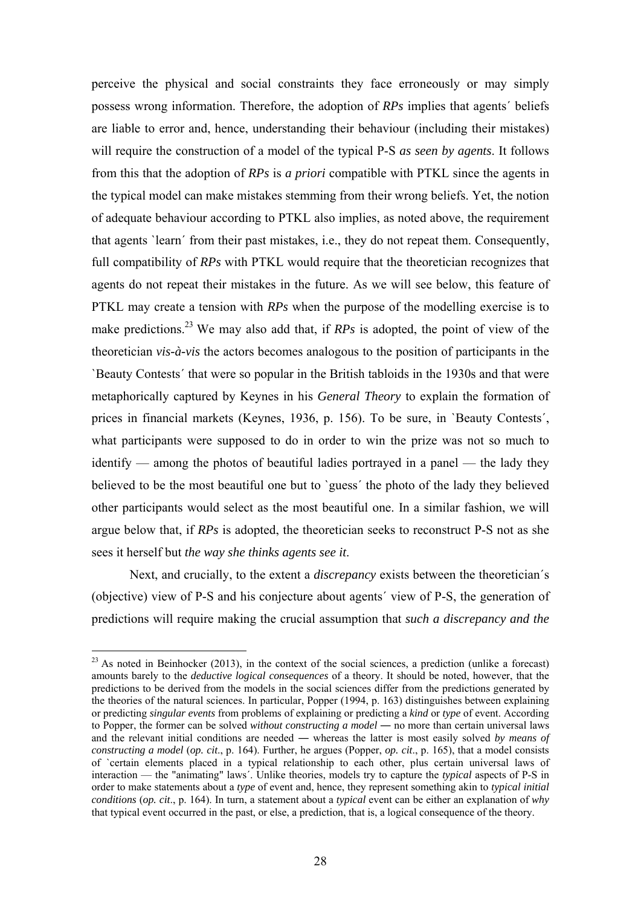perceive the physical and social constraints they face erroneously or may simply possess wrong information. Therefore, the adoption of *RPs* implies that agents´ beliefs are liable to error and, hence, understanding their behaviour (including their mistakes) will require the construction of a model of the typical P-S *as seen by agents*. It follows from this that the adoption of *RPs* is *a priori* compatible with PTKL since the agents in the typical model can make mistakes stemming from their wrong beliefs. Yet, the notion of adequate behaviour according to PTKL also implies, as noted above, the requirement that agents `learn´ from their past mistakes, i.e., they do not repeat them. Consequently, full compatibility of *RPs* with PTKL would require that the theoretician recognizes that agents do not repeat their mistakes in the future. As we will see below, this feature of PTKL may create a tension with *RPs* when the purpose of the modelling exercise is to make predictions.[23] We may also add that, if *RPs* is adopted, the point of view of the theoretician *vis-à-vis* the actors becomes analogous to the position of participants in the `Beauty Contests´ that were so popular in the British tabloids in the 1930s and that were metaphorically captured by Keynes in his *General Theory* to explain the formation of prices in financial markets (Keynes, 1936, p. 156). To be sure, in `Beauty Contests´, what participants were supposed to do in order to win the prize was not so much to identify — among the photos of beautiful ladies portrayed in a panel — the lady they believed to be the most beautiful one but to `guess´ the photo of the lady they believed other participants would select as the most beautiful one. In a similar fashion, we will argue below that, if *RPs* is adopted, the theoretician seeks to reconstruct P-S not as she sees it herself but *the way she thinks agents see it*.

Next, and crucially, to the extent a *discrepancy* exists between the theoretician´s (objective) view of P-S and his conjecture about agents´ view of P-S, the generation of predictions will require making the crucial assumption that *such a discrepancy and the*

[23] As noted in Beinhocker (2013), in the context of the social sciences, a prediction (unlike a forecast) amounts barely to the *deductive logical consequences* of a theory. It should be noted, however, that the predictions to be derived from the models in the social sciences differ from the predictions generated by the theories of the natural sciences. In particular, Popper (1994, p. 163) distinguishes between explaining or predicting *singular events* from problems of explaining or predicting a *kind* or *type* of event. According to Popper, the former can be solved *without constructing a model* ― no more than certain universal laws and the relevant initial conditions are needed ― whereas the latter is most easily solved *by means of constructing a model* (*op. cit*., p. 164). Further, he argues (Popper, *op. cit*., p. 165), that a model consists of `certain elements placed in a typical relationship to each other, plus certain universal laws of interaction — the "animating" laws´. Unlike theories, models try to capture the *typical* aspects of P-S in order to make statements about a *type* of event and, hence, they represent something akin to *typical initial conditions* (*op. cit*., p. 164). In turn, a statement about a *typical* event can be either an explanation of *why* that typical event occurred in the past, or else, a prediction, that is, a logical consequence of the theory.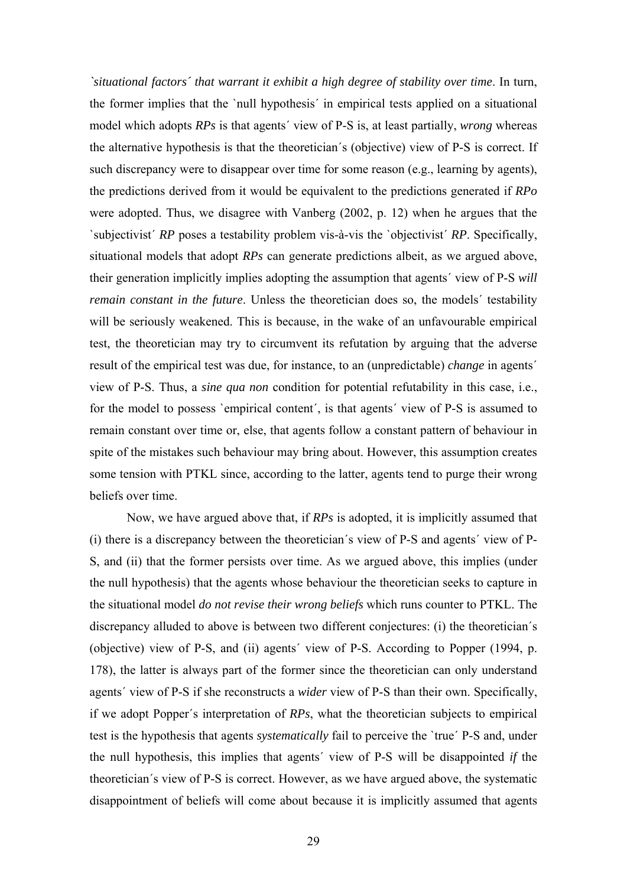*`situational factors´ that warrant it exhibit a high degree of stability over time*. In turn, the former implies that the `null hypothesis´ in empirical tests applied on a situational model which adopts *RPs* is that agents´ view of P-S is, at least partially, *wrong* whereas the alternative hypothesis is that the theoretician´s (objective) view of P-S is correct. If such discrepancy were to disappear over time for some reason (e.g., learning by agents), the predictions derived from it would be equivalent to the predictions generated if *RPo* were adopted. Thus, we disagree with Vanberg (2002, p. 12) when he argues that the `subjectivist´ *RP* poses a testability problem vis-à-vis the `objectivist´ *RP*. Specifically, situational models that adopt *RPs* can generate predictions albeit, as we argued above, their generation implicitly implies adopting the assumption that agents´ view of P-S *will remain constant in the future*. Unless the theoretician does so, the models´ testability will be seriously weakened. This is because, in the wake of an unfavourable empirical test, the theoretician may try to circumvent its refutation by arguing that the adverse result of the empirical test was due, for instance, to an (unpredictable) *change* in agents´ view of P-S. Thus, a *sine qua non* condition for potential refutability in this case, i.e., for the model to possess `empirical content´, is that agents´ view of P-S is assumed to remain constant over time or, else, that agents follow a constant pattern of behaviour in spite of the mistakes such behaviour may bring about. However, this assumption creates some tension with PTKL since, according to the latter, agents tend to purge their wrong beliefs over time.

Now, we have argued above that, if *RPs* is adopted, it is implicitly assumed that (i) there is a discrepancy between the theoretician´s view of P-S and agents´ view of P-S, and (ii) that the former persists over time. As we argued above, this implies (under the null hypothesis) that the agents whose behaviour the theoretician seeks to capture in the situational model *do not revise their wrong beliefs* which runs counter to PTKL. The discrepancy alluded to above is between two different conjectures: (i) the theoretician´s (objective) view of P-S, and (ii) agents´ view of P-S. According to Popper (1994, p. 178), the latter is always part of the former since the theoretician can only understand agents´ view of P-S if she reconstructs a *wider* view of P-S than their own. Specifically, if we adopt Popper´s interpretation of *RPs*, what the theoretician subjects to empirical test is the hypothesis that agents *systematically* fail to perceive the `true´ P-S and, under the null hypothesis, this implies that agents´ view of P-S will be disappointed *if* the theoretician´s view of P-S is correct. However, as we have argued above, the systematic disappointment of beliefs will come about because it is implicitly assumed that agents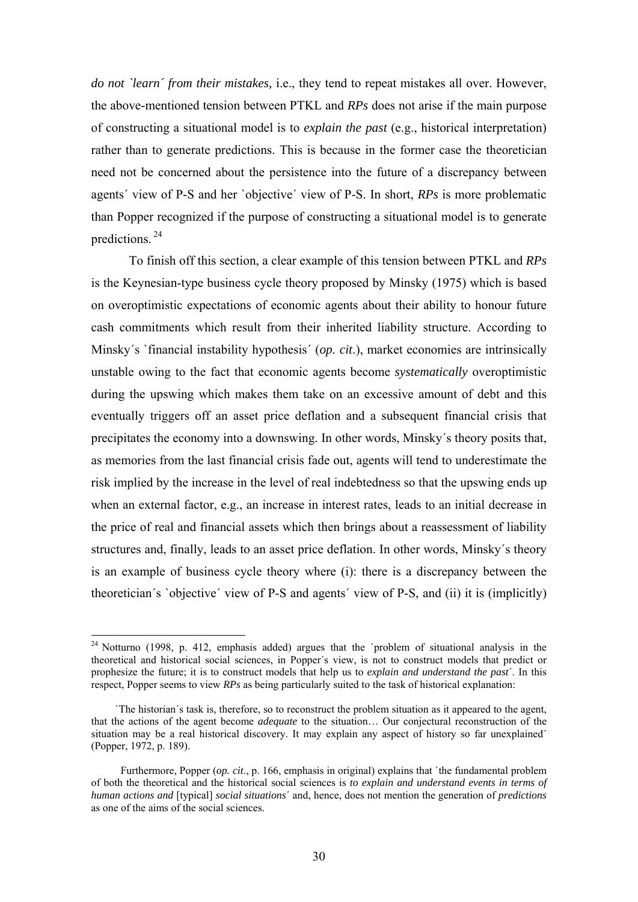*do not `learn´ from their mistakes,* i.e., they tend to repeat mistakes all over. However, the above-mentioned tension between PTKL and *RPs* does not arise if the main purpose of constructing a situational model is to *explain the past* (e.g., historical interpretation) rather than to generate predictions. This is because in the former case the theoretician need not be concerned about the persistence into the future of a discrepancy between agents´ view of P-S and her `objective´ view of P-S. In short, *RPs* is more problematic than Popper recognized if the purpose of constructing a situational model is to generate predictions. [24]

To finish off this section, a clear example of this tension between PTKL and *RPs* is the Keynesian-type business cycle theory proposed by Minsky (1975) which is based on overoptimistic expectations of economic agents about their ability to honour future cash commitments which result from their inherited liability structure. According to Minsky´s `financial instability hypothesis´ (*op. cit*.), market economies are intrinsically unstable owing to the fact that economic agents become *systematically* overoptimistic during the upswing which makes them take on an excessive amount of debt and this eventually triggers off an asset price deflation and a subsequent financial crisis that precipitates the economy into a downswing. In other words, Minsky´s theory posits that, as memories from the last financial crisis fade out, agents will tend to underestimate the risk implied by the increase in the level of real indebtedness so that the upswing ends up when an external factor, e.g., an increase in interest rates, leads to an initial decrease in the price of real and financial assets which then brings about a reassessment of liability structures and, finally, leads to an asset price deflation. In other words, Minsky´s theory is an example of business cycle theory where (i): there is a discrepancy between the theoretician´s `objective´ view of P-S and agents´ view of P-S, and (ii) it is (implicitly)

---

[24] Notturno (1998, p. 412, emphasis added) argues that the `problem of situational analysis in the theoretical and historical social sciences, in Popper´s view, is not to construct models that predict or prophesize the future; it is to construct models that help us to *explain and understand the past*´. In this respect, Popper seems to view *RPs* as being particularly suited to the task of historical explanation:

> `The historian´s task is, therefore, so to reconstruct the problem situation as it appeared to the agent, that the actions of the agent become *adequate* to the situation… Our conjectural reconstruction of the situation may be a real historical discovery. It may explain any aspect of history so far unexplained´ (Popper, 1972, p. 189).

Furthermore, Popper (*op. cit*., p. 166, emphasis in original) explains that `the fundamental problem of both the theoretical and the historical social sciences is *to explain and understand events in terms of human actions and* [typical] *social situations*´ and, hence, does not mention the generation of *predictions* as one of the aims of the social sciences.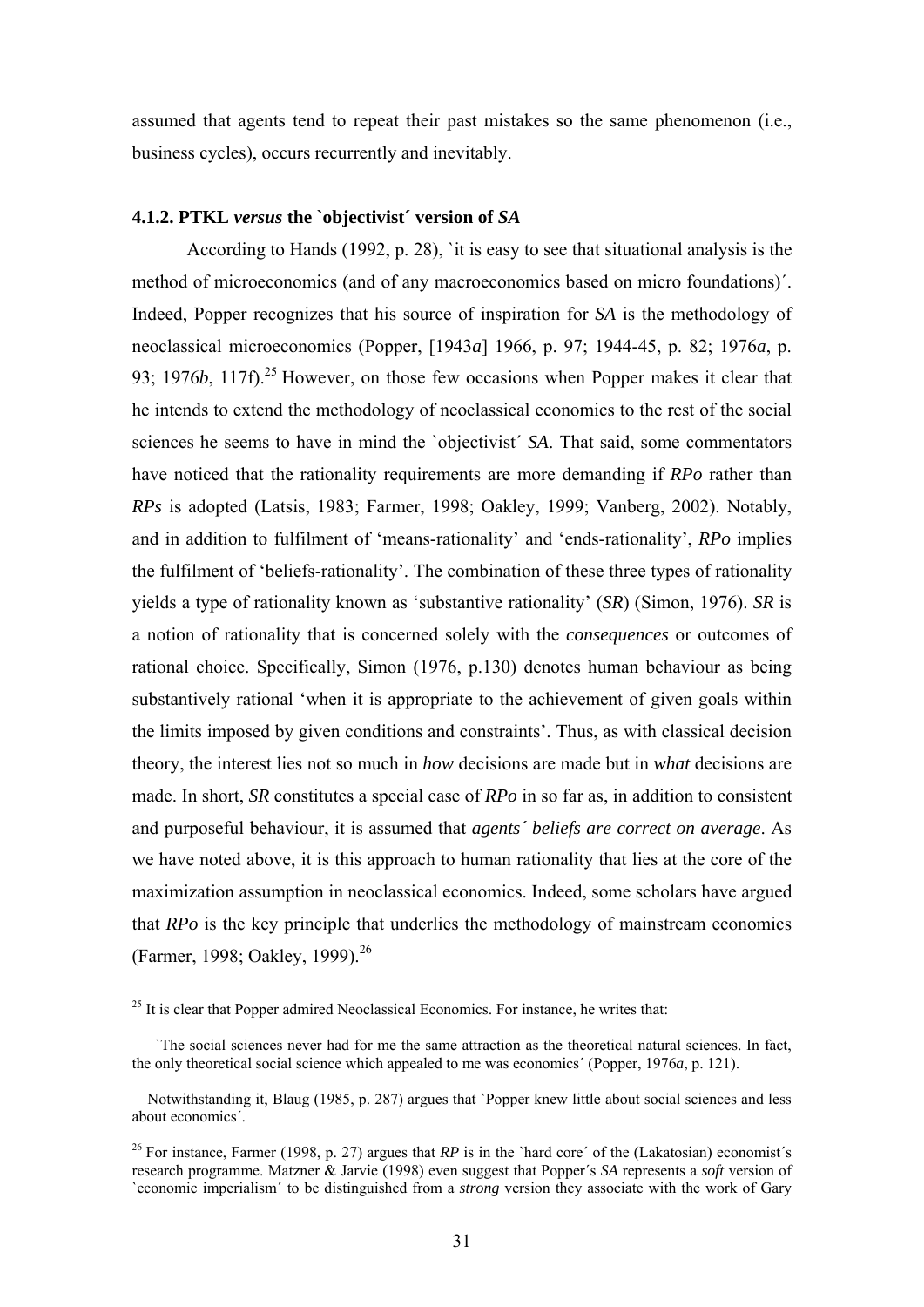assumed that agents tend to repeat their past mistakes so the same phenomenon (i.e., business cycles), occurs recurrently and inevitably.

### 4.1.2. PTKL *versus* the `objectivist´ version of *SA*

According to Hands (1992, p. 28), `it is easy to see that situational analysis is the method of microeconomics (and of any macroeconomics based on micro foundations)´. Indeed, Popper recognizes that his source of inspiration for *SA* is the methodology of neoclassical microeconomics (Popper, [1943*a*] 1966, p. 97; 1944-45, p. 82; 1976*a*, p. 93; 1976*b*, 117f).[25] However, on those few occasions when Popper makes it clear that he intends to extend the methodology of neoclassical economics to the rest of the social sciences he seems to have in mind the `objectivist´ *SA*. That said, some commentators have noticed that the rationality requirements are more demanding if *RPo* rather than *RPs* is adopted (Latsis, 1983; Farmer, 1998; Oakley, 1999; Vanberg, 2002). Notably, and in addition to fulfilment of 'means-rationality' and 'ends-rationality', *RPo* implies the fulfilment of 'beliefs-rationality'. The combination of these three types of rationality yields a type of rationality known as 'substantive rationality' (*SR*) (Simon, 1976). *SR* is a notion of rationality that is concerned solely with the *consequences* or outcomes of rational choice. Specifically, Simon (1976, p.130) denotes human behaviour as being substantively rational 'when it is appropriate to the achievement of given goals within the limits imposed by given conditions and constraints'. Thus, as with classical decision theory, the interest lies not so much in *how* decisions are made but in *what* decisions are made. In short, *SR* constitutes a special case of *RPo* in so far as, in addition to consistent and purposeful behaviour, it is assumed that *agents´ beliefs are correct on average*. As we have noted above, it is this approach to human rationality that lies at the core of the maximization assumption in neoclassical economics. Indeed, some scholars have argued that *RPo* is the key principle that underlies the methodology of mainstream economics (Farmer, 1998; Oakley, 1999).[26]

---

[25] It is clear that Popper admired Neoclassical Economics. For instance, he writes that:

> `The social sciences never had for me the same attraction as the theoretical natural sciences. In fact, the only theoretical social science which appealed to me was economics´ (Popper, 1976*a*, p. 121).

Notwithstanding it, Blaug (1985, p. 287) argues that `Popper knew little about social sciences and less about economics´.

[26] For instance, Farmer (1998, p. 27) argues that *RP* is in the `hard core´ of the (Lakatosian) economist´s research programme. Matzner & Jarvie (1998) even suggest that Popper´s *SA* represents a *soft* version of `economic imperialism´ to be distinguished from a *strong* version they associate with the work of Gary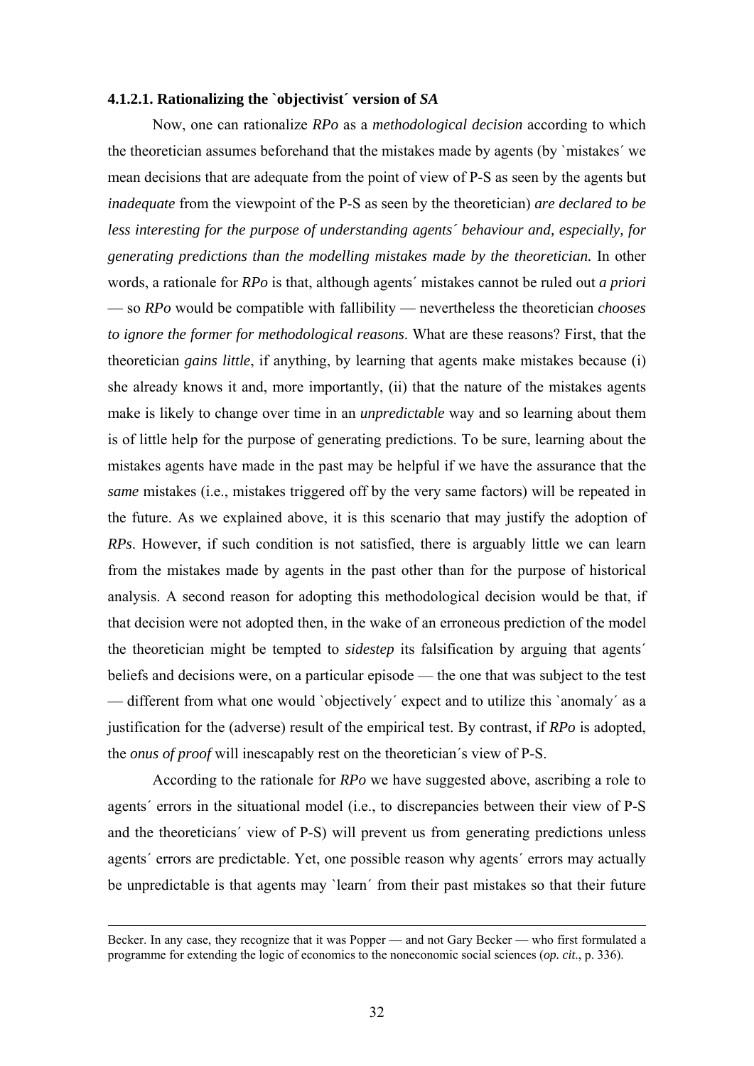#### 4.1.2.1. Rationalizing the `objectivist´ version of *SA*

Now, one can rationalize *RPo* as a *methodological decision* according to which the theoretician assumes beforehand that the mistakes made by agents (by `mistakes´ we mean decisions that are adequate from the point of view of P-S as seen by the agents but *inadequate* from the viewpoint of the P-S as seen by the theoretician) *are declared to be less interesting for the purpose of understanding agents´ behaviour and, especially, for generating predictions than the modelling mistakes made by the theoretician.* In other words, a rationale for *RPo* is that, although agents´ mistakes cannot be ruled out *a priori* — so *RPo* would be compatible with fallibility — nevertheless the theoretician *chooses to ignore the former for methodological reasons*. What are these reasons? First, that the theoretician *gains little*, if anything, by learning that agents make mistakes because (i) she already knows it and, more importantly, (ii) that the nature of the mistakes agents make is likely to change over time in an *unpredictable* way and so learning about them is of little help for the purpose of generating predictions. To be sure, learning about the mistakes agents have made in the past may be helpful if we have the assurance that the *same* mistakes (i.e., mistakes triggered off by the very same factors) will be repeated in the future. As we explained above, it is this scenario that may justify the adoption of *RPs*. However, if such condition is not satisfied, there is arguably little we can learn from the mistakes made by agents in the past other than for the purpose of historical analysis. A second reason for adopting this methodological decision would be that, if that decision were not adopted then, in the wake of an erroneous prediction of the model the theoretician might be tempted to *sidestep* its falsification by arguing that agents´ beliefs and decisions were, on a particular episode — the one that was subject to the test — different from what one would `objectively´ expect and to utilize this `anomaly´ as a justification for the (adverse) result of the empirical test. By contrast, if *RPo* is adopted, the *onus of proof* will inescapably rest on the theoretician´s view of P-S.

According to the rationale for *RPo* we have suggested above, ascribing a role to agents´ errors in the situational model (i.e., to discrepancies between their view of P-S and the theoreticians´ view of P-S) will prevent us from generating predictions unless agents´ errors are predictable. Yet, one possible reason why agents´ errors may actually be unpredictable is that agents may `learn´ from their past mistakes so that their future

---

Becker. In any case, they recognize that it was Popper — and not Gary Becker — who first formulated a programme for extending the logic of economics to the noneconomic social sciences (*op. cit.*, p. 336).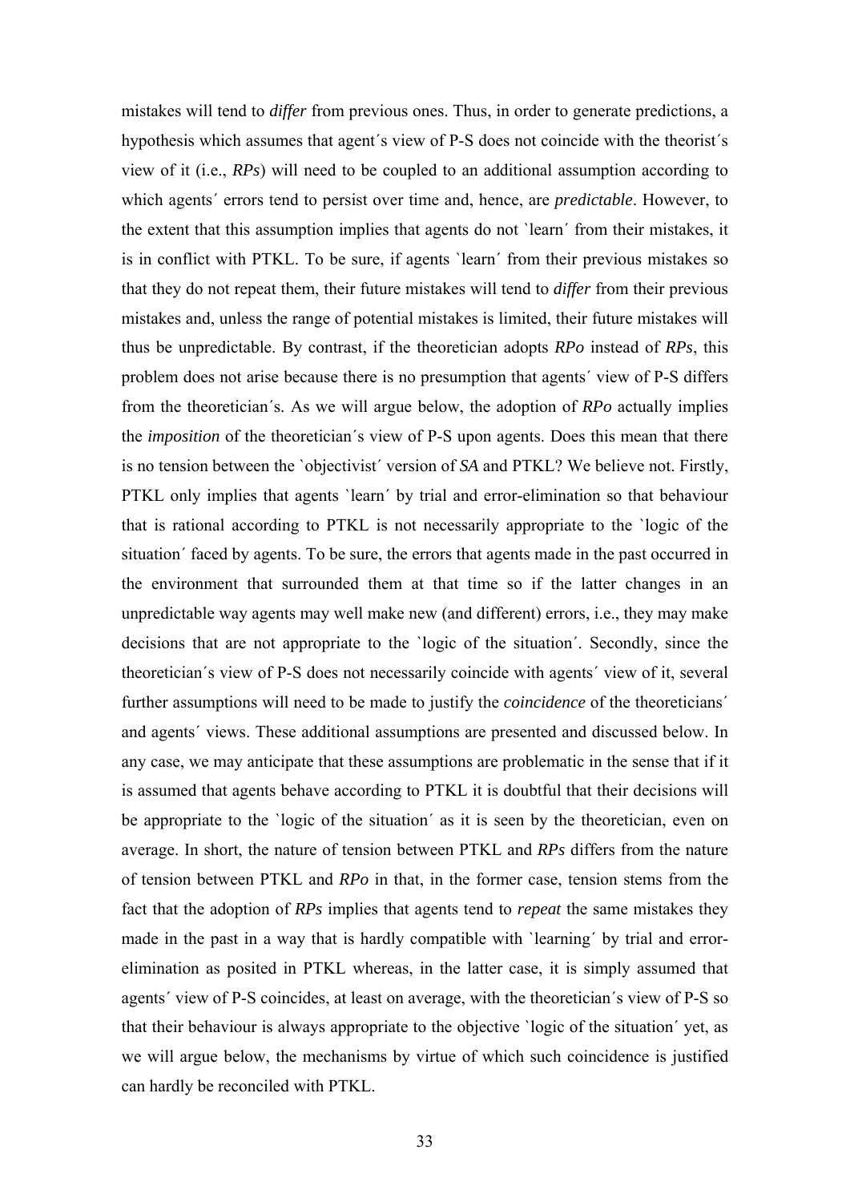mistakes will tend to *differ* from previous ones. Thus, in order to generate predictions, a hypothesis which assumes that agent´s view of P-S does not coincide with the theorist´s view of it (i.e., *RPs*) will need to be coupled to an additional assumption according to which agents´ errors tend to persist over time and, hence, are *predictable*. However, to the extent that this assumption implies that agents do not `learn´ from their mistakes, it is in conflict with PTKL. To be sure, if agents `learn´ from their previous mistakes so that they do not repeat them, their future mistakes will tend to *differ* from their previous mistakes and, unless the range of potential mistakes is limited, their future mistakes will thus be unpredictable. By contrast, if the theoretician adopts *RPo* instead of *RPs*, this problem does not arise because there is no presumption that agents´ view of P-S differs from the theoretician´s. As we will argue below, the adoption of *RPo* actually implies the *imposition* of the theoretician´s view of P-S upon agents. Does this mean that there is no tension between the `objectivist´ version of *SA* and PTKL? We believe not. Firstly, PTKL only implies that agents `learn´ by trial and error-elimination so that behaviour that is rational according to PTKL is not necessarily appropriate to the `logic of the situation´ faced by agents. To be sure, the errors that agents made in the past occurred in the environment that surrounded them at that time so if the latter changes in an unpredictable way agents may well make new (and different) errors, i.e., they may make decisions that are not appropriate to the `logic of the situation´. Secondly, since the theoretician´s view of P-S does not necessarily coincide with agents´ view of it, several further assumptions will need to be made to justify the *coincidence* of the theoreticians´ and agents´ views. These additional assumptions are presented and discussed below. In any case, we may anticipate that these assumptions are problematic in the sense that if it is assumed that agents behave according to PTKL it is doubtful that their decisions will be appropriate to the `logic of the situation´ as it is seen by the theoretician, even on average. In short, the nature of tension between PTKL and *RPs* differs from the nature of tension between PTKL and *RPo* in that, in the former case, tension stems from the fact that the adoption of *RPs* implies that agents tend to *repeat* the same mistakes they made in the past in a way that is hardly compatible with `learning´ by trial and error-elimination as posited in PTKL whereas, in the latter case, it is simply assumed that agents´ view of P-S coincides, at least on average, with the theoretician´s view of P-S so that their behaviour is always appropriate to the objective `logic of the situation´ yet, as we will argue below, the mechanisms by virtue of which such coincidence is justified can hardly be reconciled with PTKL.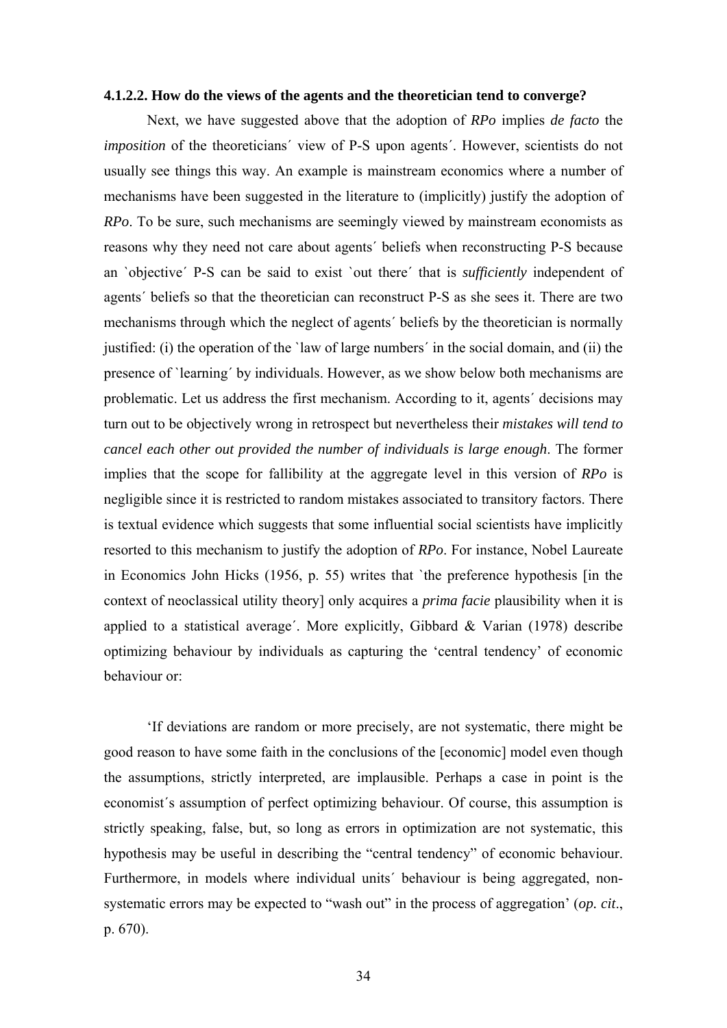### 4.1.2.2. How do the views of the agents and the theoretician tend to converge?

Next, we have suggested above that the adoption of *RPo* implies *de facto* the *imposition* of the theoreticians´ view of P-S upon agents´. However, scientists do not usually see things this way. An example is mainstream economics where a number of mechanisms have been suggested in the literature to (implicitly) justify the adoption of *RPo*. To be sure, such mechanisms are seemingly viewed by mainstream economists as reasons why they need not care about agents´ beliefs when reconstructing P-S because an `objective´ P-S can be said to exist `out there´ that is *sufficiently* independent of agents´ beliefs so that the theoretician can reconstruct P-S as she sees it. There are two mechanisms through which the neglect of agents´ beliefs by the theoretician is normally justified: (i) the operation of the `law of large numbers´ in the social domain, and (ii) the presence of `learning´ by individuals. However, as we show below both mechanisms are problematic. Let us address the first mechanism. According to it, agents´ decisions may turn out to be objectively wrong in retrospect but nevertheless their *mistakes will tend to cancel each other out provided the number of individuals is large enough*. The former implies that the scope for fallibility at the aggregate level in this version of *RPo* is negligible since it is restricted to random mistakes associated to transitory factors. There is textual evidence which suggests that some influential social scientists have implicitly resorted to this mechanism to justify the adoption of *RPo*. For instance, Nobel Laureate in Economics John Hicks (1956, p. 55) writes that `the preference hypothesis [in the context of neoclassical utility theory] only acquires a *prima facie* plausibility when it is applied to a statistical average´. More explicitly, Gibbard & Varian (1978) describe optimizing behaviour by individuals as capturing the 'central tendency' of economic behaviour or:

'If deviations are random or more precisely, are not systematic, there might be good reason to have some faith in the conclusions of the [economic] model even though the assumptions, strictly interpreted, are implausible. Perhaps a case in point is the economist´s assumption of perfect optimizing behaviour. Of course, this assumption is strictly speaking, false, but, so long as errors in optimization are not systematic, this hypothesis may be useful in describing the "central tendency" of economic behaviour. Furthermore, in models where individual units´ behaviour is being aggregated, non-systematic errors may be expected to "wash out" in the process of aggregation' (*op. cit*., p. 670).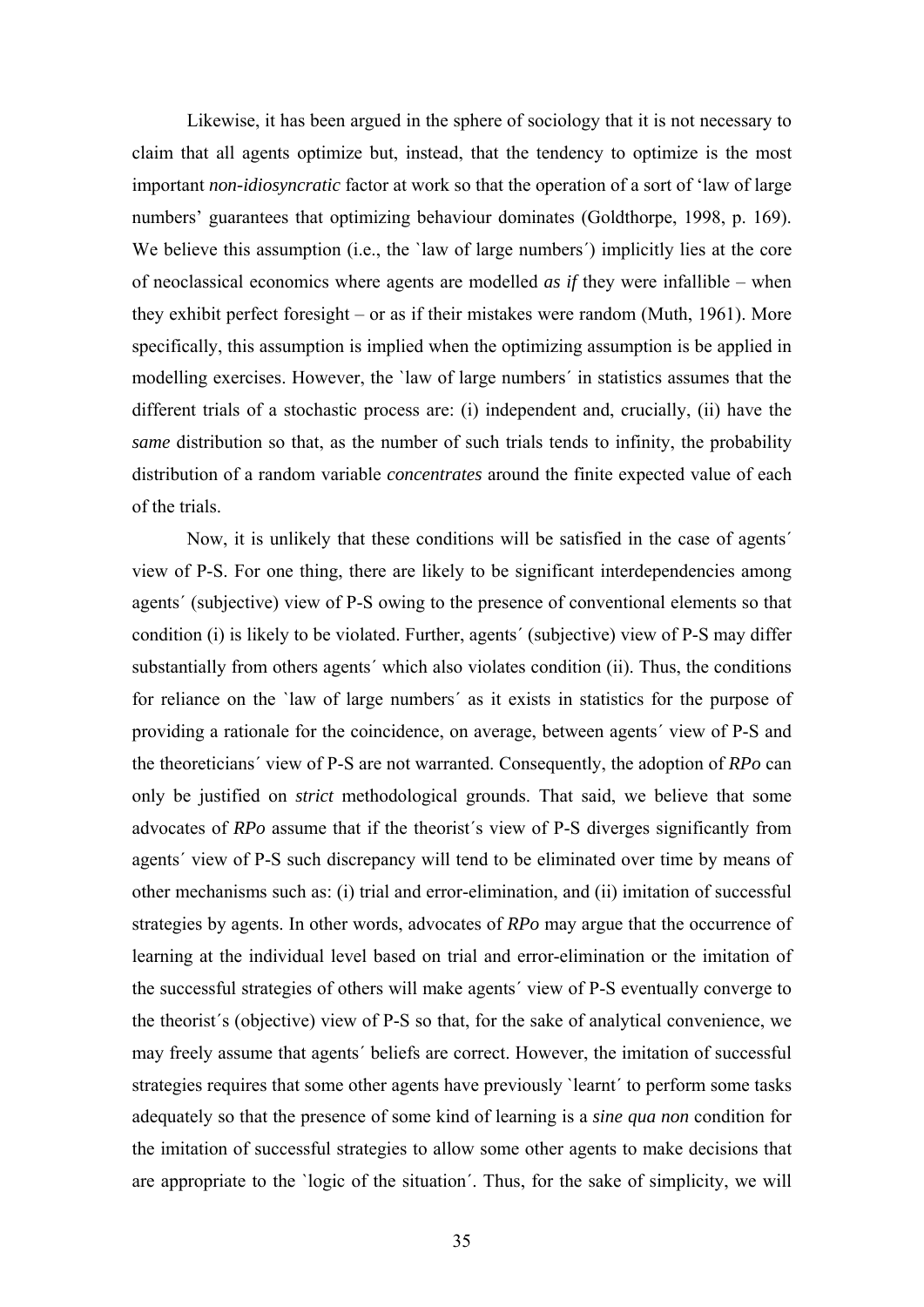Likewise, it has been argued in the sphere of sociology that it is not necessary to claim that all agents optimize but, instead, that the tendency to optimize is the most important *non-idiosyncratic* factor at work so that the operation of a sort of 'law of large numbers' guarantees that optimizing behaviour dominates (Goldthorpe, 1998, p. 169). We believe this assumption (i.e., the `law of large numbers´) implicitly lies at the core of neoclassical economics where agents are modelled *as if* they were infallible – when they exhibit perfect foresight – or as if their mistakes were random (Muth, 1961). More specifically, this assumption is implied when the optimizing assumption is be applied in modelling exercises. However, the `law of large numbers´ in statistics assumes that the different trials of a stochastic process are: (i) independent and, crucially, (ii) have the *same* distribution so that, as the number of such trials tends to infinity, the probability distribution of a random variable *concentrates* around the finite expected value of each of the trials.

Now, it is unlikely that these conditions will be satisfied in the case of agents´ view of P-S. For one thing, there are likely to be significant interdependencies among agents´ (subjective) view of P-S owing to the presence of conventional elements so that condition (i) is likely to be violated. Further, agents´ (subjective) view of P-S may differ substantially from others agents´ which also violates condition (ii). Thus, the conditions for reliance on the `law of large numbers´ as it exists in statistics for the purpose of providing a rationale for the coincidence, on average, between agents´ view of P-S and the theoreticians´ view of P-S are not warranted. Consequently, the adoption of ***RPo*** can only be justified on *strict* methodological grounds. That said, we believe that some advocates of ***RPo*** assume that if the theorist´s view of P-S diverges significantly from agents´ view of P-S such discrepancy will tend to be eliminated over time by means of other mechanisms such as: (i) trial and error-elimination, and (ii) imitation of successful strategies by agents. In other words, advocates of ***RPo*** may argue that the occurrence of learning at the individual level based on trial and error-elimination or the imitation of the successful strategies of others will make agents´ view of P-S eventually converge to the theorist´s (objective) view of P-S so that, for the sake of analytical convenience, we may freely assume that agents´ beliefs are correct. However, the imitation of successful strategies requires that some other agents have previously `learnt´ to perform some tasks adequately so that the presence of some kind of learning is a *sine qua non* condition for the imitation of successful strategies to allow some other agents to make decisions that are appropriate to the `logic of the situation´. Thus, for the sake of simplicity, we will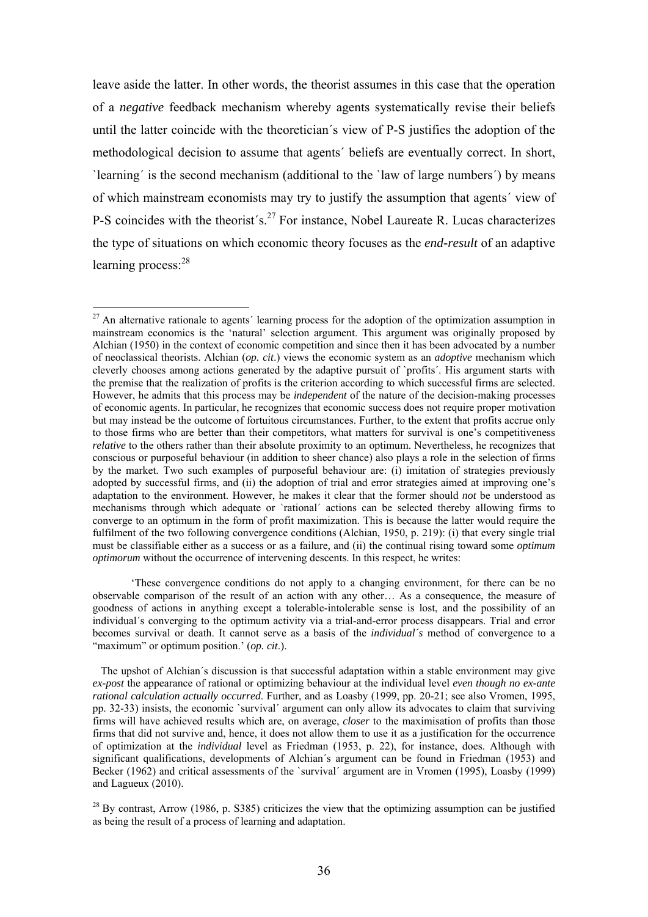leave aside the latter. In other words, the theorist assumes in this case that the operation of a *negative* feedback mechanism whereby agents systematically revise their beliefs until the latter coincide with the theoretician´s view of P-S justifies the adoption of the methodological decision to assume that agents´ beliefs are eventually correct. In short, `learning´ is the second mechanism (additional to the `law of large numbers´) by means of which mainstream economists may try to justify the assumption that agents´ view of P-S coincides with the theorist´s.[27] For instance, Nobel Laureate R. Lucas characterizes the type of situations on which economic theory focuses as the *end-result* of an adaptive learning process:[28]

---

[27] An alternative rationale to agents´ learning process for the adoption of the optimization assumption in mainstream economics is the 'natural' selection argument. This argument was originally proposed by Alchian (1950) in the context of economic competition and since then it has been advocated by a number of neoclassical theorists. Alchian (*op. cit*.) views the economic system as an *adoptive* mechanism which cleverly chooses among actions generated by the adaptive pursuit of `profits´. His argument starts with the premise that the realization of profits is the criterion according to which successful firms are selected. However, he admits that this process may be *independent* of the nature of the decision-making processes of economic agents. In particular, he recognizes that economic success does not require proper motivation but may instead be the outcome of fortuitous circumstances. Further, to the extent that profits accrue only to those firms who are better than their competitors, what matters for survival is one's competitiveness *relative* to the others rather than their absolute proximity to an optimum. Nevertheless, he recognizes that conscious or purposeful behaviour (in addition to sheer chance) also plays a role in the selection of firms by the market. Two such examples of purposeful behaviour are: (i) imitation of strategies previously adopted by successful firms, and (ii) the adoption of trial and error strategies aimed at improving one's adaptation to the environment. However, he makes it clear that the former should *not* be understood as mechanisms through which adequate or `rational´ actions can be selected thereby allowing firms to converge to an optimum in the form of profit maximization. This is because the latter would require the fulfilment of the two following convergence conditions (Alchian, 1950, p. 219): (i) that every single trial must be classifiable either as a success or as a failure, and (ii) the continual rising toward some *optimum optimorum* without the occurrence of intervening descents. In this respect, he writes:

> 'These convergence conditions do not apply to a changing environment, for there can be no observable comparison of the result of an action with any other… As a consequence, the measure of goodness of actions in anything except a tolerable-intolerable sense is lost, and the possibility of an individual´s converging to the optimum activity via a trial-and-error process disappears. Trial and error becomes survival or death. It cannot serve as a basis of the *individual´s* method of convergence to a "maximum" or optimum position.' (*op. cit*.).

The upshot of Alchian´s discussion is that successful adaptation within a stable environment may give *ex-post* the appearance of rational or optimizing behaviour at the individual level *even though no ex-ante rational calculation actually occurred*. Further, and as Loasby (1999, pp. 20-21; see also Vromen, 1995, pp. 32-33) insists, the economic `survival´ argument can only allow its advocates to claim that surviving firms will have achieved results which are, on average, *closer* to the maximisation of profits than those firms that did not survive and, hence, it does not allow them to use it as a justification for the occurrence of optimization at the *individual* level as Friedman (1953, p. 22), for instance, does. Although with significant qualifications, developments of Alchian´s argument can be found in Friedman (1953) and Becker (1962) and critical assessments of the `survival´ argument are in Vromen (1995), Loasby (1999) and Lagueux (2010).

[28] By contrast, Arrow (1986, p. S385) criticizes the view that the optimizing assumption can be justified as being the result of a process of learning and adaptation.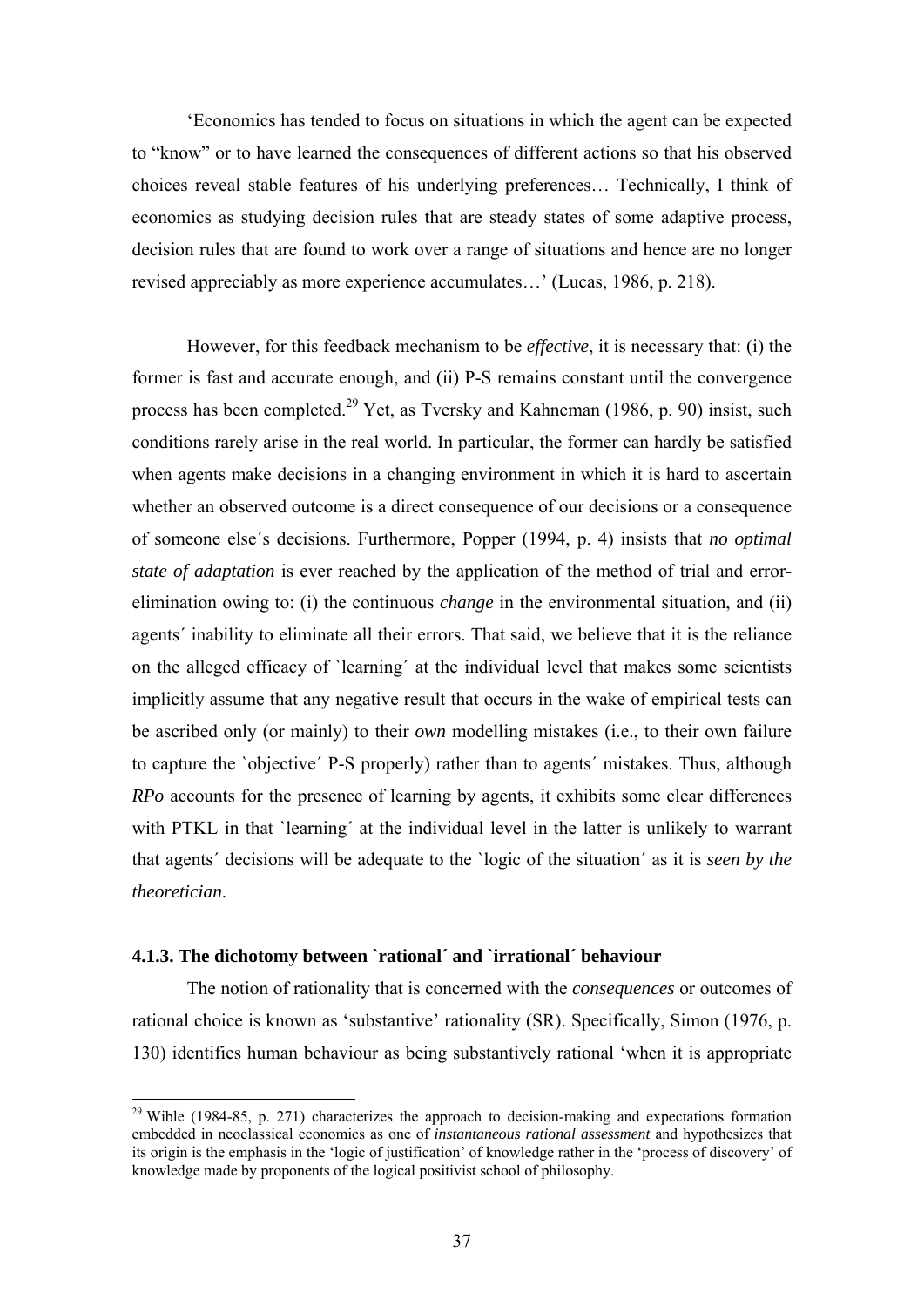'Economics has tended to focus on situations in which the agent can be expected to "know" or to have learned the consequences of different actions so that his observed choices reveal stable features of his underlying preferences… Technically, I think of economics as studying decision rules that are steady states of some adaptive process, decision rules that are found to work over a range of situations and hence are no longer revised appreciably as more experience accumulates…' (Lucas, 1986, p. 218).

However, for this feedback mechanism to be *effective*, it is necessary that: (i) the former is fast and accurate enough, and (ii) P-S remains constant until the convergence process has been completed.[29] Yet, as Tversky and Kahneman (1986, p. 90) insist, such conditions rarely arise in the real world. In particular, the former can hardly be satisfied when agents make decisions in a changing environment in which it is hard to ascertain whether an observed outcome is a direct consequence of our decisions or a consequence of someone else´s decisions. Furthermore, Popper (1994, p. 4) insists that *no optimal state of adaptation* is ever reached by the application of the method of trial and error-elimination owing to: (i) the continuous *change* in the environmental situation, and (ii) agents´ inability to eliminate all their errors. That said, we believe that it is the reliance on the alleged efficacy of `learning´ at the individual level that makes some scientists implicitly assume that any negative result that occurs in the wake of empirical tests can be ascribed only (or mainly) to their *own* modelling mistakes (i.e., to their own failure to capture the `objective´ P-S properly) rather than to agents´ mistakes. Thus, although *RPo* accounts for the presence of learning by agents, it exhibits some clear differences with PTKL in that `learning´ at the individual level in the latter is unlikely to warrant that agents´ decisions will be adequate to the `logic of the situation´ as it is *seen by the theoretician*.

### 4.1.3. The dichotomy between `rational´ and `irrational´ behaviour

The notion of rationality that is concerned with the *consequences* or outcomes of rational choice is known as 'substantive' rationality (SR). Specifically, Simon (1976, p. 130) identifies human behaviour as being substantively rational 'when it is appropriate

---

[29] Wible (1984-85, p. 271) characterizes the approach to decision-making and expectations formation embedded in neoclassical economics as one of *instantaneous rational assessment* and hypothesizes that its origin is the emphasis in the 'logic of justification' of knowledge rather in the 'process of discovery' of knowledge made by proponents of the logical positivist school of philosophy.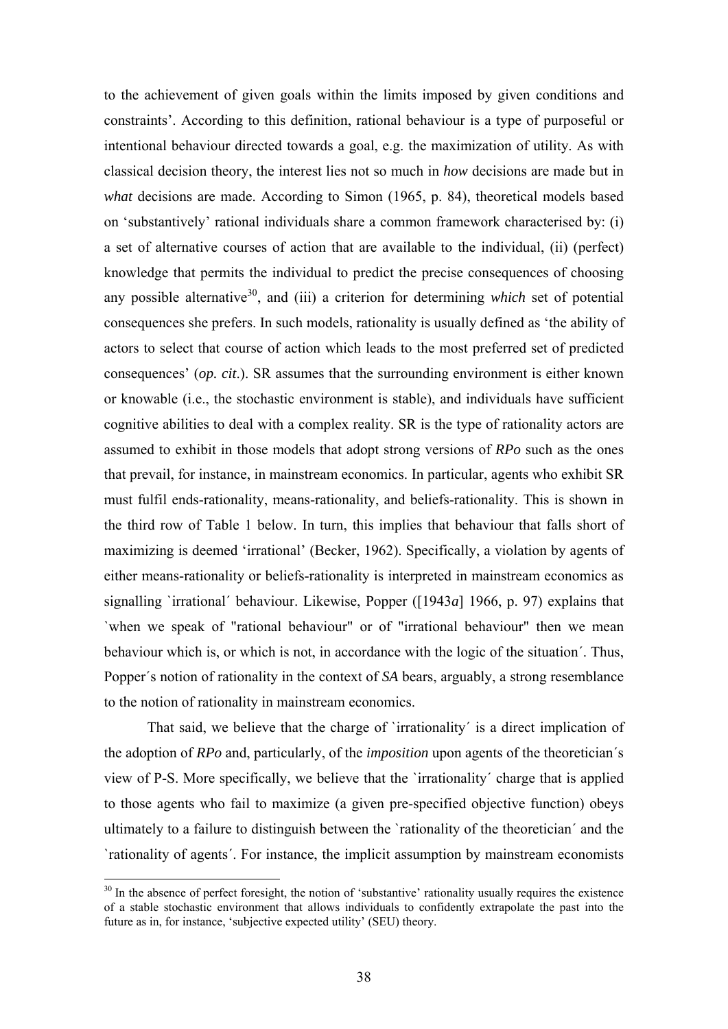to the achievement of given goals within the limits imposed by given conditions and constraints'. According to this definition, rational behaviour is a type of purposeful or intentional behaviour directed towards a goal, e.g. the maximization of utility. As with classical decision theory, the interest lies not so much in *how* decisions are made but in *what* decisions are made. According to Simon (1965, p. 84), theoretical models based on 'substantively' rational individuals share a common framework characterised by: (i) a set of alternative courses of action that are available to the individual, (ii) (perfect) knowledge that permits the individual to predict the precise consequences of choosing any possible alternative[30], and (iii) a criterion for determining *which* set of potential consequences she prefers. In such models, rationality is usually defined as 'the ability of actors to select that course of action which leads to the most preferred set of predicted consequences' (*op. cit.*). SR assumes that the surrounding environment is either known or knowable (i.e., the stochastic environment is stable), and individuals have sufficient cognitive abilities to deal with a complex reality. SR is the type of rationality actors are assumed to exhibit in those models that adopt strong versions of *RPo* such as the ones that prevail, for instance, in mainstream economics. In particular, agents who exhibit SR must fulfil ends-rationality, means-rationality, and beliefs-rationality. This is shown in the third row of Table 1 below. In turn, this implies that behaviour that falls short of maximizing is deemed 'irrational' (Becker, 1962). Specifically, a violation by agents of either means-rationality or beliefs-rationality is interpreted in mainstream economics as signalling `irrational´ behaviour. Likewise, Popper ([1943*a*] 1966, p. 97) explains that `when we speak of "rational behaviour" or of "irrational behaviour" then we mean behaviour which is, or which is not, in accordance with the logic of the situation´. Thus, Popper´s notion of rationality in the context of *SA* bears, arguably, a strong resemblance to the notion of rationality in mainstream economics.

That said, we believe that the charge of `irrationality´ is a direct implication of the adoption of *RPo* and, particularly, of the *imposition* upon agents of the theoretician´s view of P-S. More specifically, we believe that the `irrationality´ charge that is applied to those agents who fail to maximize (a given pre-specified objective function) obeys ultimately to a failure to distinguish between the `rationality of the theoretician´ and the `rationality of agents´. For instance, the implicit assumption by mainstream economists

[30] In the absence of perfect foresight, the notion of 'substantive' rationality usually requires the existence of a stable stochastic environment that allows individuals to confidently extrapolate the past into the future as in, for instance, 'subjective expected utility' (SEU) theory.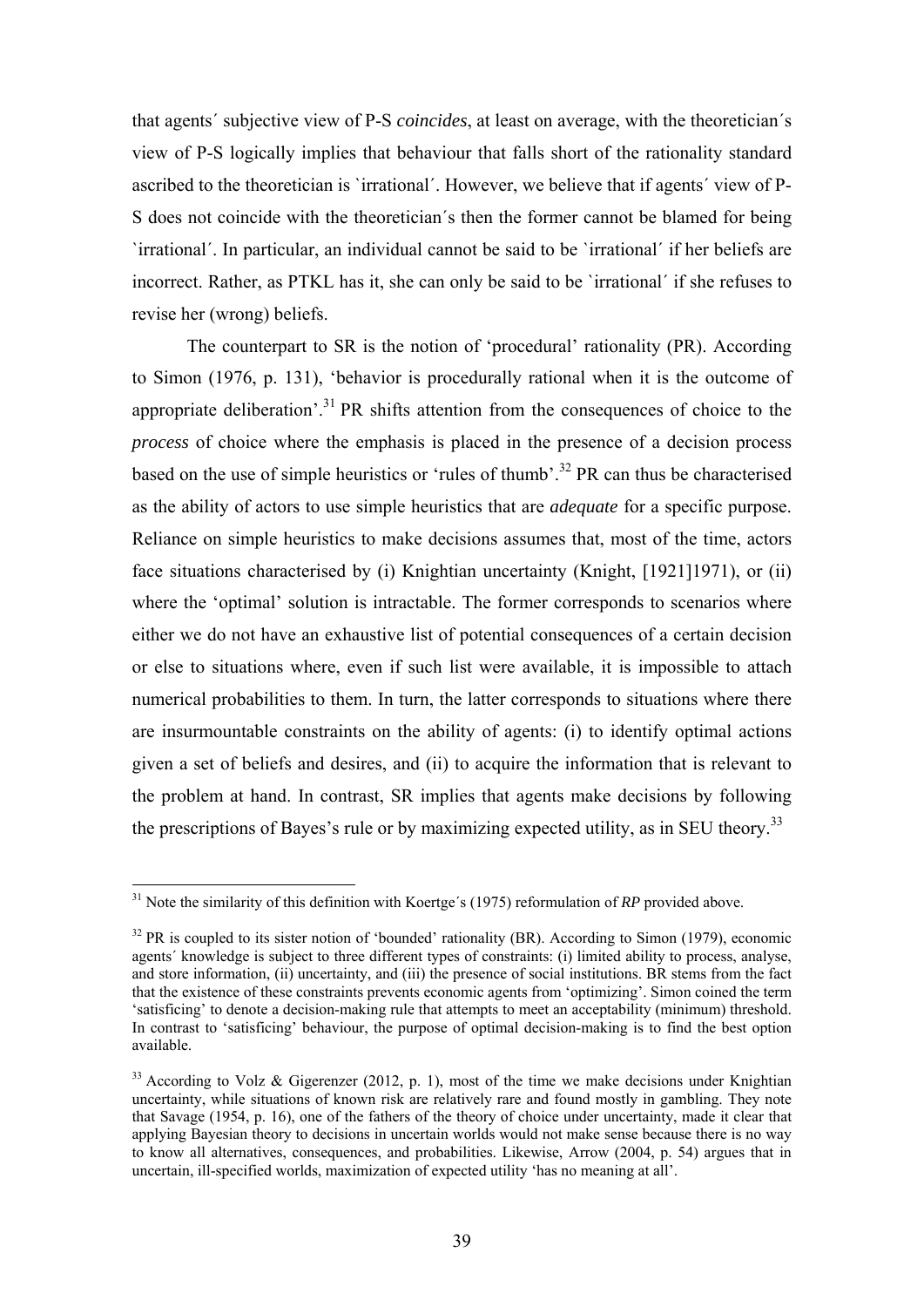that agents´ subjective view of P-S *coincides*, at least on average, with the theoretician´s view of P-S logically implies that behaviour that falls short of the rationality standard ascribed to the theoretician is `irrational´. However, we believe that if agents´ view of P-S does not coincide with the theoretician´s then the former cannot be blamed for being `irrational´. In particular, an individual cannot be said to be `irrational´ if her beliefs are incorrect. Rather, as PTKL has it, she can only be said to be `irrational´ if she refuses to revise her (wrong) beliefs.

The counterpart to SR is the notion of 'procedural' rationality (PR). According to Simon (1976, p. 131), 'behavior is procedurally rational when it is the outcome of appropriate deliberation'.[31] PR shifts attention from the consequences of choice to the *process* of choice where the emphasis is placed in the presence of a decision process based on the use of simple heuristics or 'rules of thumb'.[32] PR can thus be characterised as the ability of actors to use simple heuristics that are *adequate* for a specific purpose. Reliance on simple heuristics to make decisions assumes that, most of the time, actors face situations characterised by (i) Knightian uncertainty (Knight, [1921]1971), or (ii) where the 'optimal' solution is intractable. The former corresponds to scenarios where either we do not have an exhaustive list of potential consequences of a certain decision or else to situations where, even if such list were available, it is impossible to attach numerical probabilities to them. In turn, the latter corresponds to situations where there are insurmountable constraints on the ability of agents: (i) to identify optimal actions given a set of beliefs and desires, and (ii) to acquire the information that is relevant to the problem at hand. In contrast, SR implies that agents make decisions by following the prescriptions of Bayes's rule or by maximizing expected utility, as in SEU theory.[33]

---

[31] Note the similarity of this definition with Koertge´s (1975) reformulation of *RP* provided above.

[32] PR is coupled to its sister notion of 'bounded' rationality (BR). According to Simon (1979), economic agents´ knowledge is subject to three different types of constraints: (i) limited ability to process, analyse, and store information, (ii) uncertainty, and (iii) the presence of social institutions. BR stems from the fact that the existence of these constraints prevents economic agents from 'optimizing'. Simon coined the term 'satisficing' to denote a decision-making rule that attempts to meet an acceptability (minimum) threshold. In contrast to 'satisficing' behaviour, the purpose of optimal decision-making is to find the best option available.

[33] According to Volz & Gigerenzer (2012, p. 1), most of the time we make decisions under Knightian uncertainty, while situations of known risk are relatively rare and found mostly in gambling. They note that Savage (1954, p. 16), one of the fathers of the theory of choice under uncertainty, made it clear that applying Bayesian theory to decisions in uncertain worlds would not make sense because there is no way to know all alternatives, consequences, and probabilities. Likewise, Arrow (2004, p. 54) argues that in uncertain, ill-specified worlds, maximization of expected utility 'has no meaning at all'.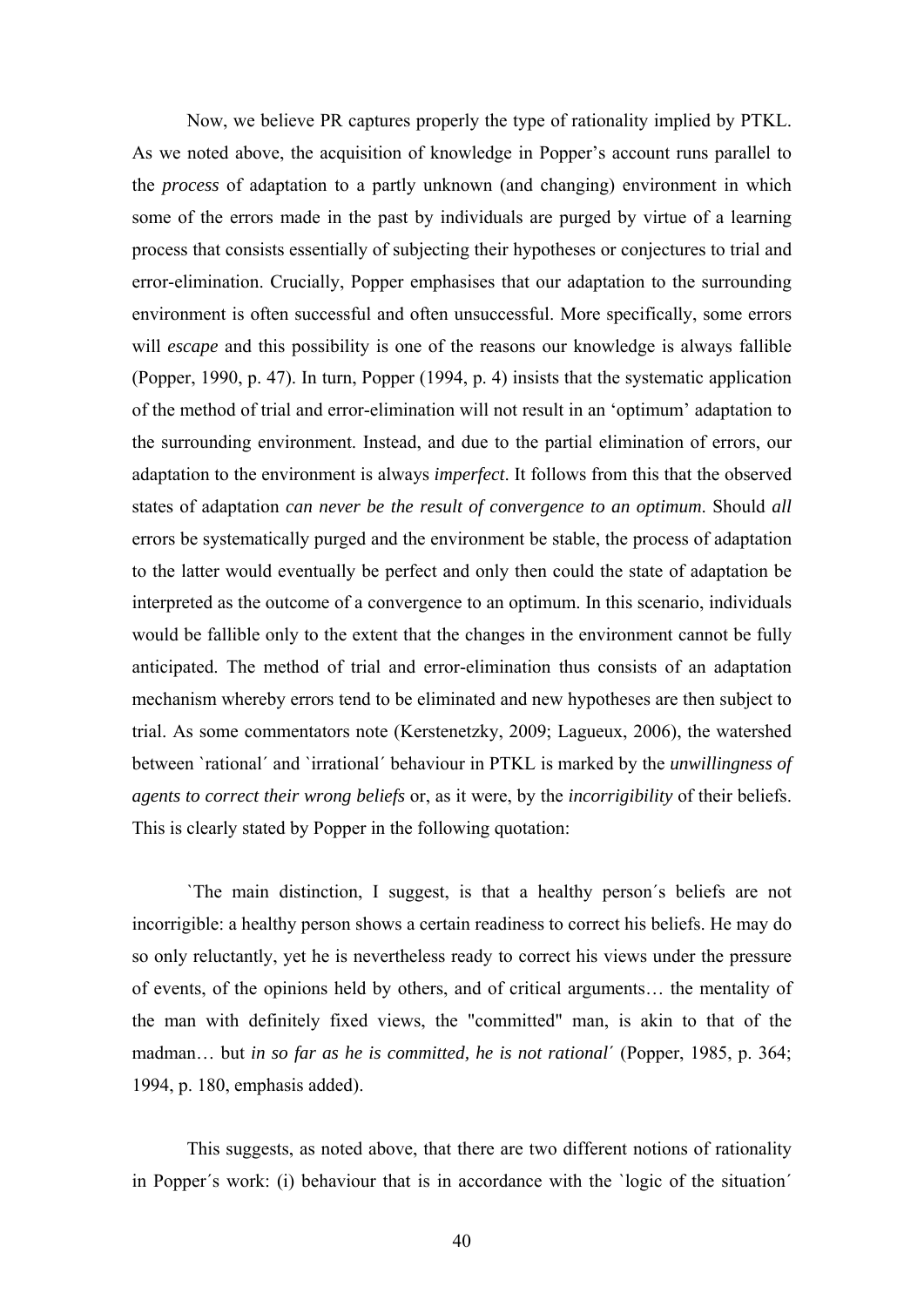Now, we believe PR captures properly the type of rationality implied by PTKL. As we noted above, the acquisition of knowledge in Popper's account runs parallel to the *process* of adaptation to a partly unknown (and changing) environment in which some of the errors made in the past by individuals are purged by virtue of a learning process that consists essentially of subjecting their hypotheses or conjectures to trial and error-elimination. Crucially, Popper emphasises that our adaptation to the surrounding environment is often successful and often unsuccessful. More specifically, some errors will *escape* and this possibility is one of the reasons our knowledge is always fallible (Popper, 1990, p. 47). In turn, Popper (1994, p. 4) insists that the systematic application of the method of trial and error-elimination will not result in an 'optimum' adaptation to the surrounding environment. Instead, and due to the partial elimination of errors, our adaptation to the environment is always *imperfect*. It follows from this that the observed states of adaptation *can never be the result of convergence to an optimum*. Should *all* errors be systematically purged and the environment be stable, the process of adaptation to the latter would eventually be perfect and only then could the state of adaptation be interpreted as the outcome of a convergence to an optimum. In this scenario, individuals would be fallible only to the extent that the changes in the environment cannot be fully anticipated. The method of trial and error-elimination thus consists of an adaptation mechanism whereby errors tend to be eliminated and new hypotheses are then subject to trial. As some commentators note (Kerstenetzky, 2009; Lagueux, 2006), the watershed between \`rational´ and \`irrational´ behaviour in PTKL is marked by the *unwillingness of agents to correct their wrong beliefs* or, as it were, by the *incorrigibility* of their beliefs. This is clearly stated by Popper in the following quotation:

\`The main distinction, I suggest, is that a healthy person´s beliefs are not incorrigible: a healthy person shows a certain readiness to correct his beliefs. He may do so only reluctantly, yet he is nevertheless ready to correct his views under the pressure of events, of the opinions held by others, and of critical arguments… the mentality of the man with definitely fixed views, the "committed" man, is akin to that of the madman… but *in so far as he is committed, he is not rational´* (Popper, 1985, p. 364; 1994, p. 180, emphasis added).

This suggests, as noted above, that there are two different notions of rationality in Popper´s work: (i) behaviour that is in accordance with the \`logic of the situation´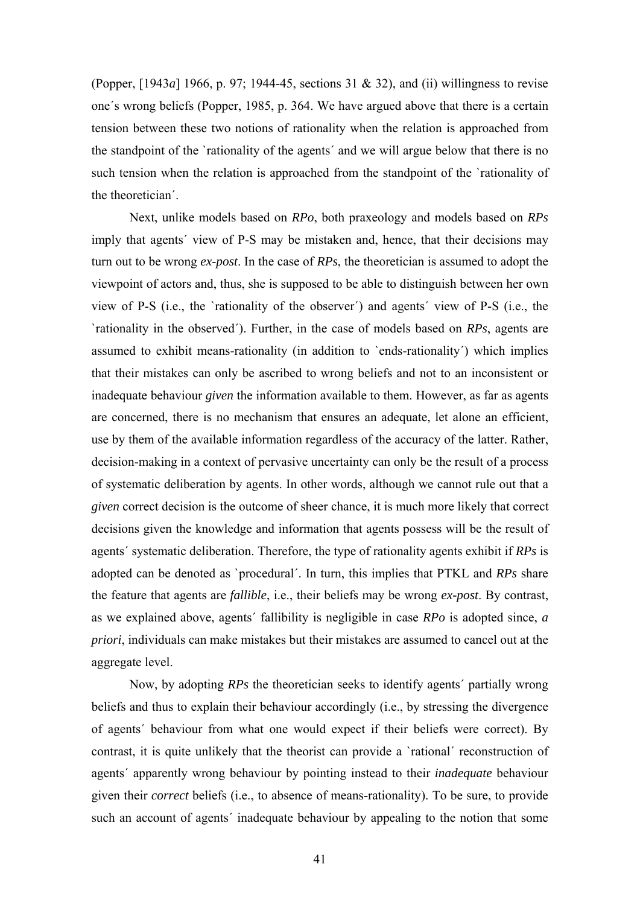(Popper, [1943*a*] 1966, p. 97; 1944-45, sections 31 & 32), and (ii) willingness to revise one´s wrong beliefs (Popper, 1985, p. 364. We have argued above that there is a certain tension between these two notions of rationality when the relation is approached from the standpoint of the `rationality of the agents´ and we will argue below that there is no such tension when the relation is approached from the standpoint of the `rationality of the theoretician´.

Next, unlike models based on ***RPo***, both praxeology and models based on ***RPs*** imply that agents´ view of P-S may be mistaken and, hence, that their decisions may turn out to be wrong *ex-post*. In the case of ***RPs***, the theoretician is assumed to adopt the viewpoint of actors and, thus, she is supposed to be able to distinguish between her own view of P-S (i.e., the `rationality of the observer´) and agents´ view of P-S (i.e., the `rationality in the observed´). Further, in the case of models based on ***RPs***, agents are assumed to exhibit means-rationality (in addition to `ends-rationality´) which implies that their mistakes can only be ascribed to wrong beliefs and not to an inconsistent or inadequate behaviour *given* the information available to them. However, as far as agents are concerned, there is no mechanism that ensures an adequate, let alone an efficient, use by them of the available information regardless of the accuracy of the latter. Rather, decision-making in a context of pervasive uncertainty can only be the result of a process of systematic deliberation by agents. In other words, although we cannot rule out that a *given* correct decision is the outcome of sheer chance, it is much more likely that correct decisions given the knowledge and information that agents possess will be the result of agents´ systematic deliberation. Therefore, the type of rationality agents exhibit if ***RPs*** is adopted can be denoted as `procedural´. In turn, this implies that PTKL and ***RPs*** share the feature that agents are *fallible*, i.e., their beliefs may be wrong *ex-post*. By contrast, as we explained above, agents´ fallibility is negligible in case ***RPo*** is adopted since, *a priori*, individuals can make mistakes but their mistakes are assumed to cancel out at the aggregate level.

Now, by adopting ***RPs*** the theoretician seeks to identify agents´ partially wrong beliefs and thus to explain their behaviour accordingly (i.e., by stressing the divergence of agents´ behaviour from what one would expect if their beliefs were correct). By contrast, it is quite unlikely that the theorist can provide a `rational´ reconstruction of agents´ apparently wrong behaviour by pointing instead to their *inadequate* behaviour given their *correct* beliefs (i.e., to absence of means-rationality). To be sure, to provide such an account of agents´ inadequate behaviour by appealing to the notion that some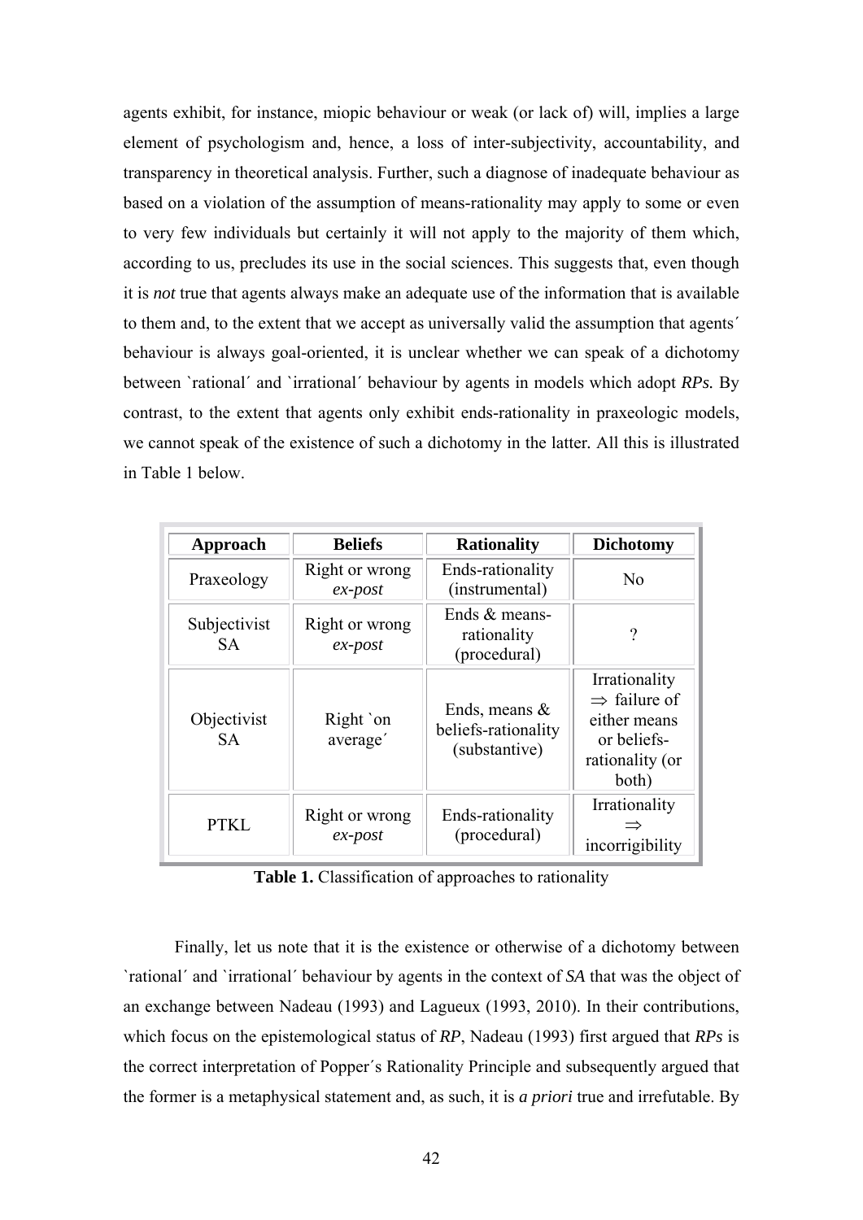agents exhibit, for instance, miopic behaviour or weak (or lack of) will, implies a large element of psychologism and, hence, a loss of inter-subjectivity, accountability, and transparency in theoretical analysis. Further, such a diagnose of inadequate behaviour as based on a violation of the assumption of means-rationality may apply to some or even to very few individuals but certainly it will not apply to the majority of them which, according to us, precludes its use in the social sciences. This suggests that, even though it is *not* true that agents always make an adequate use of the information that is available to them and, to the extent that we accept as universally valid the assumption that agents´ behaviour is always goal-oriented, it is unclear whether we can speak of a dichotomy between `rational´ and `irrational´ behaviour by agents in models which adopt *RPs.* By contrast, to the extent that agents only exhibit ends-rationality in praxeologic models, we cannot speak of the existence of such a dichotomy in the latter. All this is illustrated in Table 1 below.

| Approach | Beliefs | Rationality | Dichotomy |
|---|---|---|---|
| Praxeology | Right or wrong *ex-post* | Ends-rationality (instrumental) | No |
| Subjectivist SA | Right or wrong *ex-post* | Ends & means-rationality (procedural) | ? |
| Objectivist SA | Right `on average´ | Ends, means & beliefs-rationality (substantive) | Irrationality $\Rightarrow$ failure of either means or beliefs-rationality (or both) |
| PTKL | Right or wrong *ex-post* | Ends-rationality (procedural) | Irrationality $\Rightarrow$ incorrigibility |

**Table 1.** Classification of approaches to rationality

Finally, let us note that it is the existence or otherwise of a dichotomy between `rational´ and `irrational´ behaviour by agents in the context of *SA* that was the object of an exchange between Nadeau (1993) and Lagueux (1993, 2010). In their contributions, which focus on the epistemological status of *RP*, Nadeau (1993) first argued that *RPs* is the correct interpretation of Popper´s Rationality Principle and subsequently argued that the former is a metaphysical statement and, as such, it is *a priori* true and irrefutable. By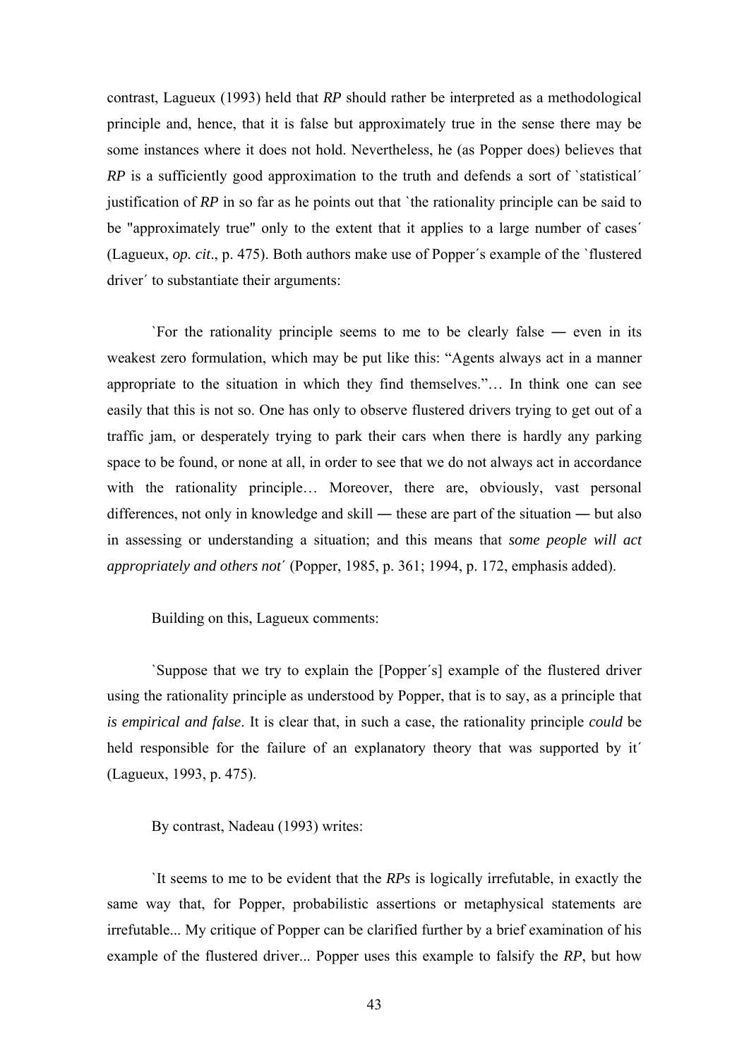contrast, Lagueux (1993) held that *RP* should rather be interpreted as a methodological principle and, hence, that it is false but approximately true in the sense there may be some instances where it does not hold. Nevertheless, he (as Popper does) believes that *RP* is a sufficiently good approximation to the truth and defends a sort of `statistical´ justification of *RP* in so far as he points out that `the rationality principle can be said to be "approximately true" only to the extent that it applies to a large number of cases´ (Lagueux, *op. cit*., p. 475). Both authors make use of Popper´s example of the `flustered driver´ to substantiate their arguments:

`For the rationality principle seems to me to be clearly false ― even in its weakest zero formulation, which may be put like this: "Agents always act in a manner appropriate to the situation in which they find themselves."… In think one can see easily that this is not so. One has only to observe flustered drivers trying to get out of a traffic jam, or desperately trying to park their cars when there is hardly any parking space to be found, or none at all, in order to see that we do not always act in accordance with the rationality principle… Moreover, there are, obviously, vast personal differences, not only in knowledge and skill ― these are part of the situation ― but also in assessing or understanding a situation; and this means that *some people will act appropriately and others not´* (Popper, 1985, p. 361; 1994, p. 172, emphasis added).

Building on this, Lagueux comments:

`Suppose that we try to explain the [Popper´s] example of the flustered driver using the rationality principle as understood by Popper, that is to say, as a principle that *is empirical and false*. It is clear that, in such a case, the rationality principle *could* be held responsible for the failure of an explanatory theory that was supported by it´ (Lagueux, 1993, p. 475).

By contrast, Nadeau (1993) writes:

`It seems to me to be evident that the *RPs* is logically irrefutable, in exactly the same way that, for Popper, probabilistic assertions or metaphysical statements are irrefutable... My critique of Popper can be clarified further by a brief examination of his example of the flustered driver... Popper uses this example to falsify the *RP*, but how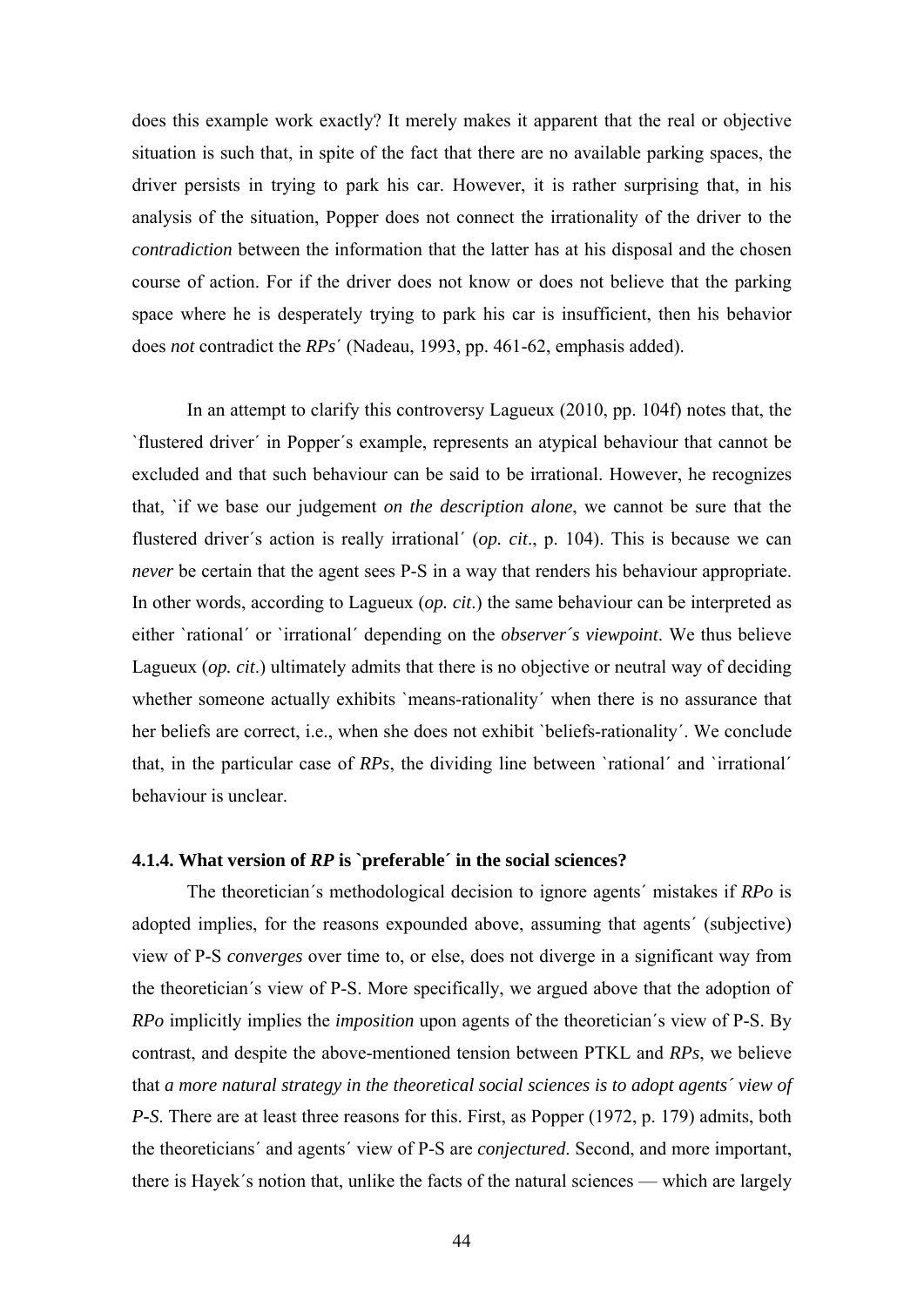does this example work exactly? It merely makes it apparent that the real or objective situation is such that, in spite of the fact that there are no available parking spaces, the driver persists in trying to park his car. However, it is rather surprising that, in his analysis of the situation, Popper does not connect the irrationality of the driver to the *contradiction* between the information that the latter has at his disposal and the chosen course of action. For if the driver does not know or does not believe that the parking space where he is desperately trying to park his car is insufficient, then his behavior does *not* contradict the *RPs*´ (Nadeau, 1993, pp. 461-62, emphasis added).

In an attempt to clarify this controversy Lagueux (2010, pp. 104f) notes that, the `flustered driver´ in Popper´s example, represents an atypical behaviour that cannot be excluded and that such behaviour can be said to be irrational. However, he recognizes that, `if we base our judgement *on the description alone*, we cannot be sure that the flustered driver´s action is really irrational´ (*op. cit*., p. 104). This is because we can *never* be certain that the agent sees P-S in a way that renders his behaviour appropriate. In other words, according to Lagueux (*op. cit*.) the same behaviour can be interpreted as either `rational´ or `irrational´ depending on the *observer´s viewpoint*. We thus believe Lagueux (*op. cit*.) ultimately admits that there is no objective or neutral way of deciding whether someone actually exhibits `means-rationality´ when there is no assurance that her beliefs are correct, i.e., when she does not exhibit `beliefs-rationality´. We conclude that, in the particular case of *RPs*, the dividing line between `rational´ and `irrational´ behaviour is unclear.

#### 4.1.4. What version of *RP* is `preferable´ in the social sciences?

The theoretician´s methodological decision to ignore agents´ mistakes if *RPo* is adopted implies, for the reasons expounded above, assuming that agents´ (subjective) view of P-S *converges* over time to, or else, does not diverge in a significant way from the theoretician´s view of P-S. More specifically, we argued above that the adoption of *RPo* implicitly implies the *imposition* upon agents of the theoretician´s view of P-S. By contrast, and despite the above-mentioned tension between PTKL and *RPs*, we believe that *a more natural strategy in the theoretical social sciences is to adopt agents´ view of P-S*. There are at least three reasons for this. First, as Popper (1972, p. 179) admits, both the theoreticians´ and agents´ view of P-S are *conjectured*. Second, and more important, there is Hayek´s notion that, unlike the facts of the natural sciences — which are largely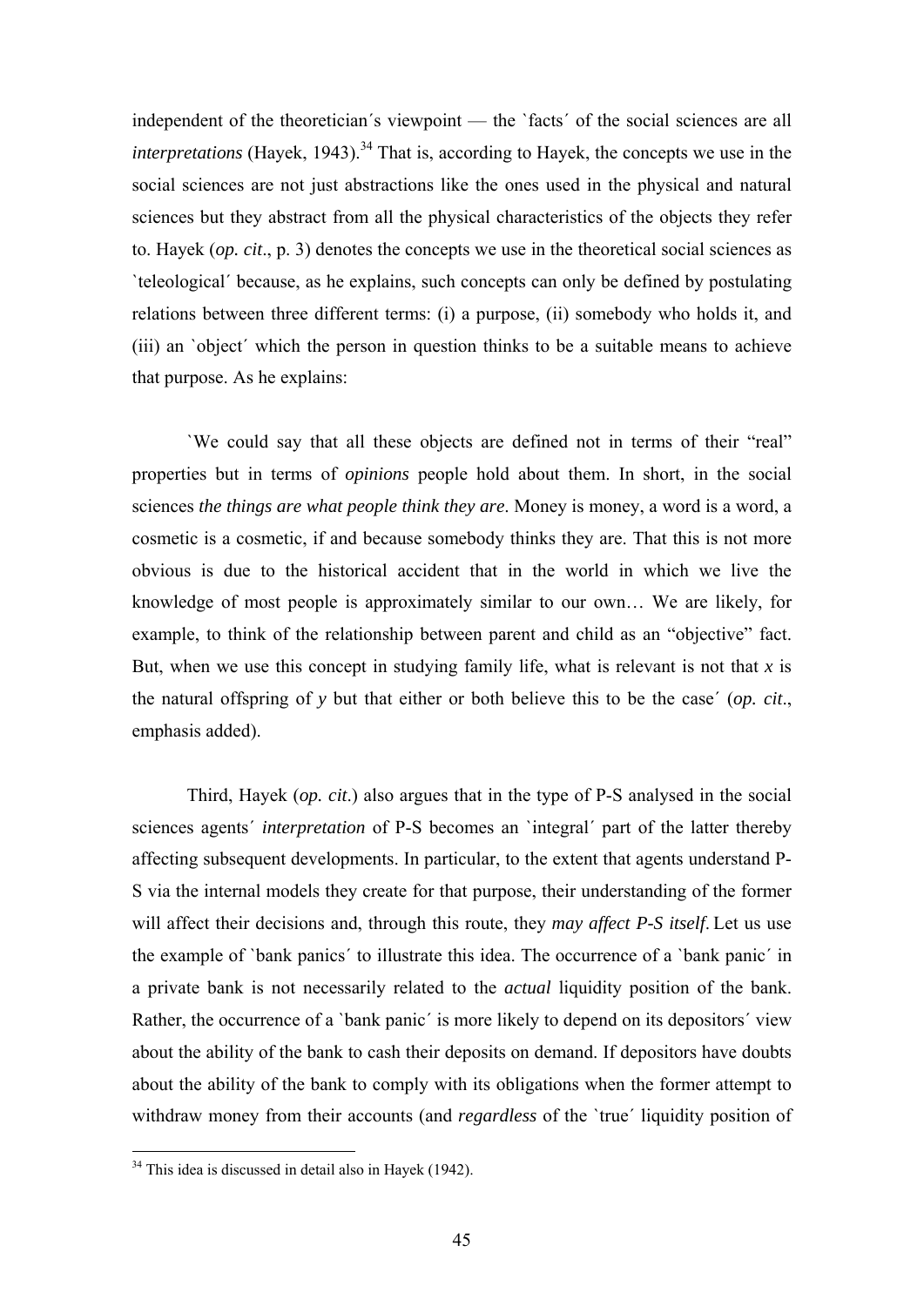independent of the theoretician´s viewpoint — the `facts´ of the social sciences are all *interpretations* (Hayek, 1943).[34] That is, according to Hayek, the concepts we use in the social sciences are not just abstractions like the ones used in the physical and natural sciences but they abstract from all the physical characteristics of the objects they refer to. Hayek (*op. cit*., p. 3) denotes the concepts we use in the theoretical social sciences as `teleological´ because, as he explains, such concepts can only be defined by postulating relations between three different terms: (i) a purpose, (ii) somebody who holds it, and (iii) an `object´ which the person in question thinks to be a suitable means to achieve that purpose. As he explains:

`We could say that all these objects are defined not in terms of their "real" properties but in terms of *opinions* people hold about them. In short, in the social sciences *the things are what people think they are*. Money is money, a word is a word, a cosmetic is a cosmetic, if and because somebody thinks they are. That this is not more obvious is due to the historical accident that in the world in which we live the knowledge of most people is approximately similar to our own… We are likely, for example, to think of the relationship between parent and child as an "objective" fact. But, when we use this concept in studying family life, what is relevant is not that *x* is the natural offspring of *y* but that either or both believe this to be the case´ (*op. cit*., emphasis added).

Third, Hayek (*op. cit*.) also argues that in the type of P-S analysed in the social sciences agents´ *interpretation* of P-S becomes an `integral´ part of the latter thereby affecting subsequent developments. In particular, to the extent that agents understand P-S via the internal models they create for that purpose, their understanding of the former will affect their decisions and, through this route, they *may affect P-S itself*. Let us use the example of `bank panics´ to illustrate this idea. The occurrence of a `bank panic´ in a private bank is not necessarily related to the *actual* liquidity position of the bank. Rather, the occurrence of a `bank panic´ is more likely to depend on its depositors´ view about the ability of the bank to cash their deposits on demand. If depositors have doubts about the ability of the bank to comply with its obligations when the former attempt to withdraw money from their accounts (and *regardless* of the `true´ liquidity position of

[34] This idea is discussed in detail also in Hayek (1942).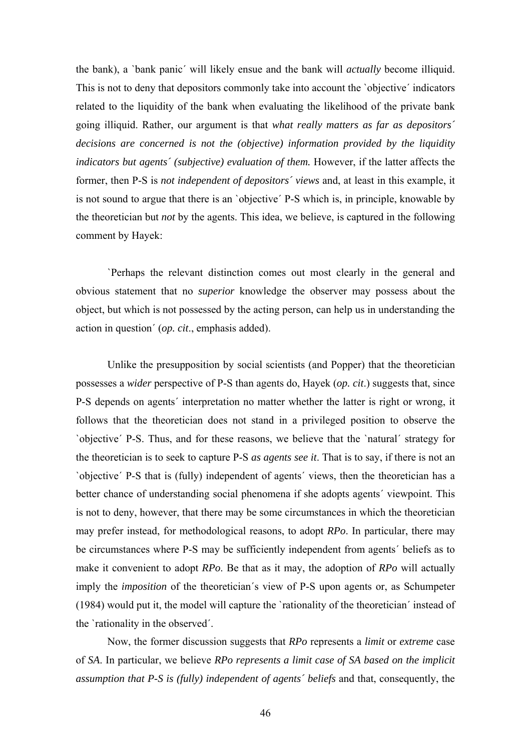the bank), a `bank panic´ will likely ensue and the bank will *actually* become illiquid. This is not to deny that depositors commonly take into account the `objective´ indicators related to the liquidity of the bank when evaluating the likelihood of the private bank going illiquid. Rather, our argument is that *what really matters as far as depositors´ decisions are concerned is not the (objective) information provided by the liquidity indicators but agents´ (subjective) evaluation of them.* However, if the latter affects the former, then P-S is *not independent of depositors´ views* and, at least in this example, it is not sound to argue that there is an `objective´ P-S which is, in principle, knowable by the theoretician but *not* by the agents. This idea, we believe, is captured in the following comment by Hayek:

`Perhaps the relevant distinction comes out most clearly in the general and obvious statement that no *superior* knowledge the observer may possess about the object, but which is not possessed by the acting person, can help us in understanding the action in question´ (*op. cit*., emphasis added).

Unlike the presupposition by social scientists (and Popper) that the theoretician possesses a *wider* perspective of P-S than agents do, Hayek (*op. cit*.) suggests that, since P-S depends on agents´ interpretation no matter whether the latter is right or wrong, it follows that the theoretician does not stand in a privileged position to observe the `objective´ P-S. Thus, and for these reasons, we believe that the `natural´ strategy for the theoretician is to seek to capture P-S *as agents see it*. That is to say, if there is not an `objective´ P-S that is (fully) independent of agents´ views, then the theoretician has a better chance of understanding social phenomena if she adopts agents´ viewpoint. This is not to deny, however, that there may be some circumstances in which the theoretician may prefer instead, for methodological reasons, to adopt *RPo*. In particular, there may be circumstances where P-S may be sufficiently independent from agents´ beliefs as to make it convenient to adopt *RPo*. Be that as it may, the adoption of *RPo* will actually imply the *imposition* of the theoretician´s view of P-S upon agents or, as Schumpeter (1984) would put it, the model will capture the `rationality of the theoretician´ instead of the `rationality in the observed´.

Now, the former discussion suggests that *RPo* represents a *limit* or *extreme* case of *SA*. In particular, we believe *RPo represents a limit case of SA based on the implicit assumption that P-S is (fully) independent of agents´ beliefs* and that, consequently, the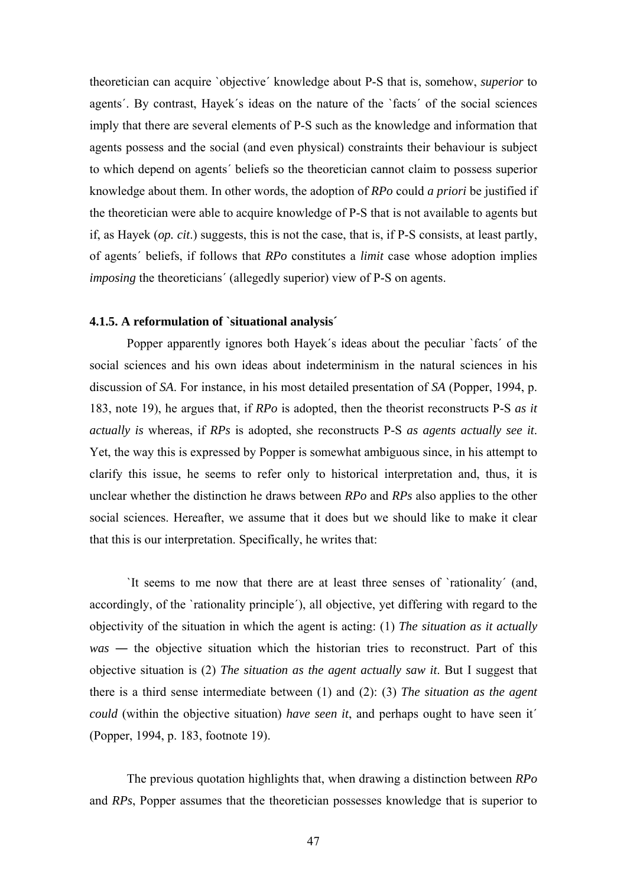theoretician can acquire `objective´ knowledge about P-S that is, somehow, *superior* to agents´. By contrast, Hayek´s ideas on the nature of the `facts´ of the social sciences imply that there are several elements of P-S such as the knowledge and information that agents possess and the social (and even physical) constraints their behaviour is subject to which depend on agents´ beliefs so the theoretician cannot claim to possess superior knowledge about them. In other words, the adoption of *RPo* could *a priori* be justified if the theoretician were able to acquire knowledge of P-S that is not available to agents but if, as Hayek (*op. cit*.) suggests, this is not the case, that is, if P-S consists, at least partly, of agents´ beliefs, if follows that *RPo* constitutes a *limit* case whose adoption implies *imposing* the theoreticians´ (allegedly superior) view of P-S on agents.

### 4.1.5. A reformulation of `situational analysis´

Popper apparently ignores both Hayek´s ideas about the peculiar `facts´ of the social sciences and his own ideas about indeterminism in the natural sciences in his discussion of *SA*. For instance, in his most detailed presentation of *SA* (Popper, 1994, p. 183, note 19), he argues that, if *RPo* is adopted, then the theorist reconstructs P-S *as it actually is* whereas, if *RPs* is adopted, she reconstructs P-S *as agents actually see it*. Yet, the way this is expressed by Popper is somewhat ambiguous since, in his attempt to clarify this issue, he seems to refer only to historical interpretation and, thus, it is unclear whether the distinction he draws between *RPo* and *RPs* also applies to the other social sciences. Hereafter, we assume that it does but we should like to make it clear that this is our interpretation. Specifically, he writes that:

> `It seems to me now that there are at least three senses of `rationality´ (and, accordingly, of the `rationality principle´), all objective, yet differing with regard to the objectivity of the situation in which the agent is acting: (1) *The situation as it actually was* ― the objective situation which the historian tries to reconstruct. Part of this objective situation is (2) *The situation as the agent actually saw it*. But I suggest that there is a third sense intermediate between (1) and (2): (3) *The situation as the agent could* (within the objective situation) *have seen it*, and perhaps ought to have seen it´ (Popper, 1994, p. 183, footnote 19).

The previous quotation highlights that, when drawing a distinction between *RPo* and *RPs*, Popper assumes that the theoretician possesses knowledge that is superior to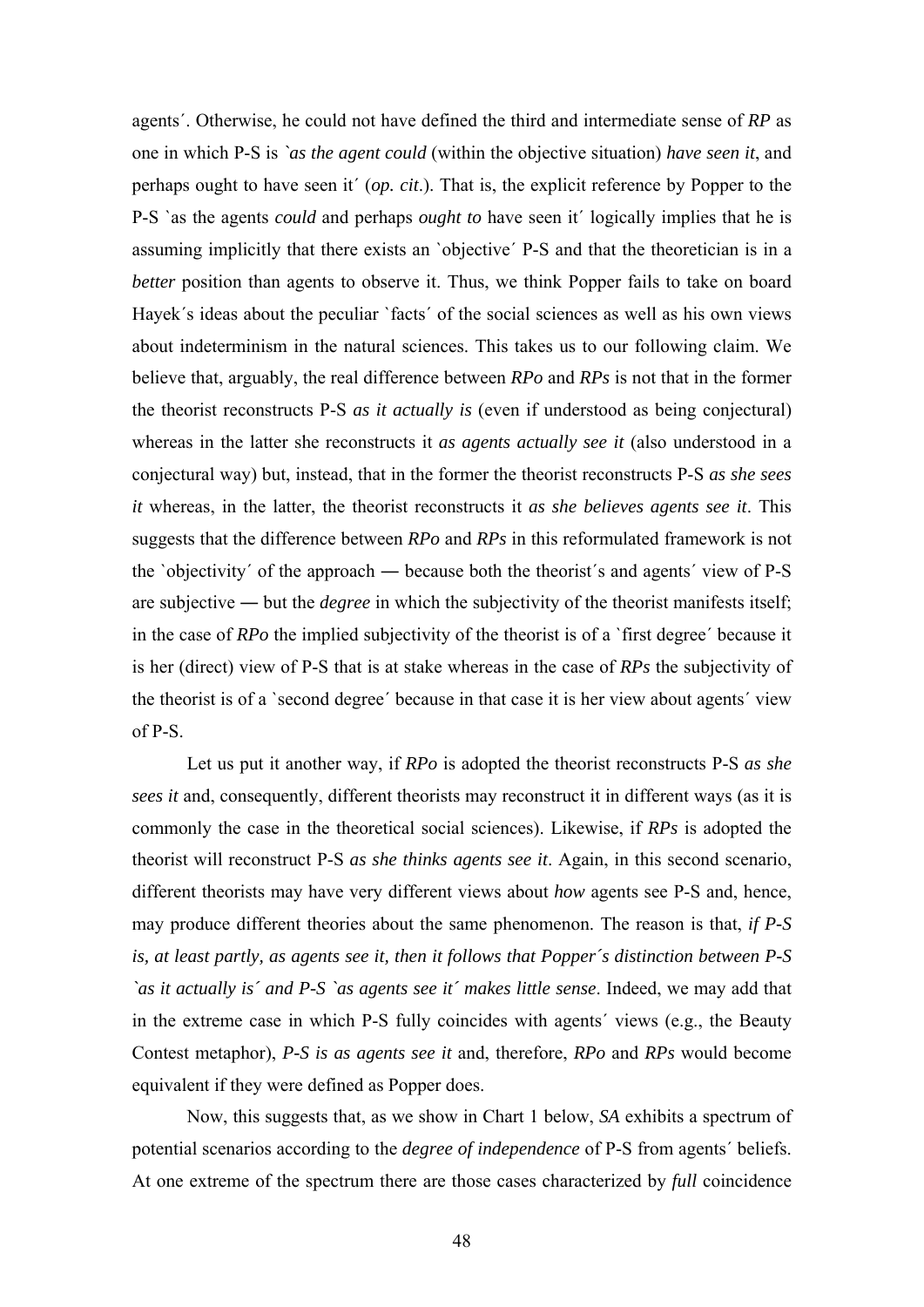agents´. Otherwise, he could not have defined the third and intermediate sense of *RP* as one in which P-S is *`as the agent could* (within the objective situation) *have seen it*, and perhaps ought to have seen it´ (*op. cit*.). That is, the explicit reference by Popper to the P-S `as the agents *could* and perhaps *ought to* have seen it´ logically implies that he is assuming implicitly that there exists an `objective´ P-S and that the theoretician is in a *better* position than agents to observe it. Thus, we think Popper fails to take on board Hayek´s ideas about the peculiar `facts´ of the social sciences as well as his own views about indeterminism in the natural sciences. This takes us to our following claim. We believe that, arguably, the real difference between *RPo* and *RPs* is not that in the former the theorist reconstructs P-S *as it actually is* (even if understood as being conjectural) whereas in the latter she reconstructs it *as agents actually see it* (also understood in a conjectural way) but, instead, that in the former the theorist reconstructs P-S *as she sees it* whereas, in the latter, the theorist reconstructs it *as she believes agents see it*. This suggests that the difference between *RPo* and *RPs* in this reformulated framework is not the `objectivity´ of the approach ― because both the theorist´s and agents´ view of P-S are subjective ― but the *degree* in which the subjectivity of the theorist manifests itself; in the case of *RPo* the implied subjectivity of the theorist is of a `first degree´ because it is her (direct) view of P-S that is at stake whereas in the case of *RPs* the subjectivity of the theorist is of a `second degree´ because in that case it is her view about agents´ view of P-S.

Let us put it another way, if *RPo* is adopted the theorist reconstructs P-S *as she sees it* and, consequently, different theorists may reconstruct it in different ways (as it is commonly the case in the theoretical social sciences). Likewise, if *RPs* is adopted the theorist will reconstruct P-S *as she thinks agents see it*. Again, in this second scenario, different theorists may have very different views about *how* agents see P-S and, hence, may produce different theories about the same phenomenon. The reason is that, *if P-S is, at least partly, as agents see it, then it follows that Popper´s distinction between P-S `as it actually is´ and P-S `as agents see it´ makes little sense*. Indeed, we may add that in the extreme case in which P-S fully coincides with agents´ views (e.g., the Beauty Contest metaphor), *P-S is as agents see it* and, therefore, *RPo* and *RPs* would become equivalent if they were defined as Popper does.

Now, this suggests that, as we show in Chart 1 below, *SA* exhibits a spectrum of potential scenarios according to the *degree of independence* of P-S from agents´ beliefs. At one extreme of the spectrum there are those cases characterized by *full* coincidence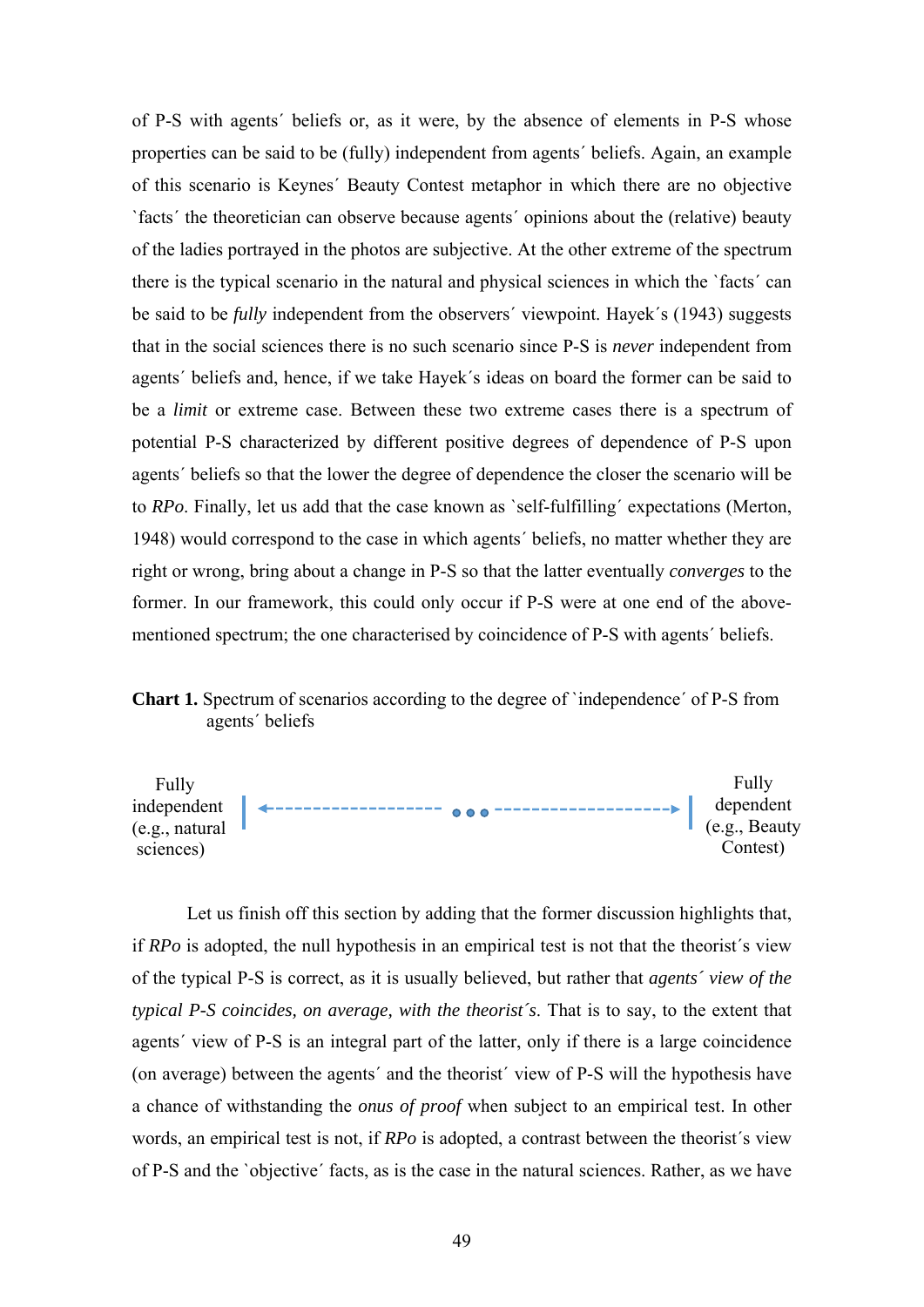of P-S with agents´ beliefs or, as it were, by the absence of elements in P-S whose properties can be said to be (fully) independent from agents´ beliefs. Again, an example of this scenario is Keynes´ Beauty Contest metaphor in which there are no objective `facts´ the theoretician can observe because agents´ opinions about the (relative) beauty of the ladies portrayed in the photos are subjective. At the other extreme of the spectrum there is the typical scenario in the natural and physical sciences in which the `facts´ can be said to be *fully* independent from the observers´ viewpoint. Hayek´s (1943) suggests that in the social sciences there is no such scenario since P-S is *never* independent from agents´ beliefs and, hence, if we take Hayek´s ideas on board the former can be said to be a *limit* or extreme case. Between these two extreme cases there is a spectrum of potential P-S characterized by different positive degrees of dependence of P-S upon agents´ beliefs so that the lower the degree of dependence the closer the scenario will be to *RPo*. Finally, let us add that the case known as `self-fulfilling´ expectations (Merton, 1948) would correspond to the case in which agents´ beliefs, no matter whether they are right or wrong, bring about a change in P-S so that the latter eventually *converges* to the former. In our framework, this could only occur if P-S were at one end of the above-mentioned spectrum; the one characterised by coincidence of P-S with agents´ beliefs.

**Chart 1.** Spectrum of scenarios according to the degree of `independence´ of P-S from agents´ beliefs

Fully independent (e.g., natural sciences) | ←------------ • • • ------------→ | Fully dependent (e.g., Beauty Contest)

Let us finish off this section by adding that the former discussion highlights that, if *RPo* is adopted, the null hypothesis in an empirical test is not that the theorist´s view of the typical P-S is correct, as it is usually believed, but rather that *agents´ view of the typical P-S coincides, on average, with the theorist´s*. That is to say, to the extent that agents´ view of P-S is an integral part of the latter, only if there is a large coincidence (on average) between the agents´ and the theorist´ view of P-S will the hypothesis have a chance of withstanding the *onus of proof* when subject to an empirical test. In other words, an empirical test is not, if *RPo* is adopted, a contrast between the theorist´s view of P-S and the `objective´ facts, as is the case in the natural sciences. Rather, as we have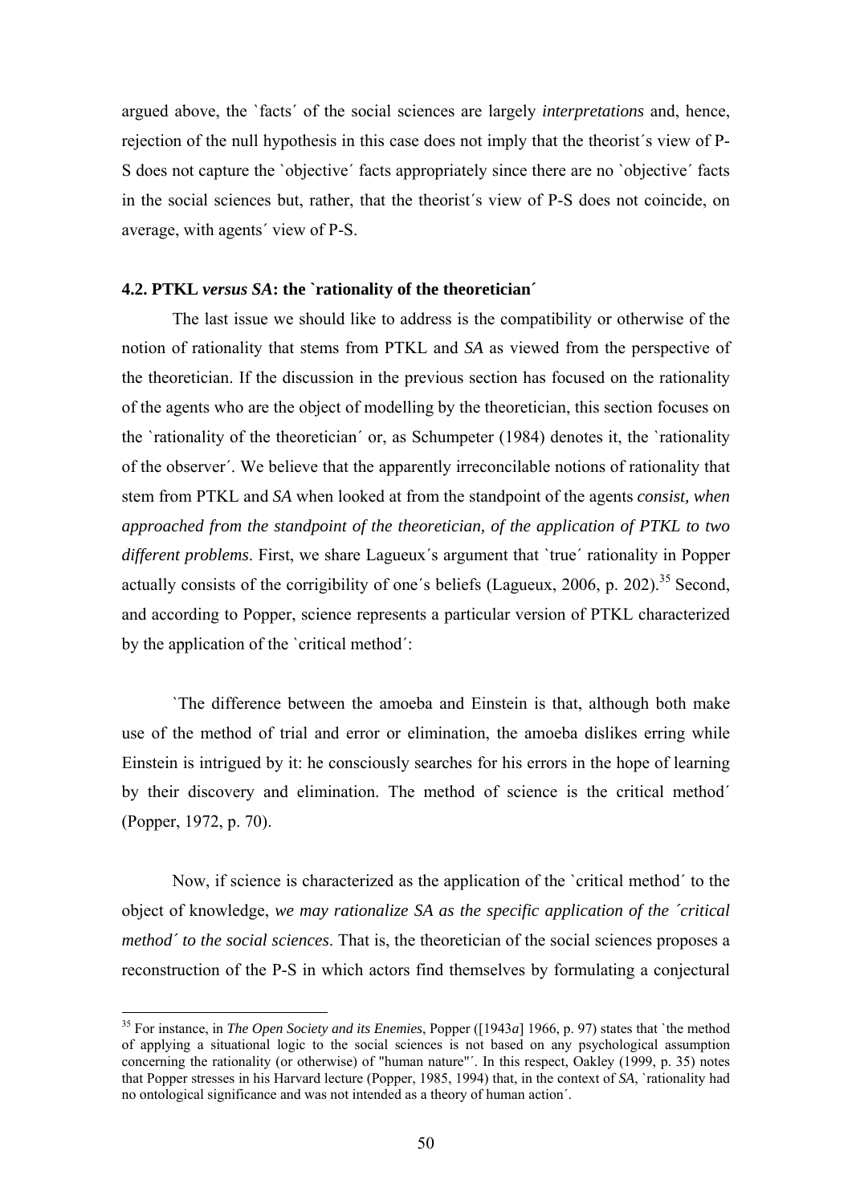argued above, the `facts´ of the social sciences are largely *interpretations* and, hence, rejection of the null hypothesis in this case does not imply that the theorist´s view of P-S does not capture the `objective´ facts appropriately since there are no `objective´ facts in the social sciences but, rather, that the theorist´s view of P-S does not coincide, on average, with agents´ view of P-S.

### 4.2. PTKL *versus SA*: the `rationality of the theoretician´

The last issue we should like to address is the compatibility or otherwise of the notion of rationality that stems from PTKL and *SA* as viewed from the perspective of the theoretician. If the discussion in the previous section has focused on the rationality of the agents who are the object of modelling by the theoretician, this section focuses on the `rationality of the theoretician´ or, as Schumpeter (1984) denotes it, the `rationality of the observer´. We believe that the apparently irreconcilable notions of rationality that stem from PTKL and *SA* when looked at from the standpoint of the agents *consist, when approached from the standpoint of the theoretician, of the application of PTKL to two different problems*. First, we share Lagueux´s argument that `true´ rationality in Popper actually consists of the corrigibility of one´s beliefs (Lagueux, 2006, p. 202).[35] Second, and according to Popper, science represents a particular version of PTKL characterized by the application of the `critical method´:

`The difference between the amoeba and Einstein is that, although both make use of the method of trial and error or elimination, the amoeba dislikes erring while Einstein is intrigued by it: he consciously searches for his errors in the hope of learning by their discovery and elimination. The method of science is the critical method´ (Popper, 1972, p. 70).

Now, if science is characterized as the application of the `critical method´ to the object of knowledge, *we may rationalize SA as the specific application of the ´critical method´ to the social sciences*. That is, the theoretician of the social sciences proposes a reconstruction of the P-S in which actors find themselves by formulating a conjectural

---

[35] For instance, in *The Open Society and its Enemies*, Popper ([1943*a*] 1966, p. 97) states that `the method of applying a situational logic to the social sciences is not based on any psychological assumption concerning the rationality (or otherwise) of "human nature"´. In this respect, Oakley (1999, p. 35) notes that Popper stresses in his Harvard lecture (Popper, 1985, 1994) that, in the context of *SA*, `rationality had no ontological significance and was not intended as a theory of human action´.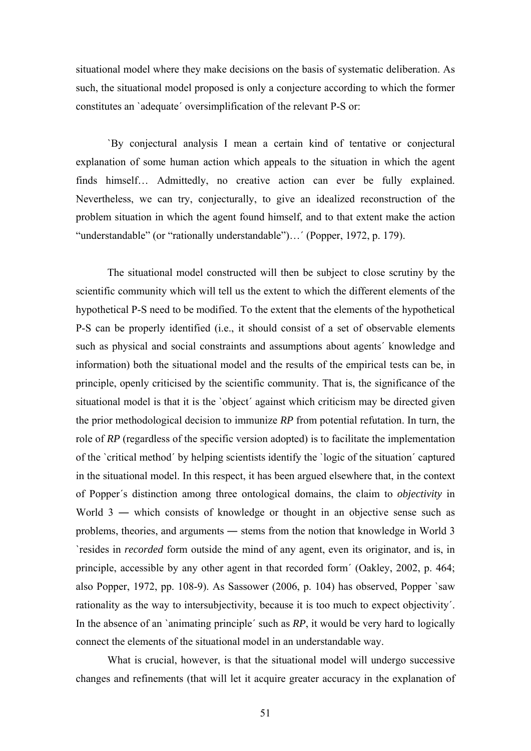situational model where they make decisions on the basis of systematic deliberation. As such, the situational model proposed is only a conjecture according to which the former constitutes an `adequate´ oversimplification of the relevant P-S or:

> `By conjectural analysis I mean a certain kind of tentative or conjectural explanation of some human action which appeals to the situation in which the agent finds himself… Admittedly, no creative action can ever be fully explained. Nevertheless, we can try, conjecturally, to give an idealized reconstruction of the problem situation in which the agent found himself, and to that extent make the action "understandable" (or "rationally understandable")…´ (Popper, 1972, p. 179).

The situational model constructed will then be subject to close scrutiny by the scientific community which will tell us the extent to which the different elements of the hypothetical P-S need to be modified. To the extent that the elements of the hypothetical P-S can be properly identified (i.e., it should consist of a set of observable elements such as physical and social constraints and assumptions about agents´ knowledge and information) both the situational model and the results of the empirical tests can be, in principle, openly criticised by the scientific community. That is, the significance of the situational model is that it is the `object´ against which criticism may be directed given the prior methodological decision to immunize *RP* from potential refutation. In turn, the role of *RP* (regardless of the specific version adopted) is to facilitate the implementation of the `critical method´ by helping scientists identify the `logic of the situation´ captured in the situational model. In this respect, it has been argued elsewhere that, in the context of Popper´s distinction among three ontological domains, the claim to *objectivity* in World 3 ― which consists of knowledge or thought in an objective sense such as problems, theories, and arguments ― stems from the notion that knowledge in World 3 `resides in *recorded* form outside the mind of any agent, even its originator, and is, in principle, accessible by any other agent in that recorded form´ (Oakley, 2002, p. 464; also Popper, 1972, pp. 108-9). As Sassower (2006, p. 104) has observed, Popper `saw rationality as the way to intersubjectivity, because it is too much to expect objectivity´. In the absence of an `animating principle´ such as *RP*, it would be very hard to logically connect the elements of the situational model in an understandable way.

What is crucial, however, is that the situational model will undergo successive changes and refinements (that will let it acquire greater accuracy in the explanation of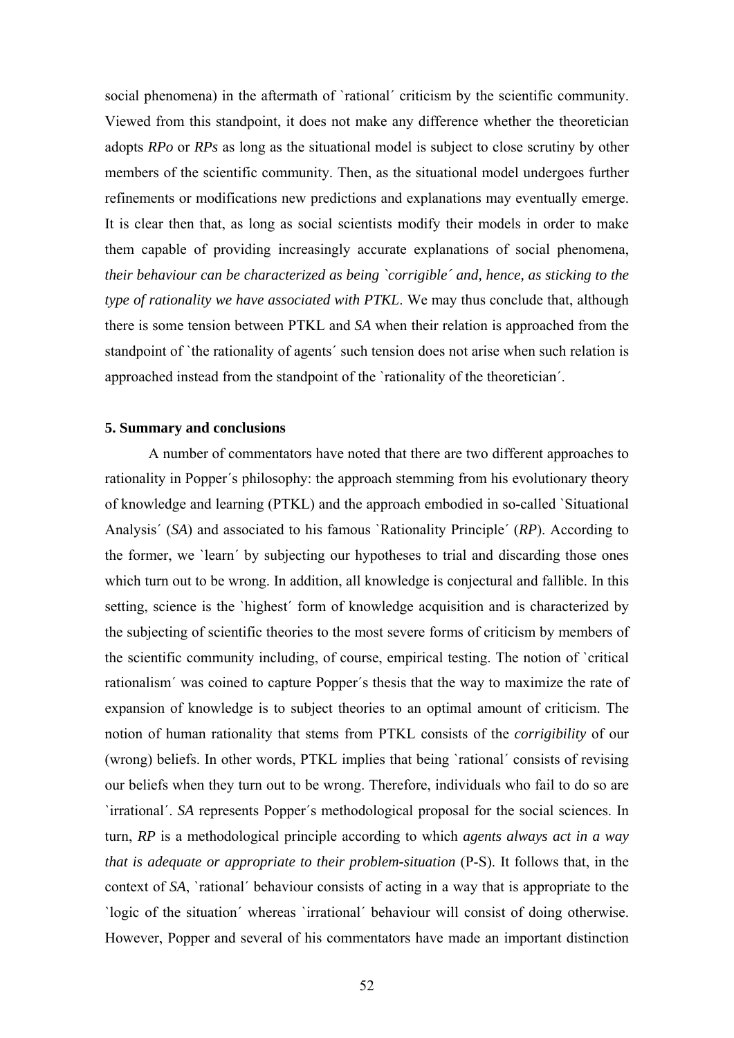social phenomena) in the aftermath of `rational´ criticism by the scientific community. Viewed from this standpoint, it does not make any difference whether the theoretician adopts *RPo* or *RPs* as long as the situational model is subject to close scrutiny by other members of the scientific community. Then, as the situational model undergoes further refinements or modifications new predictions and explanations may eventually emerge. It is clear then that, as long as social scientists modify their models in order to make them capable of providing increasingly accurate explanations of social phenomena, *their behaviour can be characterized as being `corrigible´ and, hence, as sticking to the type of rationality we have associated with PTKL*. We may thus conclude that, although there is some tension between PTKL and *SA* when their relation is approached from the standpoint of `the rationality of agents´ such tension does not arise when such relation is approached instead from the standpoint of the `rationality of the theoretician´.

### 5. Summary and conclusions

A number of commentators have noted that there are two different approaches to rationality in Popper´s philosophy: the approach stemming from his evolutionary theory of knowledge and learning (PTKL) and the approach embodied in so-called `Situational Analysis´ (*SA*) and associated to his famous `Rationality Principle´ (*RP*). According to the former, we `learn´ by subjecting our hypotheses to trial and discarding those ones which turn out to be wrong. In addition, all knowledge is conjectural and fallible. In this setting, science is the `highest´ form of knowledge acquisition and is characterized by the subjecting of scientific theories to the most severe forms of criticism by members of the scientific community including, of course, empirical testing. The notion of `critical rationalism´ was coined to capture Popper´s thesis that the way to maximize the rate of expansion of knowledge is to subject theories to an optimal amount of criticism. The notion of human rationality that stems from PTKL consists of the *corrigibility* of our (wrong) beliefs. In other words, PTKL implies that being `rational´ consists of revising our beliefs when they turn out to be wrong. Therefore, individuals who fail to do so are `irrational´. *SA* represents Popper´s methodological proposal for the social sciences. In turn, *RP* is a methodological principle according to which *agents always act in a way that is adequate or appropriate to their problem-situation* (P-S). It follows that, in the context of *SA*, `rational´ behaviour consists of acting in a way that is appropriate to the `logic of the situation´ whereas `irrational´ behaviour will consist of doing otherwise. However, Popper and several of his commentators have made an important distinction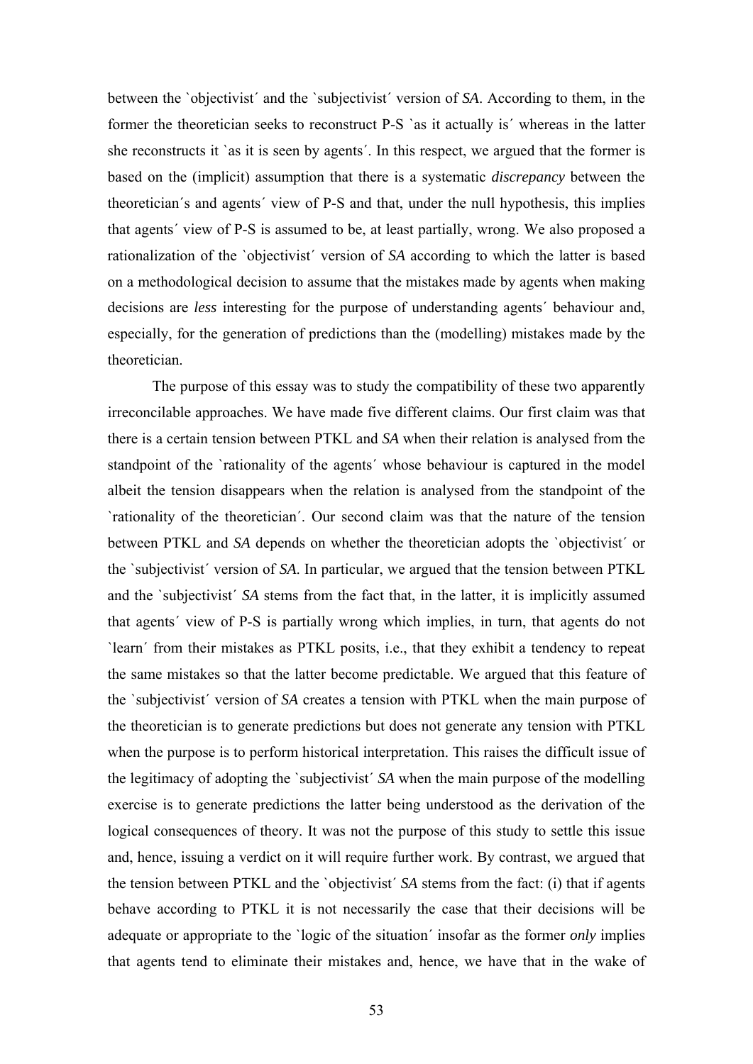between the `objectivist´ and the `subjectivist´ version of *SA*. According to them, in the former the theoretician seeks to reconstruct P-S `as it actually is´ whereas in the latter she reconstructs it `as it is seen by agents´. In this respect, we argued that the former is based on the (implicit) assumption that there is a systematic *discrepancy* between the theoretician´s and agents´ view of P-S and that, under the null hypothesis, this implies that agents´ view of P-S is assumed to be, at least partially, wrong. We also proposed a rationalization of the `objectivist´ version of *SA* according to which the latter is based on a methodological decision to assume that the mistakes made by agents when making decisions are *less* interesting for the purpose of understanding agents´ behaviour and, especially, for the generation of predictions than the (modelling) mistakes made by the theoretician.

The purpose of this essay was to study the compatibility of these two apparently irreconcilable approaches. We have made five different claims. Our first claim was that there is a certain tension between PTKL and *SA* when their relation is analysed from the standpoint of the `rationality of the agents´ whose behaviour is captured in the model albeit the tension disappears when the relation is analysed from the standpoint of the `rationality of the theoretician´. Our second claim was that the nature of the tension between PTKL and *SA* depends on whether the theoretician adopts the `objectivist´ or the `subjectivist´ version of *SA*. In particular, we argued that the tension between PTKL and the `subjectivist´ *SA* stems from the fact that, in the latter, it is implicitly assumed that agents´ view of P-S is partially wrong which implies, in turn, that agents do not `learn´ from their mistakes as PTKL posits, i.e., that they exhibit a tendency to repeat the same mistakes so that the latter become predictable. We argued that this feature of the `subjectivist´ version of *SA* creates a tension with PTKL when the main purpose of the theoretician is to generate predictions but does not generate any tension with PTKL when the purpose is to perform historical interpretation. This raises the difficult issue of the legitimacy of adopting the `subjectivist´ *SA* when the main purpose of the modelling exercise is to generate predictions the latter being understood as the derivation of the logical consequences of theory. It was not the purpose of this study to settle this issue and, hence, issuing a verdict on it will require further work. By contrast, we argued that the tension between PTKL and the `objectivist´ *SA* stems from the fact: (i) that if agents behave according to PTKL it is not necessarily the case that their decisions will be adequate or appropriate to the `logic of the situation´ insofar as the former *only* implies that agents tend to eliminate their mistakes and, hence, we have that in the wake of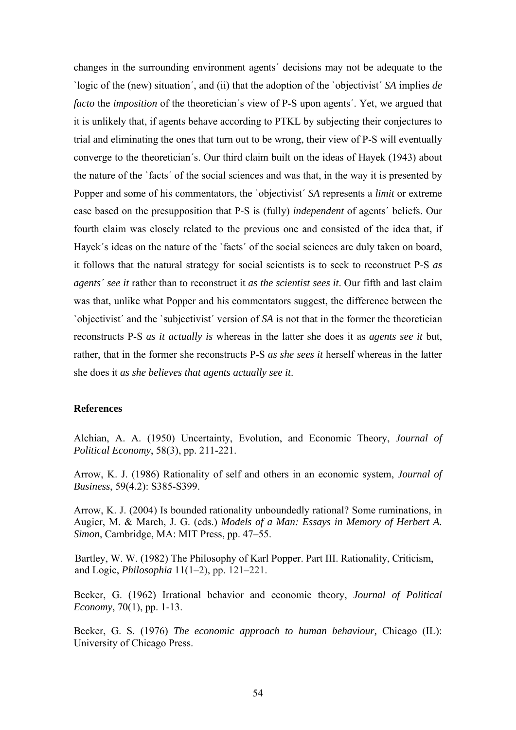changes in the surrounding environment agents´ decisions may not be adequate to the `logic of the (new) situation´, and (ii) that the adoption of the `objectivist´ *SA* implies *de facto* the *imposition* of the theoretician´s view of P-S upon agents´. Yet, we argued that it is unlikely that, if agents behave according to PTKL by subjecting their conjectures to trial and eliminating the ones that turn out to be wrong, their view of P-S will eventually converge to the theoretician´s. Our third claim built on the ideas of Hayek (1943) about the nature of the `facts´ of the social sciences and was that, in the way it is presented by Popper and some of his commentators, the `objectivist´ *SA* represents a *limit* or extreme case based on the presupposition that P-S is (fully) *independent* of agents´ beliefs. Our fourth claim was closely related to the previous one and consisted of the idea that, if Hayek´s ideas on the nature of the `facts´ of the social sciences are duly taken on board, it follows that the natural strategy for social scientists is to seek to reconstruct P-S *as agents´ see it* rather than to reconstruct it *as the scientist sees it*. Our fifth and last claim was that, unlike what Popper and his commentators suggest, the difference between the `objectivist´ and the `subjectivist´ version of *SA* is not that in the former the theoretician reconstructs P-S *as it actually is* whereas in the latter she does it as *agents see it* but, rather, that in the former she reconstructs P-S *as she sees it* herself whereas in the latter she does it *as she believes that agents actually see it*.

## References

Alchian, A. A. (1950) Uncertainty, Evolution, and Economic Theory, *Journal of Political Economy*, 58(3), pp. 211-221.

Arrow, K. J. (1986) Rationality of self and others in an economic system, *Journal of Business*, 59(4.2): S385-S399.

Arrow, K. J. (2004) Is bounded rationality unboundedly rational? Some ruminations, in Augier, M. & March, J. G. (eds.) *Models of a Man: Essays in Memory of Herbert A. Simon*, Cambridge, MA: MIT Press, pp. 47–55.

Bartley, W. W. (1982) The Philosophy of Karl Popper. Part III. Rationality, Criticism, and Logic, *Philosophia* 11(1–2), pp. 121–221.

Becker, G. (1962) Irrational behavior and economic theory, *Journal of Political Economy*, 70(1), pp. 1-13.

Becker, G. S. (1976) *The economic approach to human behaviour,* Chicago (IL): University of Chicago Press.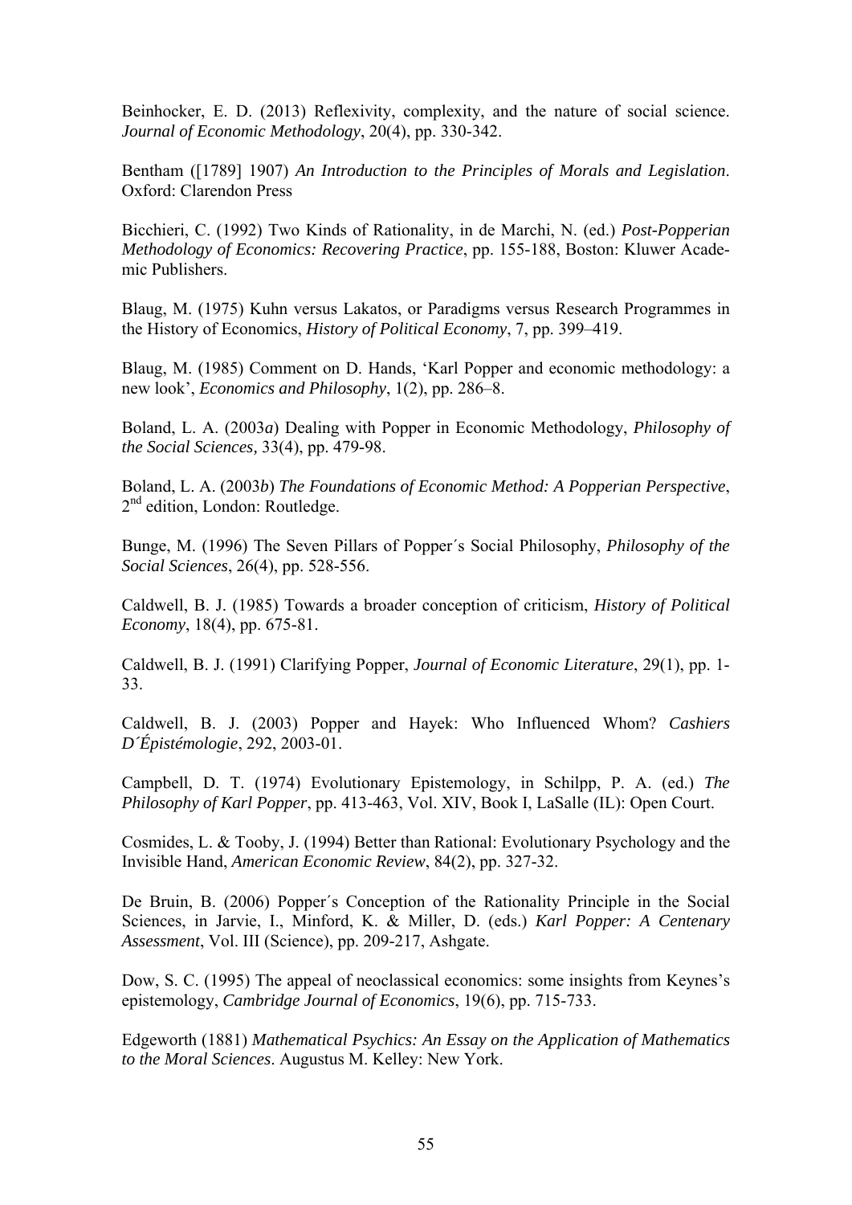Beinhocker, E. D. (2013) Reflexivity, complexity, and the nature of social science. *Journal of Economic Methodology*, 20(4), pp. 330-342.

Bentham ([1789] 1907) *An Introduction to the Principles of Morals and Legislation*. Oxford: Clarendon Press

Bicchieri, C. (1992) Two Kinds of Rationality, in de Marchi, N. (ed.) *Post-Popperian Methodology of Economics: Recovering Practice*, pp. 155-188, Boston: Kluwer Academic Publishers.

Blaug, M. (1975) Kuhn versus Lakatos, or Paradigms versus Research Programmes in the History of Economics, *History of Political Economy*, 7, pp. 399–419.

Blaug, M. (1985) Comment on D. Hands, 'Karl Popper and economic methodology: a new look', *Economics and Philosophy*, 1(2), pp. 286–8.

Boland, L. A. (2003*a*) Dealing with Popper in Economic Methodology, *Philosophy of the Social Sciences,* 33(4), pp. 479-98.

Boland, L. A. (2003*b*) *The Foundations of Economic Method: A Popperian Perspective*, 2nd edition, London: Routledge.

Bunge, M. (1996) The Seven Pillars of Popper´s Social Philosophy, *Philosophy of the Social Sciences*, 26(4), pp. 528-556.

Caldwell, B. J. (1985) Towards a broader conception of criticism, *History of Political Economy*, 18(4), pp. 675-81.

Caldwell, B. J. (1991) Clarifying Popper, *Journal of Economic Literature*, 29(1), pp. 1-33.

Caldwell, B. J. (2003) Popper and Hayek: Who Influenced Whom? *Cashiers D´Épistémologie*, 292, 2003-01.

Campbell, D. T. (1974) Evolutionary Epistemology, in Schilpp, P. A. (ed.) *The Philosophy of Karl Popper*, pp. 413-463, Vol. XIV, Book I, LaSalle (IL): Open Court.

Cosmides, L. & Tooby, J. (1994) Better than Rational: Evolutionary Psychology and the Invisible Hand, *American Economic Review*, 84(2), pp. 327-32.

De Bruin, B. (2006) Popper´s Conception of the Rationality Principle in the Social Sciences, in Jarvie, I., Minford, K. & Miller, D. (eds.) *Karl Popper: A Centenary Assessment*, Vol. III (Science), pp. 209-217, Ashgate.

Dow, S. C. (1995) The appeal of neoclassical economics: some insights from Keynes's epistemology, *Cambridge Journal of Economics*, 19(6), pp. 715-733.

Edgeworth (1881) *Mathematical Psychics: An Essay on the Application of Mathematics to the Moral Sciences*. Augustus M. Kelley: New York.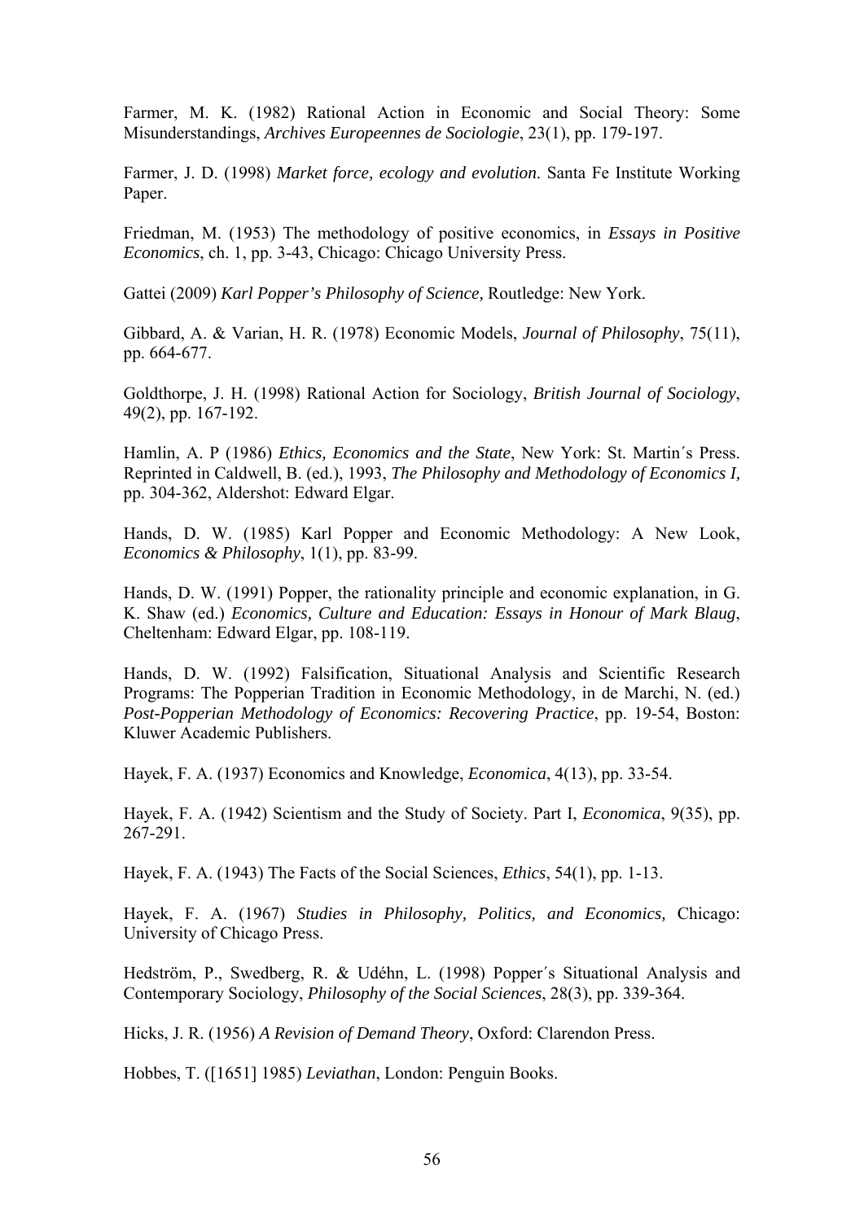Farmer, M. K. (1982) Rational Action in Economic and Social Theory: Some Misunderstandings, *Archives Europeennes de Sociologie*, 23(1), pp. 179-197.

Farmer, J. D. (1998) *Market force, ecology and evolution*. Santa Fe Institute Working Paper.

Friedman, M. (1953) The methodology of positive economics, in *Essays in Positive Economics*, ch. 1, pp. 3-43, Chicago: Chicago University Press.

Gattei (2009) *Karl Popper's Philosophy of Science,* Routledge: New York.

Gibbard, A. & Varian, H. R. (1978) Economic Models, *Journal of Philosophy*, 75(11), pp. 664-677.

Goldthorpe, J. H. (1998) Rational Action for Sociology, *British Journal of Sociology*, 49(2), pp. 167-192.

Hamlin, A. P (1986) *Ethics, Economics and the State*, New York: St. Martin´s Press. Reprinted in Caldwell, B. (ed.), 1993, *The Philosophy and Methodology of Economics I,* pp. 304-362, Aldershot: Edward Elgar.

Hands, D. W. (1985) Karl Popper and Economic Methodology: A New Look, *Economics & Philosophy*, 1(1), pp. 83-99.

Hands, D. W. (1991) Popper, the rationality principle and economic explanation, in G. K. Shaw (ed.) *Economics, Culture and Education: Essays in Honour of Mark Blaug*, Cheltenham: Edward Elgar, pp. 108-119.

Hands, D. W. (1992) Falsification, Situational Analysis and Scientific Research Programs: The Popperian Tradition in Economic Methodology, in de Marchi, N. (ed.) *Post-Popperian Methodology of Economics: Recovering Practice*, pp. 19-54, Boston: Kluwer Academic Publishers.

Hayek, F. A. (1937) Economics and Knowledge, *Economica*, 4(13), pp. 33-54.

Hayek, F. A. (1942) Scientism and the Study of Society. Part I, *Economica*, 9(35), pp. 267-291.

Hayek, F. A. (1943) The Facts of the Social Sciences, *Ethics*, 54(1), pp. 1-13.

Hayek, F. A. (1967) *Studies in Philosophy, Politics, and Economics,* Chicago: University of Chicago Press.

Hedström, P., Swedberg, R. & Udéhn, L. (1998) Popper´s Situational Analysis and Contemporary Sociology, *Philosophy of the Social Sciences*, 28(3), pp. 339-364.

Hicks, J. R. (1956) *A Revision of Demand Theory*, Oxford: Clarendon Press.

Hobbes, T. ([1651] 1985) *Leviathan*, London: Penguin Books.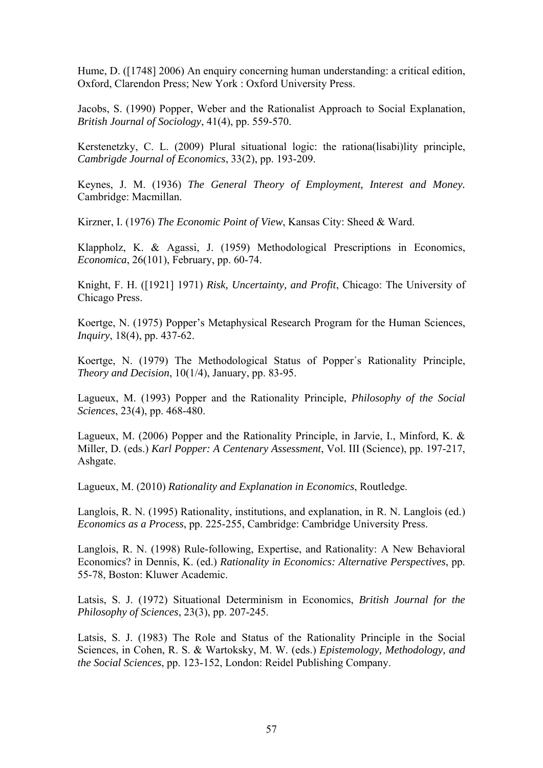Hume, D. ([1748] 2006) An enquiry concerning human understanding: a critical edition, Oxford, Clarendon Press; New York : Oxford University Press.

Jacobs, S. (1990) Popper, Weber and the Rationalist Approach to Social Explanation, *British Journal of Sociology*, 41(4), pp. 559-570.

Kerstenetzky, C. L. (2009) Plural situational logic: the rationa(lisabi)lity principle, *Cambrigde Journal of Economics*, 33(2), pp. 193-209.

Keynes, J. M. (1936) *The General Theory of Employment, Interest and Money.* Cambridge: Macmillan.

Kirzner, I. (1976) *The Economic Point of View*, Kansas City: Sheed & Ward.

Klappholz, K. & Agassi, J. (1959) Methodological Prescriptions in Economics, *Economica*, 26(101), February, pp. 60-74.

Knight, F. H. ([1921] 1971) *Risk, Uncertainty, and Profit*, Chicago: The University of Chicago Press.

Koertge, N. (1975) Popper's Metaphysical Research Program for the Human Sciences, *Inquiry*, 18(4), pp. 437-62.

Koertge, N. (1979) The Methodological Status of Popper´s Rationality Principle, *Theory and Decision*, 10(1/4), January, pp. 83-95.

Lagueux, M. (1993) Popper and the Rationality Principle, *Philosophy of the Social Sciences*, 23(4), pp. 468-480.

Lagueux, M. (2006) Popper and the Rationality Principle, in Jarvie, I., Minford, K. & Miller, D. (eds.) *Karl Popper: A Centenary Assessment*, Vol. III (Science), pp. 197-217, Ashgate.

Lagueux, M. (2010) *Rationality and Explanation in Economics*, Routledge.

Langlois, R. N. (1995) Rationality, institutions, and explanation, in R. N. Langlois (ed.) *Economics as a Process*, pp. 225-255, Cambridge: Cambridge University Press.

Langlois, R. N. (1998) Rule-following, Expertise, and Rationality: A New Behavioral Economics? in Dennis, K. (ed.) *Rationality in Economics: Alternative Perspectives*, pp. 55-78, Boston: Kluwer Academic.

Latsis, S. J. (1972) Situational Determinism in Economics, *British Journal for the Philosophy of Sciences*, 23(3), pp. 207-245.

Latsis, S. J. (1983) The Role and Status of the Rationality Principle in the Social Sciences, in Cohen, R. S. & Wartoksky, M. W. (eds.) *Epistemology, Methodology, and the Social Sciences*, pp. 123-152, London: Reidel Publishing Company.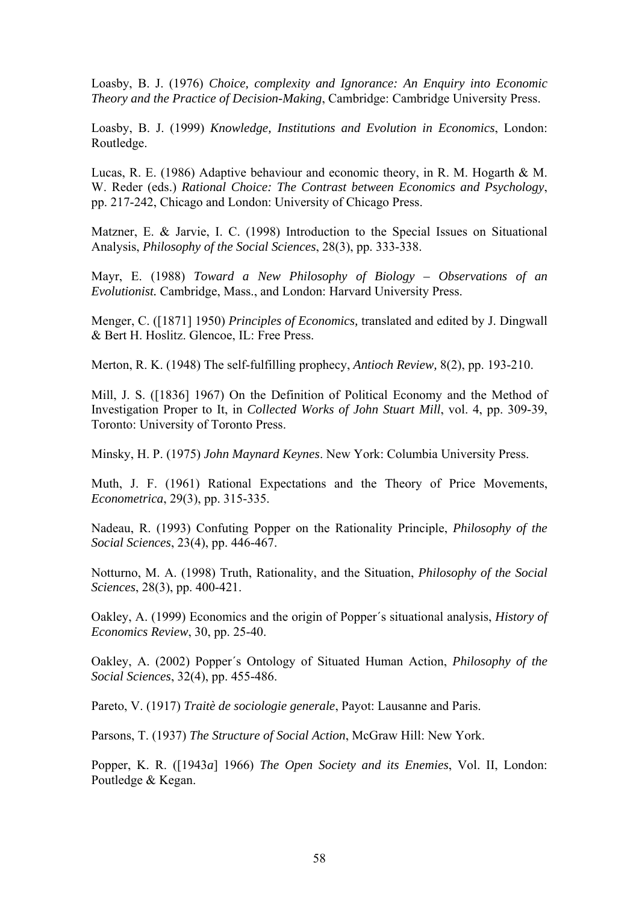Loasby, B. J. (1976) *Choice, complexity and Ignorance: An Enquiry into Economic Theory and the Practice of Decision-Making*, Cambridge: Cambridge University Press.

Loasby, B. J. (1999) *Knowledge, Institutions and Evolution in Economics*, London: Routledge.

Lucas, R. E. (1986) Adaptive behaviour and economic theory, in R. M. Hogarth & M. W. Reder (eds.) *Rational Choice: The Contrast between Economics and Psychology*, pp. 217-242, Chicago and London: University of Chicago Press.

Matzner, E. & Jarvie, I. C. (1998) Introduction to the Special Issues on Situational Analysis, *Philosophy of the Social Sciences*, 28(3), pp. 333-338.

Mayr, E. (1988) *Toward a New Philosophy of Biology – Observations of an Evolutionist.* Cambridge, Mass., and London: Harvard University Press.

Menger, C. ([1871] 1950) *Principles of Economics,* translated and edited by J. Dingwall & Bert H. Hoslitz. Glencoe, IL: Free Press.

Merton, R. K. (1948) The self-fulfilling prophecy, *Antioch Review,* 8(2), pp. 193-210.

Mill, J. S. ([1836] 1967) On the Definition of Political Economy and the Method of Investigation Proper to It, in *Collected Works of John Stuart Mill*, vol. 4, pp. 309-39, Toronto: University of Toronto Press.

Minsky, H. P. (1975) *John Maynard Keynes*. New York: Columbia University Press.

Muth, J. F. (1961) Rational Expectations and the Theory of Price Movements, *Econometrica*, 29(3), pp. 315-335.

Nadeau, R. (1993) Confuting Popper on the Rationality Principle, *Philosophy of the Social Sciences*, 23(4), pp. 446-467.

Notturno, M. A. (1998) Truth, Rationality, and the Situation, *Philosophy of the Social Sciences*, 28(3), pp. 400-421.

Oakley, A. (1999) Economics and the origin of Popper´s situational analysis, *History of Economics Review*, 30, pp. 25-40.

Oakley, A. (2002) Popper´s Ontology of Situated Human Action, *Philosophy of the Social Sciences*, 32(4), pp. 455-486.

Pareto, V. (1917) *Traitè de sociologie generale*, Payot: Lausanne and Paris.

Parsons, T. (1937) *The Structure of Social Action*, McGraw Hill: New York.

Popper, K. R. ([1943*a*] 1966) *The Open Society and its Enemies*, Vol. II, London: Poutledge & Kegan.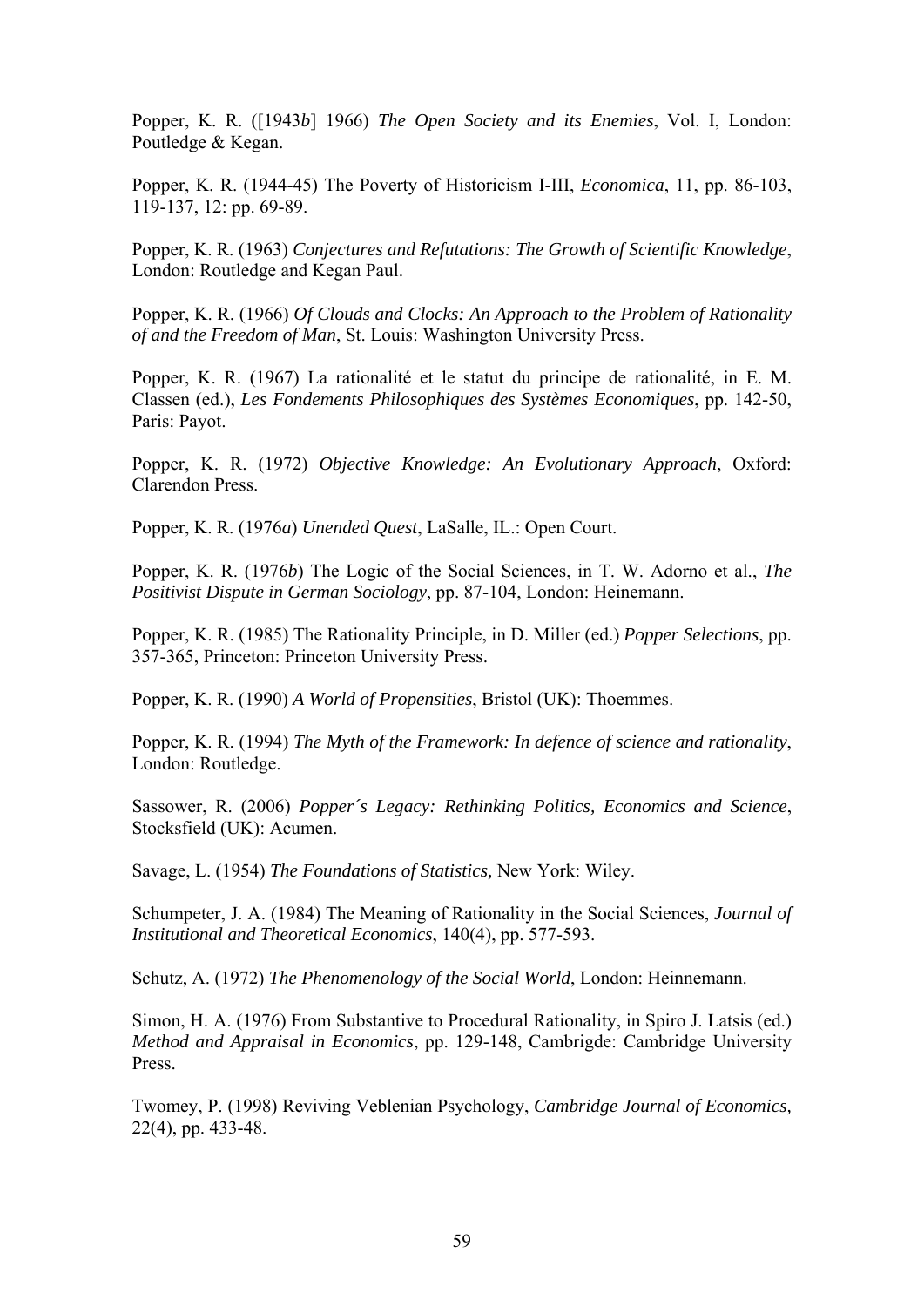Popper, K. R. ([1943*b*] 1966) *The Open Society and its Enemies*, Vol. I, London: Poutledge & Kegan.

Popper, K. R. (1944-45) The Poverty of Historicism I-III, *Economica*, 11, pp. 86-103, 119-137, 12: pp. 69-89.

Popper, K. R. (1963) *Conjectures and Refutations: The Growth of Scientific Knowledge*, London: Routledge and Kegan Paul.

Popper, K. R. (1966) *Of Clouds and Clocks: An Approach to the Problem of Rationality of and the Freedom of Man*, St. Louis: Washington University Press.

Popper, K. R. (1967) La rationalité et le statut du principe de rationalité, in E. M. Classen (ed.), *Les Fondements Philosophiques des Systèmes Economiques*, pp. 142-50, Paris: Payot.

Popper, K. R. (1972) *Objective Knowledge: An Evolutionary Approach*, Oxford: Clarendon Press.

Popper, K. R. (1976*a*) *Unended Quest*, LaSalle, IL.: Open Court.

Popper, K. R. (1976*b*) The Logic of the Social Sciences, in T. W. Adorno et al., *The Positivist Dispute in German Sociology*, pp. 87-104, London: Heinemann.

Popper, K. R. (1985) The Rationality Principle, in D. Miller (ed.) *Popper Selections*, pp. 357-365, Princeton: Princeton University Press.

Popper, K. R. (1990) *A World of Propensities*, Bristol (UK): Thoemmes.

Popper, K. R. (1994) *The Myth of the Framework: In defence of science and rationality*, London: Routledge.

Sassower, R. (2006) *Popper´s Legacy: Rethinking Politics, Economics and Science*, Stocksfield (UK): Acumen.

Savage, L. (1954) *The Foundations of Statistics,* New York: Wiley.

Schumpeter, J. A. (1984) The Meaning of Rationality in the Social Sciences, *Journal of Institutional and Theoretical Economics*, 140(4), pp. 577-593.

Schutz, A. (1972) *The Phenomenology of the Social World*, London: Heinnemann.

Simon, H. A. (1976) From Substantive to Procedural Rationality, in Spiro J. Latsis (ed.) *Method and Appraisal in Economics*, pp. 129-148, Cambrigde: Cambridge University Press.

Twomey, P. (1998) Reviving Veblenian Psychology, *Cambridge Journal of Economics,* 22(4), pp. 433-48.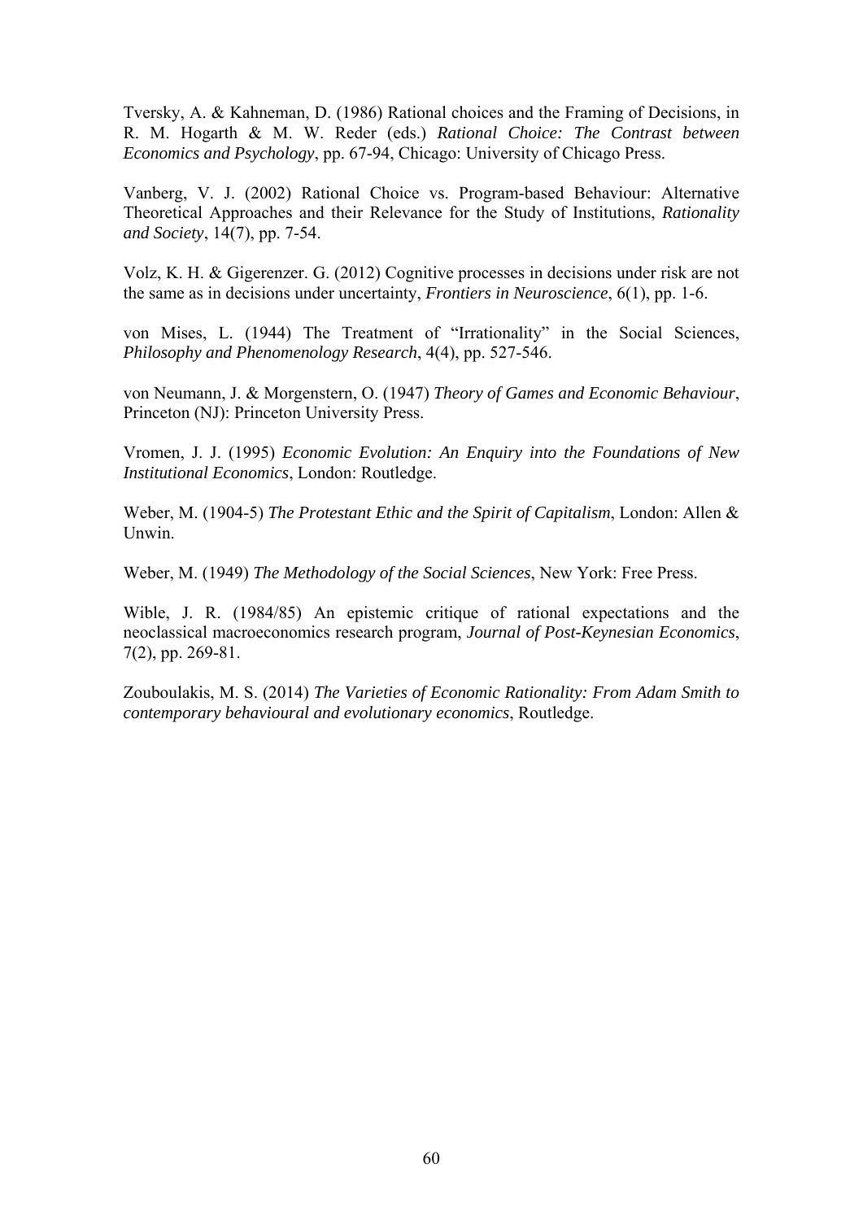Tversky, A. & Kahneman, D. (1986) Rational choices and the Framing of Decisions, in R. M. Hogarth & M. W. Reder (eds.) *Rational Choice: The Contrast between Economics and Psychology*, pp. 67-94, Chicago: University of Chicago Press.

Vanberg, V. J. (2002) Rational Choice vs. Program-based Behaviour: Alternative Theoretical Approaches and their Relevance for the Study of Institutions, *Rationality and Society*, 14(7), pp. 7-54.

Volz, K. H. & Gigerenzer. G. (2012) Cognitive processes in decisions under risk are not the same as in decisions under uncertainty, *Frontiers in Neuroscience*, 6(1), pp. 1-6.

von Mises, L. (1944) The Treatment of "Irrationality" in the Social Sciences, *Philosophy and Phenomenology Research*, 4(4), pp. 527-546.

von Neumann, J. & Morgenstern, O. (1947) *Theory of Games and Economic Behaviour*, Princeton (NJ): Princeton University Press.

Vromen, J. J. (1995) *Economic Evolution: An Enquiry into the Foundations of New Institutional Economics*, London: Routledge.

Weber, M. (1904-5) *The Protestant Ethic and the Spirit of Capitalism*, London: Allen & Unwin.

Weber, M. (1949) *The Methodology of the Social Sciences*, New York: Free Press.

Wible, J. R. (1984/85) An epistemic critique of rational expectations and the neoclassical macroeconomics research program, *Journal of Post-Keynesian Economics*, 7(2), pp. 269-81.

Zouboulakis, M. S. (2014) *The Varieties of Economic Rationality: From Adam Smith to contemporary behavioural and evolutionary economics*, Routledge.